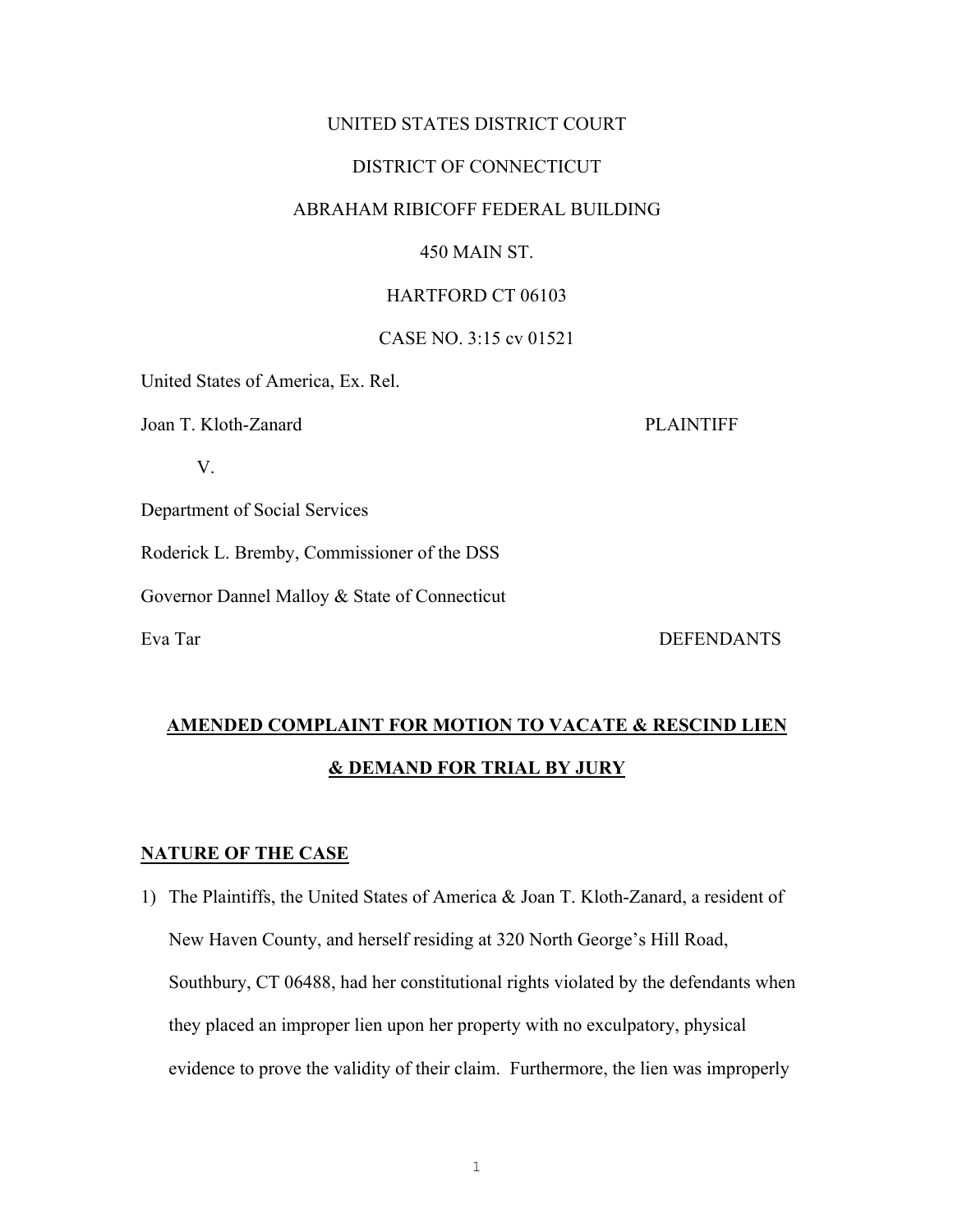UNITED STATES DISTRICT COURT

DISTRICT OF CONNECTICUT

ABRAHAM RIBICOFF FEDERAL BUILDING

450 MAIN ST.

HARTFORD CT 06103

CASE NO. 3:15 cv 01521

United States of America, Ex. Rel.

Joan T. Kloth-Zanard PLAINTIFF

V.

Department of Social Services

Roderick L. Bremby, Commissioner of the DSS

Governor Dannel Malloy & State of Connecticut

Eva Tar DEFENDANTS

**AMENDED COMPLAINT FOR MOTION TO VACATE & RESCIND LIEN & DEMAND FOR TRIAL BY JURY**

**NATURE OF THE CASE**

1) The Plaintiffs, the United States of America & Joan T. Kloth-Zanard, a resident of New Haven County, and herself residing at 320 North George's Hill Road, Southbury, CT 06488, had her constitutional rights violated by the defendants when they placed an improper lien upon her property with no exculpatory, physical evidence to prove the validity of their claim. Furthermore, the lien was improperly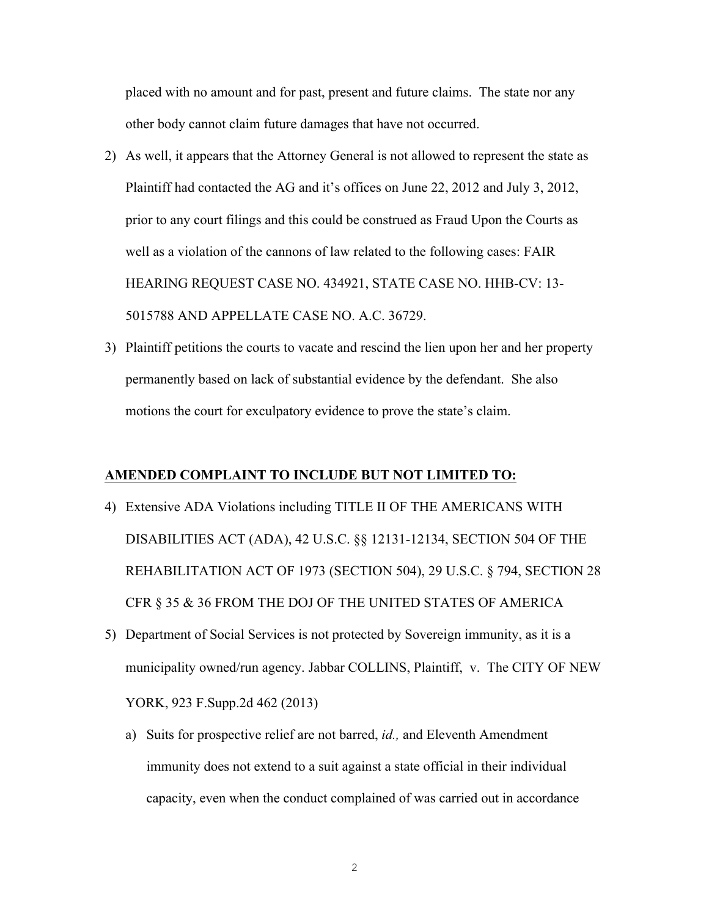placed with no amount and for past, present and future claims. The state nor any other body cannot claim future damages that have not occurred.

2) As well, it appears that the Attorney General is not allowed to represent the state as Plaintiff had contacted the AG and it's offices on June 22, 2012 and July 3, 2012, prior to any court filings and this could be construed as Fraud Upon the Courts as well as a violation of the cannons of law related to the following cases: FAIR HEARING REQUEST CASE NO. 434921, STATE CASE NO. HHB-CV: 13-5015788 AND APPELLATE CASE NO. A.C. 36729.

3) Plaintiff petitions the courts to vacate and rescind the lien upon her and her property permanently based on lack of substantial evidence by the defendant. She also motions the court for exculpatory evidence to prove the state's claim.

**AMENDED COMPLAINT TO INCLUDE BUT NOT LIMITED TO:**

4) Extensive ADA Violations including TITLE II OF THE AMERICANS WITH DISABILITIES ACT (ADA), 42 U.S.C. §§ 12131-12134, SECTION 504 OF THE REHABILITATION ACT OF 1973 (SECTION 504), 29 U.S.C. § 794, SECTION 28 CFR § 35 & 36 FROM THE DOJ OF THE UNITED STATES OF AMERICA

5) Department of Social Services is not protected by Sovereign immunity, as it is a municipality owned/run agency. Jabbar COLLINS, Plaintiff, v. The CITY OF NEW YORK, 923 F.Supp.2d 462 (2013)

   a) Suits for prospective relief are not barred, *id.,* and Eleventh Amendment immunity does not extend to a suit against a state official in their individual capacity, even when the conduct complained of was carried out in accordance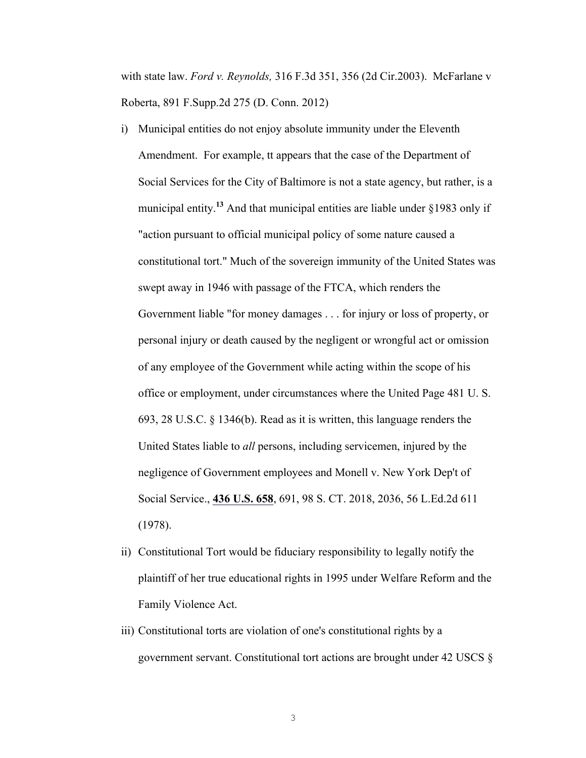with state law. *Ford v. Reynolds,* 316 F.3d 351, 356 (2d Cir.2003). McFarlane v Roberta, 891 F.Supp.2d 275 (D. Conn. 2012)

i) Municipal entities do not enjoy absolute immunity under the Eleventh Amendment. For example, tt appears that the case of the Department of Social Services for the City of Baltimore is not a state agency, but rather, is a municipal entity.[13] And that municipal entities are liable under §1983 only if "action pursuant to official municipal policy of some nature caused a constitutional tort." Much of the sovereign immunity of the United States was swept away in 1946 with passage of the FTCA, which renders the Government liable "for money damages . . . for injury or loss of property, or personal injury or death caused by the negligent or wrongful act or omission of any employee of the Government while acting within the scope of his office or employment, under circumstances where the United Page 481 U. S. 693, 28 U.S.C. § 1346(b). Read as it is written, this language renders the United States liable to *all* persons, including servicemen, injured by the negligence of Government employees and Monell v. New York Dep't of Social Service., **436 U.S. 658**, 691, 98 S. CT. 2018, 2036, 56 L.Ed.2d 611 (1978).

ii) Constitutional Tort would be fiduciary responsibility to legally notify the plaintiff of her true educational rights in 1995 under Welfare Reform and the Family Violence Act.

iii) Constitutional torts are violation of one's constitutional rights by a government servant. Constitutional tort actions are brought under 42 USCS §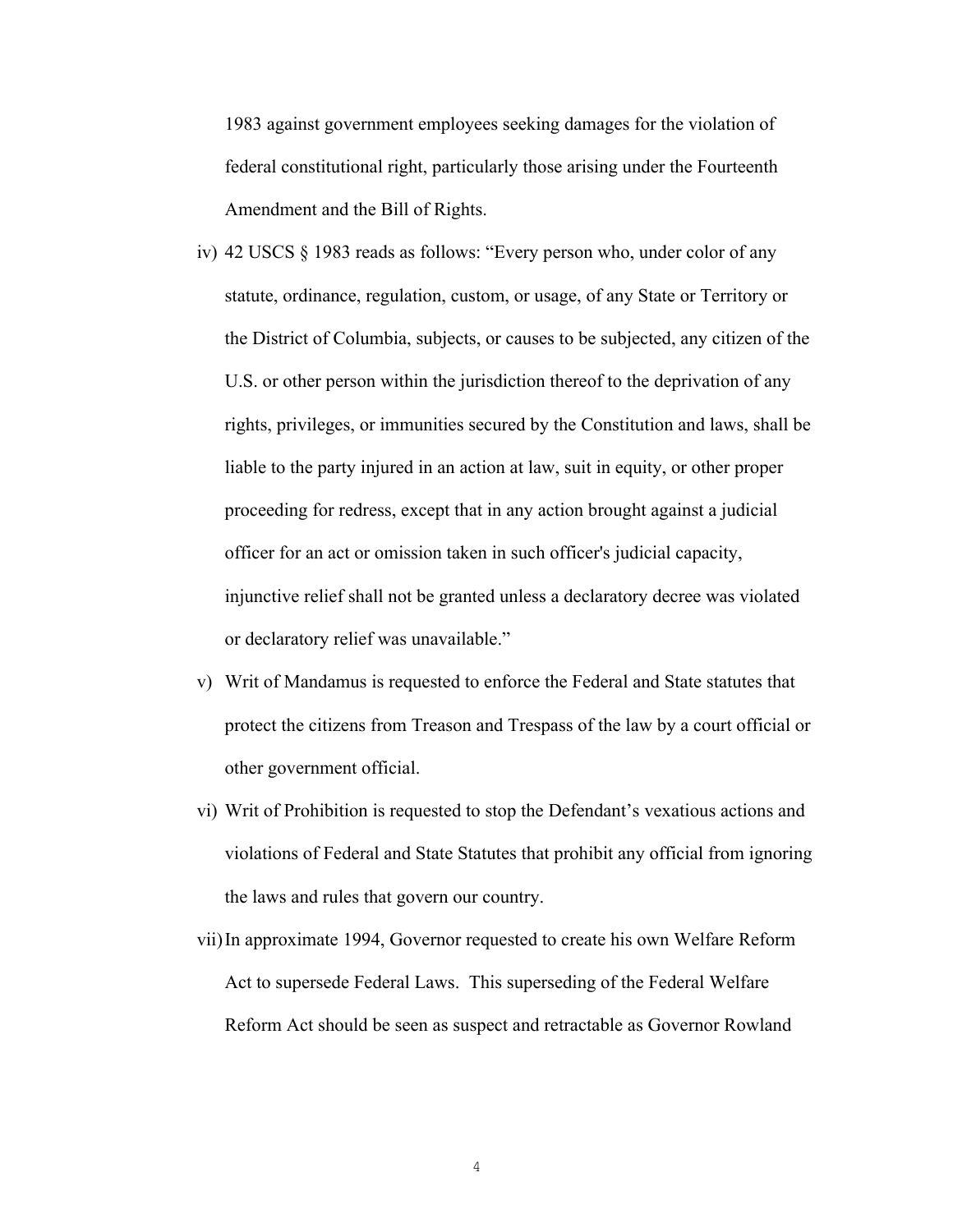1983 against government employees seeking damages for the violation of federal constitutional right, particularly those arising under the Fourteenth Amendment and the Bill of Rights.

iv) 42 USCS § 1983 reads as follows: "Every person who, under color of any statute, ordinance, regulation, custom, or usage, of any State or Territory or the District of Columbia, subjects, or causes to be subjected, any citizen of the U.S. or other person within the jurisdiction thereof to the deprivation of any rights, privileges, or immunities secured by the Constitution and laws, shall be liable to the party injured in an action at law, suit in equity, or other proper proceeding for redress, except that in any action brought against a judicial officer for an act or omission taken in such officer's judicial capacity, injunctive relief shall not be granted unless a declaratory decree was violated or declaratory relief was unavailable."

v) Writ of Mandamus is requested to enforce the Federal and State statutes that protect the citizens from Treason and Trespass of the law by a court official or other government official.

vi) Writ of Prohibition is requested to stop the Defendant's vexatious actions and violations of Federal and State Statutes that prohibit any official from ignoring the laws and rules that govern our country.

vii) In approximate 1994, Governor requested to create his own Welfare Reform Act to supersede Federal Laws. This superseding of the Federal Welfare Reform Act should be seen as suspect and retractable as Governor Rowland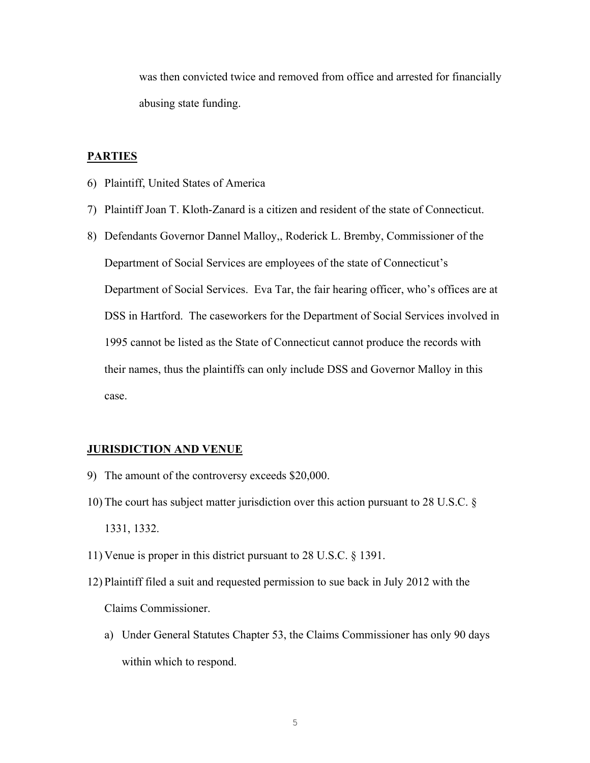was then convicted twice and removed from office and arrested for financially abusing state funding.

**PARTIES**

6) Plaintiff, United States of America

7) Plaintiff Joan T. Kloth-Zanard is a citizen and resident of the state of Connecticut.

8) Defendants Governor Dannel Malloy,, Roderick L. Bremby, Commissioner of the Department of Social Services are employees of the state of Connecticut's Department of Social Services. Eva Tar, the fair hearing officer, who's offices are at DSS in Hartford. The caseworkers for the Department of Social Services involved in 1995 cannot be listed as the State of Connecticut cannot produce the records with their names, thus the plaintiffs can only include DSS and Governor Malloy in this case.

**JURISDICTION AND VENUE**

9) The amount of the controversy exceeds $20,000.

10) The court has subject matter jurisdiction over this action pursuant to 28 U.S.C. § 1331, 1332.

11) Venue is proper in this district pursuant to 28 U.S.C. § 1391.

12) Plaintiff filed a suit and requested permission to sue back in July 2012 with the Claims Commissioner.

    a) Under General Statutes Chapter 53, the Claims Commissioner has only 90 days within which to respond.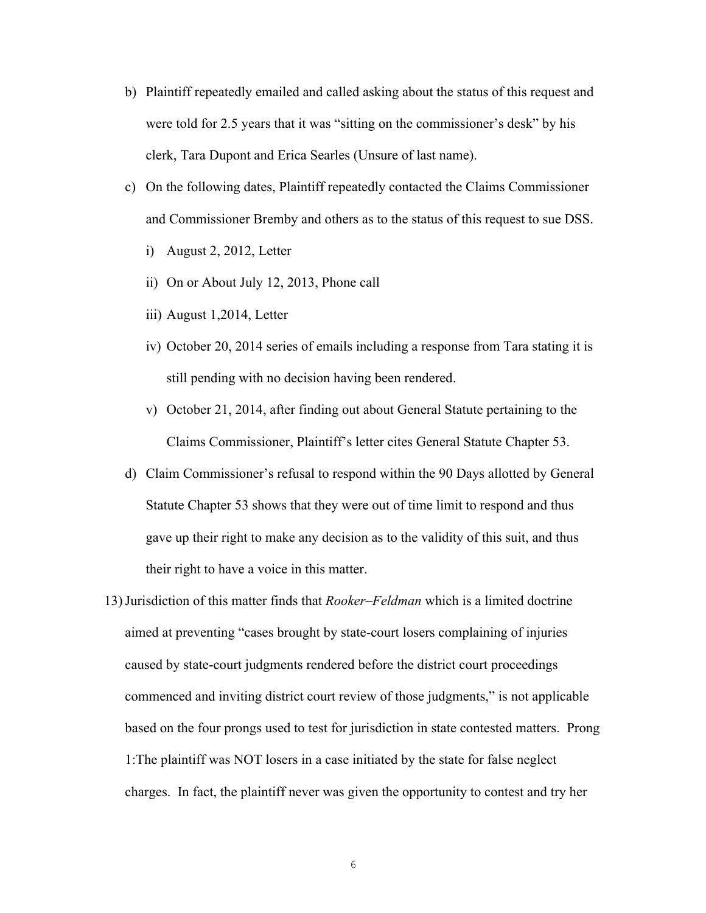b) Plaintiff repeatedly emailed and called asking about the status of this request and were told for 2.5 years that it was "sitting on the commissioner's desk" by his clerk, Tara Dupont and Erica Searles (Unsure of last name).

c) On the following dates, Plaintiff repeatedly contacted the Claims Commissioner and Commissioner Bremby and others as to the status of this request to sue DSS.

   i) August 2, 2012, Letter

   ii) On or About July 12, 2013, Phone call

   iii) August 1,2014, Letter

   iv) October 20, 2014 series of emails including a response from Tara stating it is still pending with no decision having been rendered.

   v) October 21, 2014, after finding out about General Statute pertaining to the Claims Commissioner, Plaintiff's letter cites General Statute Chapter 53.

d) Claim Commissioner's refusal to respond within the 90 Days allotted by General Statute Chapter 53 shows that they were out of time limit to respond and thus gave up their right to make any decision as to the validity of this suit, and thus their right to have a voice in this matter.

13) Jurisdiction of this matter finds that *Rooker–Feldman* which is a limited doctrine aimed at preventing "cases brought by state-court losers complaining of injuries caused by state-court judgments rendered before the district court proceedings commenced and inviting district court review of those judgments," is not applicable based on the four prongs used to test for jurisdiction in state contested matters. Prong 1:The plaintiff was NOT losers in a case initiated by the state for false neglect charges. In fact, the plaintiff never was given the opportunity to contest and try her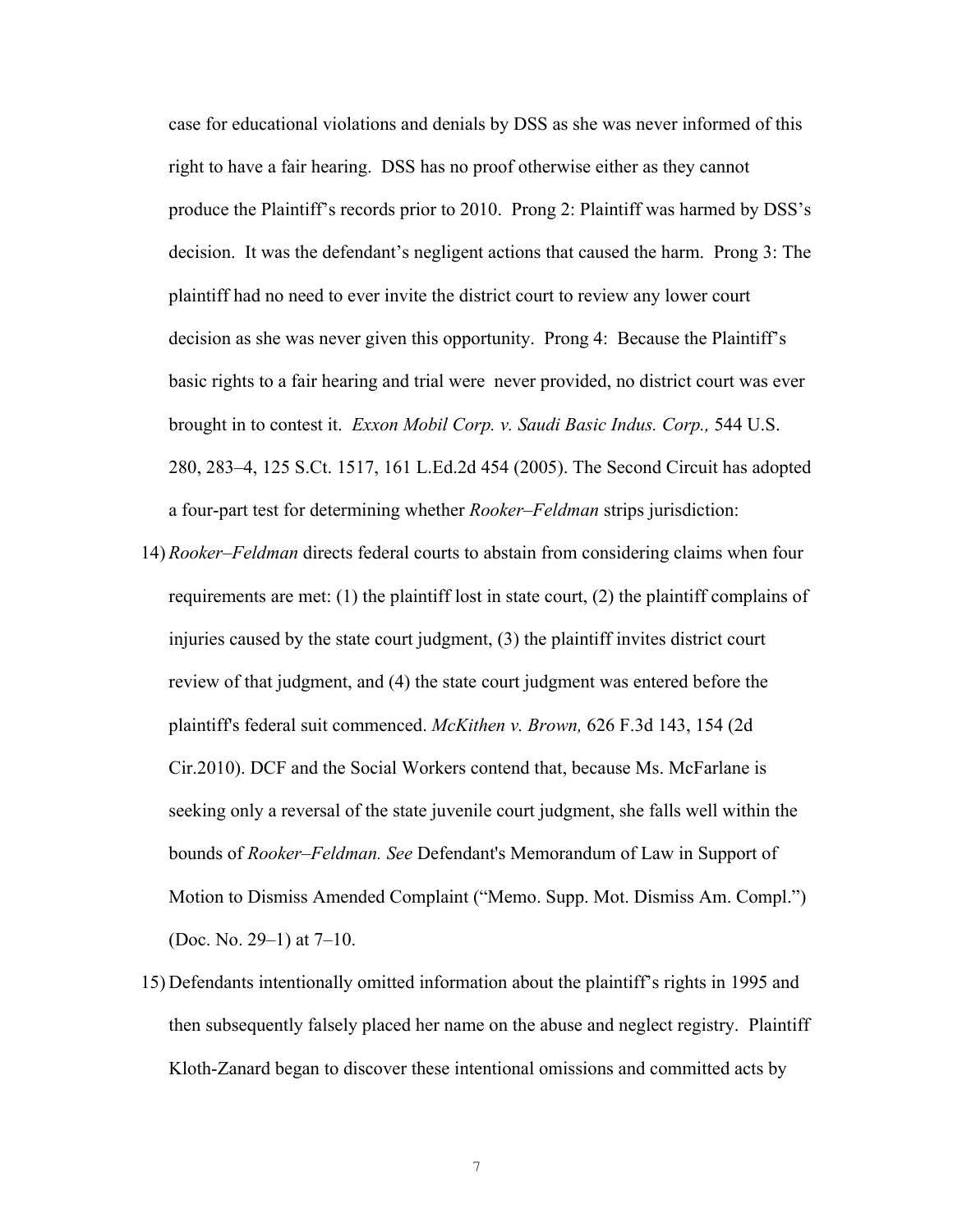case for educational violations and denials by DSS as she was never informed of this right to have a fair hearing. DSS has no proof otherwise either as they cannot produce the Plaintiff's records prior to 2010. Prong 2: Plaintiff was harmed by DSS's decision. It was the defendant's negligent actions that caused the harm. Prong 3: The plaintiff had no need to ever invite the district court to review any lower court decision as she was never given this opportunity. Prong 4: Because the Plaintiff's basic rights to a fair hearing and trial were never provided, no district court was ever brought in to contest it. *Exxon Mobil Corp. v. Saudi Basic Indus. Corp.,* 544 U.S. 280, 283–4, 125 S.Ct. 1517, 161 L.Ed.2d 454 (2005). The Second Circuit has adopted a four-part test for determining whether *Rooker–Feldman* strips jurisdiction:

14) *Rooker–Feldman* directs federal courts to abstain from considering claims when four requirements are met: (1) the plaintiff lost in state court, (2) the plaintiff complains of injuries caused by the state court judgment, (3) the plaintiff invites district court review of that judgment, and (4) the state court judgment was entered before the plaintiff's federal suit commenced. *McKithen v. Brown,* 626 F.3d 143, 154 (2d Cir.2010). DCF and the Social Workers contend that, because Ms. McFarlane is seeking only a reversal of the state juvenile court judgment, she falls well within the bounds of *Rooker–Feldman. See* Defendant's Memorandum of Law in Support of Motion to Dismiss Amended Complaint ("Memo. Supp. Mot. Dismiss Am. Compl.") (Doc. No. 29–1) at 7–10.

15) Defendants intentionally omitted information about the plaintiff's rights in 1995 and then subsequently falsely placed her name on the abuse and neglect registry. Plaintiff Kloth-Zanard began to discover these intentional omissions and committed acts by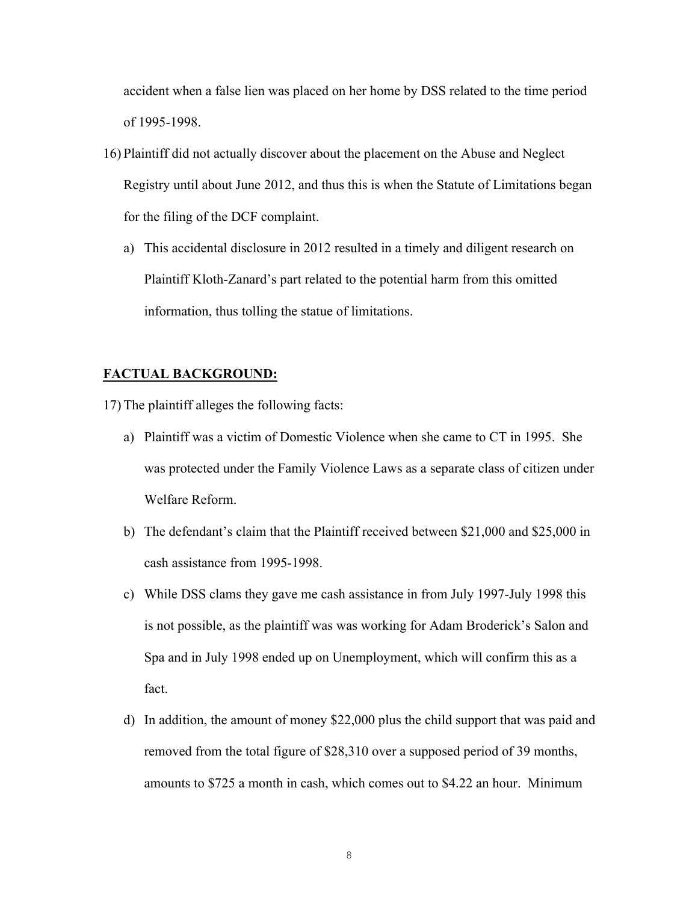accident when a false lien was placed on her home by DSS related to the time period of 1995-1998.

16) Plaintiff did not actually discover about the placement on the Abuse and Neglect Registry until about June 2012, and thus this is when the Statute of Limitations began for the filing of the DCF complaint.

   a) This accidental disclosure in 2012 resulted in a timely and diligent research on Plaintiff Kloth-Zanard's part related to the potential harm from this omitted information, thus tolling the statue of limitations.

**FACTUAL BACKGROUND:**

17) The plaintiff alleges the following facts:

   a) Plaintiff was a victim of Domestic Violence when she came to CT in 1995. She was protected under the Family Violence Laws as a separate class of citizen under Welfare Reform.

   b) The defendant's claim that the Plaintiff received between $21,000 and $25,000 in cash assistance from 1995-1998.

   c) While DSS clams they gave me cash assistance in from July 1997-July 1998 this is not possible, as the plaintiff was was working for Adam Broderick's Salon and Spa and in July 1998 ended up on Unemployment, which will confirm this as a fact.

   d) In addition, the amount of money $22,000 plus the child support that was paid and removed from the total figure of $28,310 over a supposed period of 39 months, amounts to $725 a month in cash, which comes out to $4.22 an hour. Minimum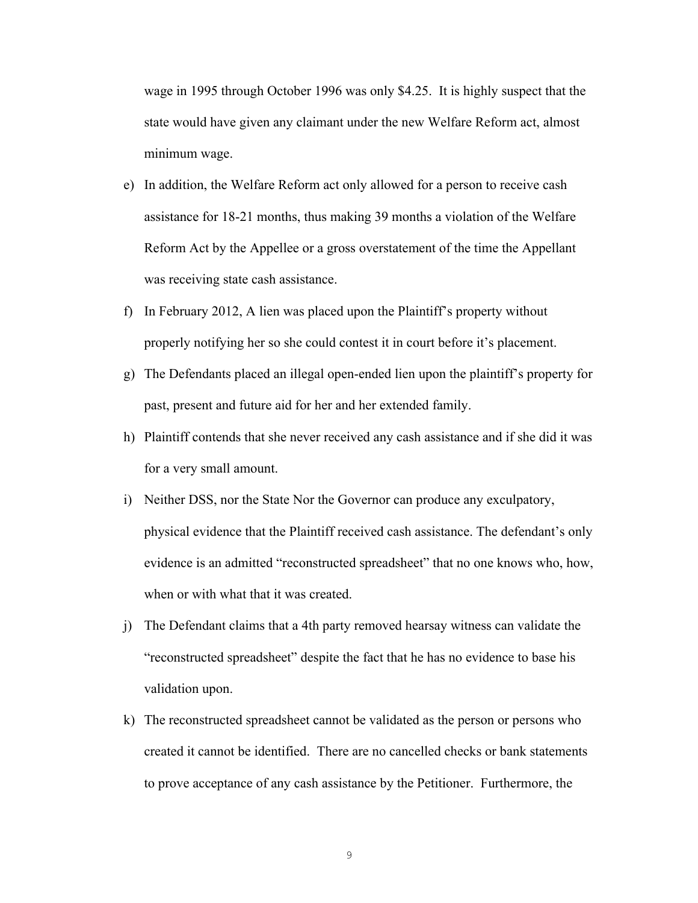wage in 1995 through October 1996 was only $4.25. It is highly suspect that the state would have given any claimant under the new Welfare Reform act, almost minimum wage.

e) In addition, the Welfare Reform act only allowed for a person to receive cash assistance for 18-21 months, thus making 39 months a violation of the Welfare Reform Act by the Appellee or a gross overstatement of the time the Appellant was receiving state cash assistance.

f) In February 2012, A lien was placed upon the Plaintiff's property without properly notifying her so she could contest it in court before it's placement.

g) The Defendants placed an illegal open-ended lien upon the plaintiff's property for past, present and future aid for her and her extended family.

h) Plaintiff contends that she never received any cash assistance and if she did it was for a very small amount.

i) Neither DSS, nor the State Nor the Governor can produce any exculpatory, physical evidence that the Plaintiff received cash assistance. The defendant's only evidence is an admitted "reconstructed spreadsheet" that no one knows who, how, when or with what that it was created.

j) The Defendant claims that a 4th party removed hearsay witness can validate the "reconstructed spreadsheet" despite the fact that he has no evidence to base his validation upon.

k) The reconstructed spreadsheet cannot be validated as the person or persons who created it cannot be identified. There are no cancelled checks or bank statements to prove acceptance of any cash assistance by the Petitioner. Furthermore, the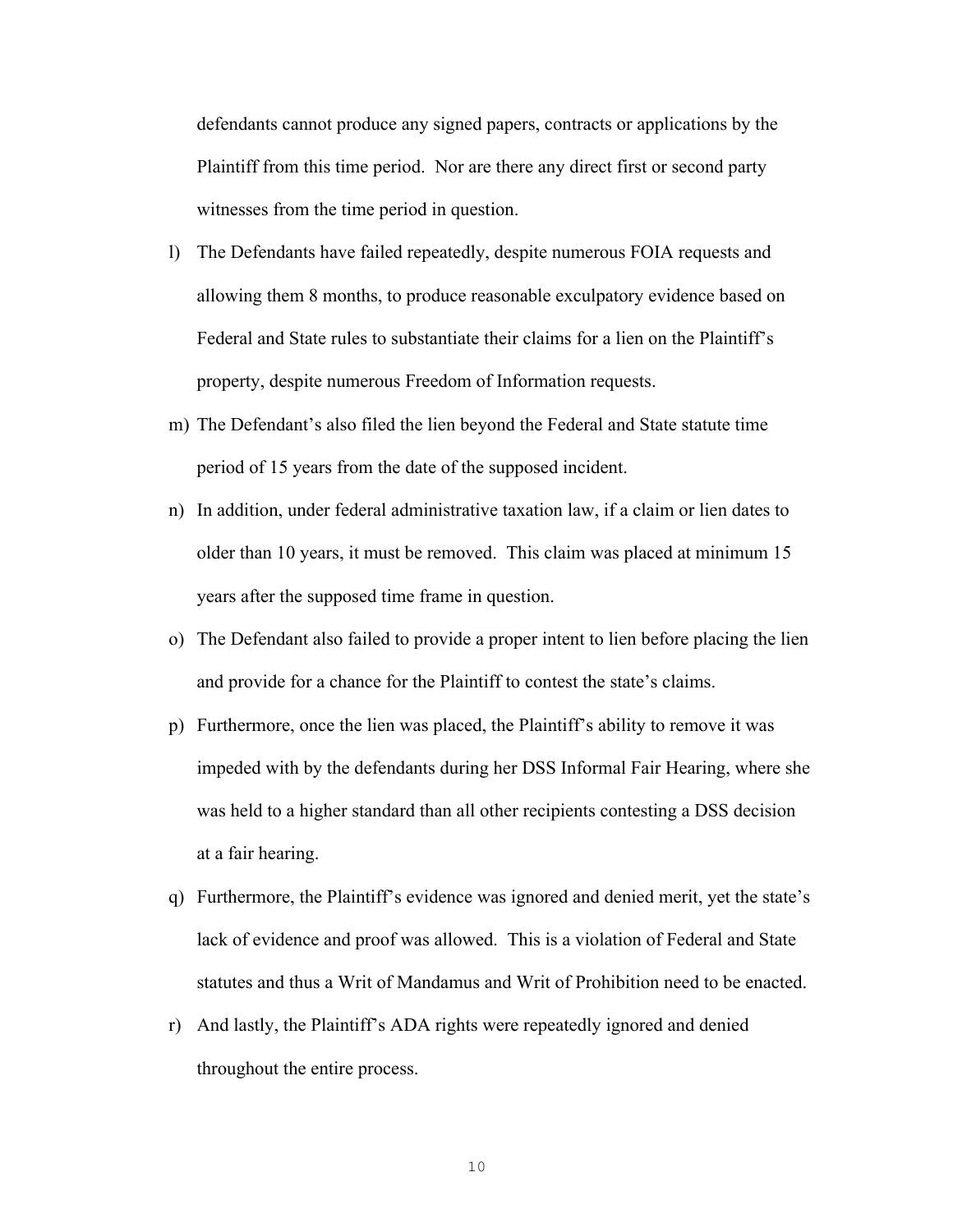defendants cannot produce any signed papers, contracts or applications by the Plaintiff from this time period. Nor are there any direct first or second party witnesses from the time period in question.

l) The Defendants have failed repeatedly, despite numerous FOIA requests and allowing them 8 months, to produce reasonable exculpatory evidence based on Federal and State rules to substantiate their claims for a lien on the Plaintiff's property, despite numerous Freedom of Information requests.

m) The Defendant's also filed the lien beyond the Federal and State statute time period of 15 years from the date of the supposed incident.

n) In addition, under federal administrative taxation law, if a claim or lien dates to older than 10 years, it must be removed. This claim was placed at minimum 15 years after the supposed time frame in question.

o) The Defendant also failed to provide a proper intent to lien before placing the lien and provide for a chance for the Plaintiff to contest the state's claims.

p) Furthermore, once the lien was placed, the Plaintiff's ability to remove it was impeded with by the defendants during her DSS Informal Fair Hearing, where she was held to a higher standard than all other recipients contesting a DSS decision at a fair hearing.

q) Furthermore, the Plaintiff's evidence was ignored and denied merit, yet the state's lack of evidence and proof was allowed. This is a violation of Federal and State statutes and thus a Writ of Mandamus and Writ of Prohibition need to be enacted.

r) And lastly, the Plaintiff's ADA rights were repeatedly ignored and denied throughout the entire process.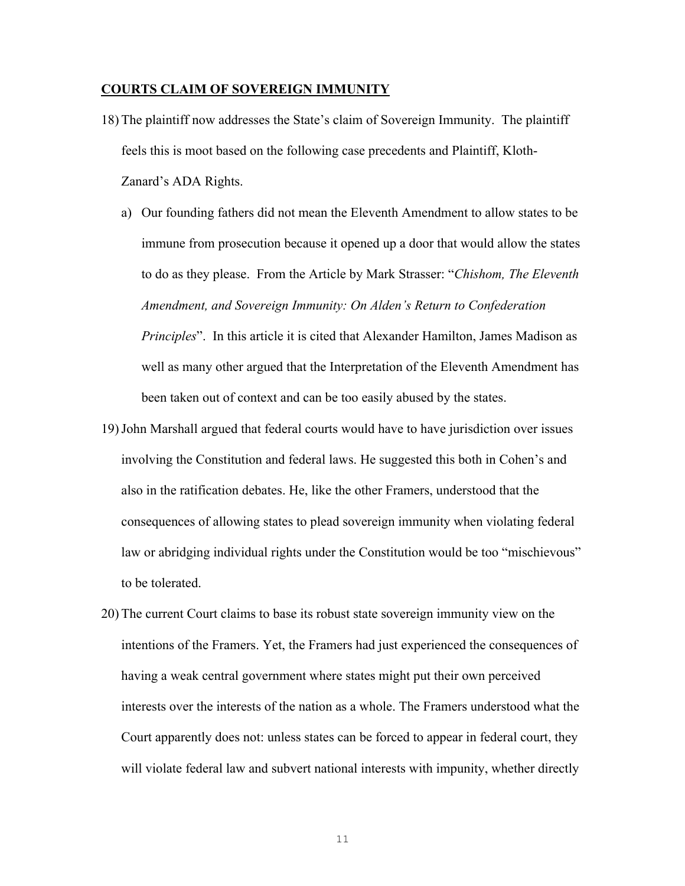**COURTS CLAIM OF SOVEREIGN IMMUNITY**

18) The plaintiff now addresses the State's claim of Sovereign Immunity. The plaintiff feels this is moot based on the following case precedents and Plaintiff, Kloth-Zanard's ADA Rights.

   a) Our founding fathers did not mean the Eleventh Amendment to allow states to be immune from prosecution because it opened up a door that would allow the states to do as they please. From the Article by Mark Strasser: "*Chishom, The Eleventh Amendment, and Sovereign Immunity: On Alden's Return to Confederation Principles*". In this article it is cited that Alexander Hamilton, James Madison as well as many other argued that the Interpretation of the Eleventh Amendment has been taken out of context and can be too easily abused by the states.

19) John Marshall argued that federal courts would have to have jurisdiction over issues involving the Constitution and federal laws. He suggested this both in Cohen's and also in the ratification debates. He, like the other Framers, understood that the consequences of allowing states to plead sovereign immunity when violating federal law or abridging individual rights under the Constitution would be too "mischievous" to be tolerated.

20) The current Court claims to base its robust state sovereign immunity view on the intentions of the Framers. Yet, the Framers had just experienced the consequences of having a weak central government where states might put their own perceived interests over the interests of the nation as a whole. The Framers understood what the Court apparently does not: unless states can be forced to appear in federal court, they will violate federal law and subvert national interests with impunity, whether directly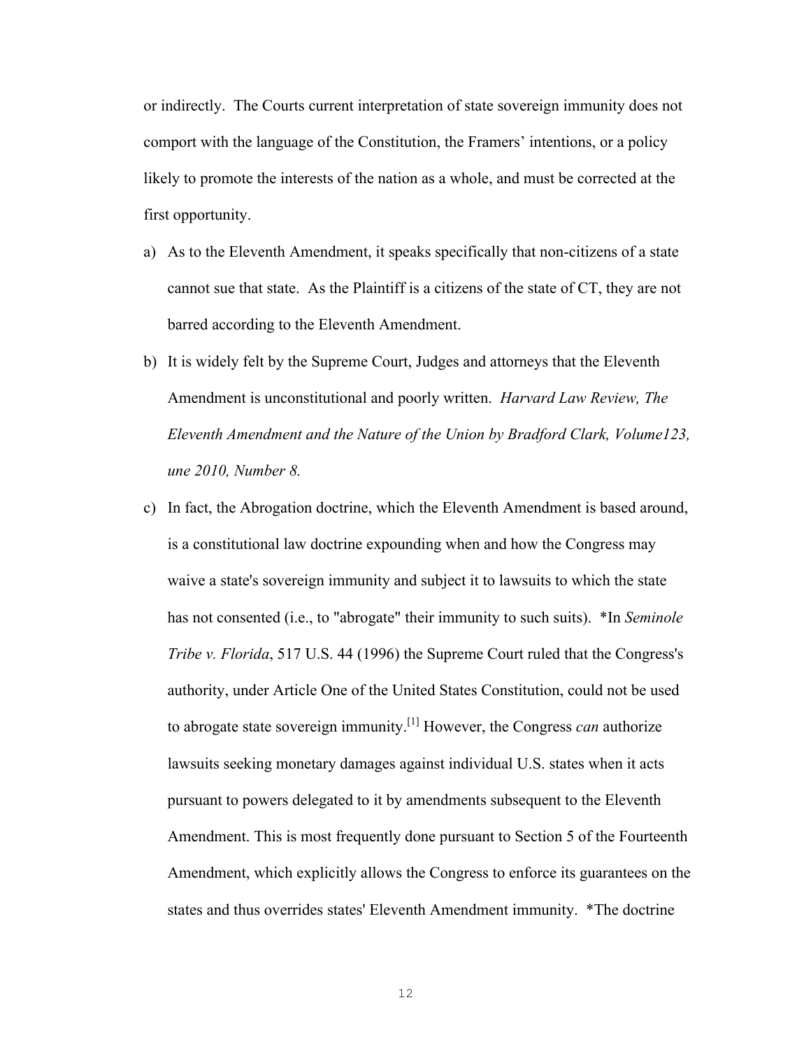or indirectly. The Courts current interpretation of state sovereign immunity does not comport with the language of the Constitution, the Framers' intentions, or a policy likely to promote the interests of the nation as a whole, and must be corrected at the first opportunity.

a) As to the Eleventh Amendment, it speaks specifically that non-citizens of a state cannot sue that state. As the Plaintiff is a citizens of the state of CT, they are not barred according to the Eleventh Amendment.

b) It is widely felt by the Supreme Court, Judges and attorneys that the Eleventh Amendment is unconstitutional and poorly written. *Harvard Law Review, The Eleventh Amendment and the Nature of the Union by Bradford Clark, Volume123, une 2010, Number 8.*

c) In fact, the Abrogation doctrine, which the Eleventh Amendment is based around, is a constitutional law doctrine expounding when and how the Congress may waive a state's sovereign immunity and subject it to lawsuits to which the state has not consented (i.e., to "abrogate" their immunity to such suits). *In *Seminole Tribe v. Florida*, 517 U.S. 44 (1996) the Supreme Court ruled that the Congress's authority, under Article One of the United States Constitution, could not be used to abrogate state sovereign immunity.[1] However, the Congress *can* authorize lawsuits seeking monetary damages against individual U.S. states when it acts pursuant to powers delegated to it by amendments subsequent to the Eleventh Amendment. This is most frequently done pursuant to Section 5 of the Fourteenth Amendment, which explicitly allows the Congress to enforce its guarantees on the states and thus overrides states' Eleventh Amendment immunity. *The doctrine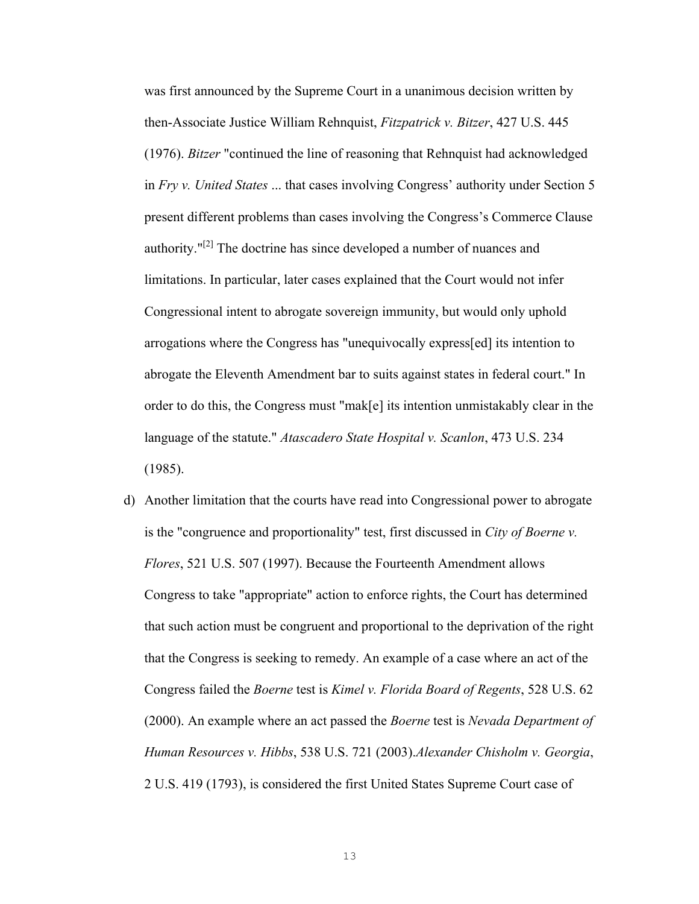was first announced by the Supreme Court in a unanimous decision written by then-Associate Justice William Rehnquist, *Fitzpatrick v. Bitzer*, 427 U.S. 445 (1976). *Bitzer* "continued the line of reasoning that Rehnquist had acknowledged in *Fry v. United States* ... that cases involving Congress' authority under Section 5 present different problems than cases involving the Congress's Commerce Clause authority."[2] The doctrine has since developed a number of nuances and limitations. In particular, later cases explained that the Court would not infer Congressional intent to abrogate sovereign immunity, but would only uphold arrogations where the Congress has "unequivocally express[ed] its intention to abrogate the Eleventh Amendment bar to suits against states in federal court." In order to do this, the Congress must "mak[e] its intention unmistakably clear in the language of the statute." *Atascadero State Hospital v. Scanlon*, 473 U.S. 234 (1985).

d) Another limitation that the courts have read into Congressional power to abrogate is the "congruence and proportionality" test, first discussed in *City of Boerne v. Flores*, 521 U.S. 507 (1997). Because the Fourteenth Amendment allows Congress to take "appropriate" action to enforce rights, the Court has determined that such action must be congruent and proportional to the deprivation of the right that the Congress is seeking to remedy. An example of a case where an act of the Congress failed the *Boerne* test is *Kimel v. Florida Board of Regents*, 528 U.S. 62 (2000). An example where an act passed the *Boerne* test is *Nevada Department of Human Resources v. Hibbs*, 538 U.S. 721 (2003).*Alexander Chisholm v. Georgia*, 2 U.S. 419 (1793), is considered the first United States Supreme Court case of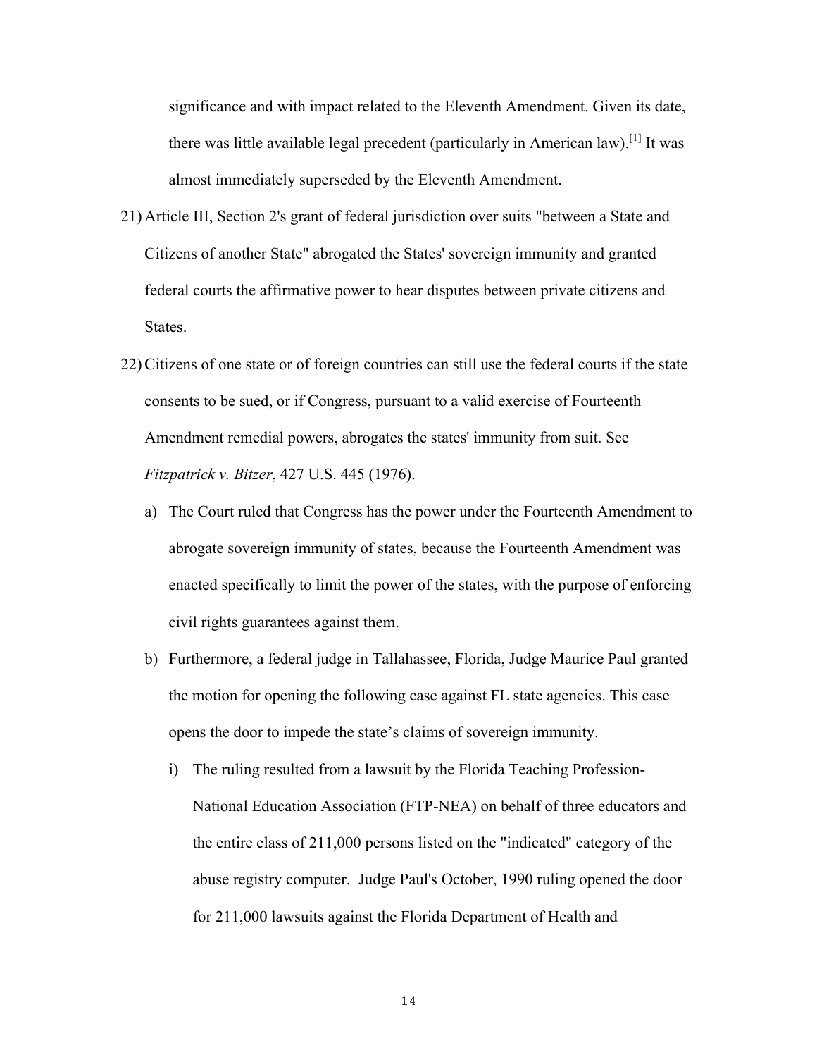significance and with impact related to the Eleventh Amendment. Given its date, there was little available legal precedent (particularly in American law).[1] It was almost immediately superseded by the Eleventh Amendment.

21) Article III, Section 2's grant of federal jurisdiction over suits "between a State and Citizens of another State" abrogated the States' sovereign immunity and granted federal courts the affirmative power to hear disputes between private citizens and States.

22) Citizens of one state or of foreign countries can still use the federal courts if the state consents to be sued, or if Congress, pursuant to a valid exercise of Fourteenth Amendment remedial powers, abrogates the states' immunity from suit. See *Fitzpatrick v. Bitzer*, 427 U.S. 445 (1976).

    a) The Court ruled that Congress has the power under the Fourteenth Amendment to abrogate sovereign immunity of states, because the Fourteenth Amendment was enacted specifically to limit the power of the states, with the purpose of enforcing civil rights guarantees against them.

    b) Furthermore, a federal judge in Tallahassee, Florida, Judge Maurice Paul granted the motion for opening the following case against FL state agencies. This case opens the door to impede the state's claims of sovereign immunity.

        i) The ruling resulted from a lawsuit by the Florida Teaching Profession-National Education Association (FTP-NEA) on behalf of three educators and the entire class of 211,000 persons listed on the "indicated" category of the abuse registry computer. Judge Paul's October, 1990 ruling opened the door for 211,000 lawsuits against the Florida Department of Health and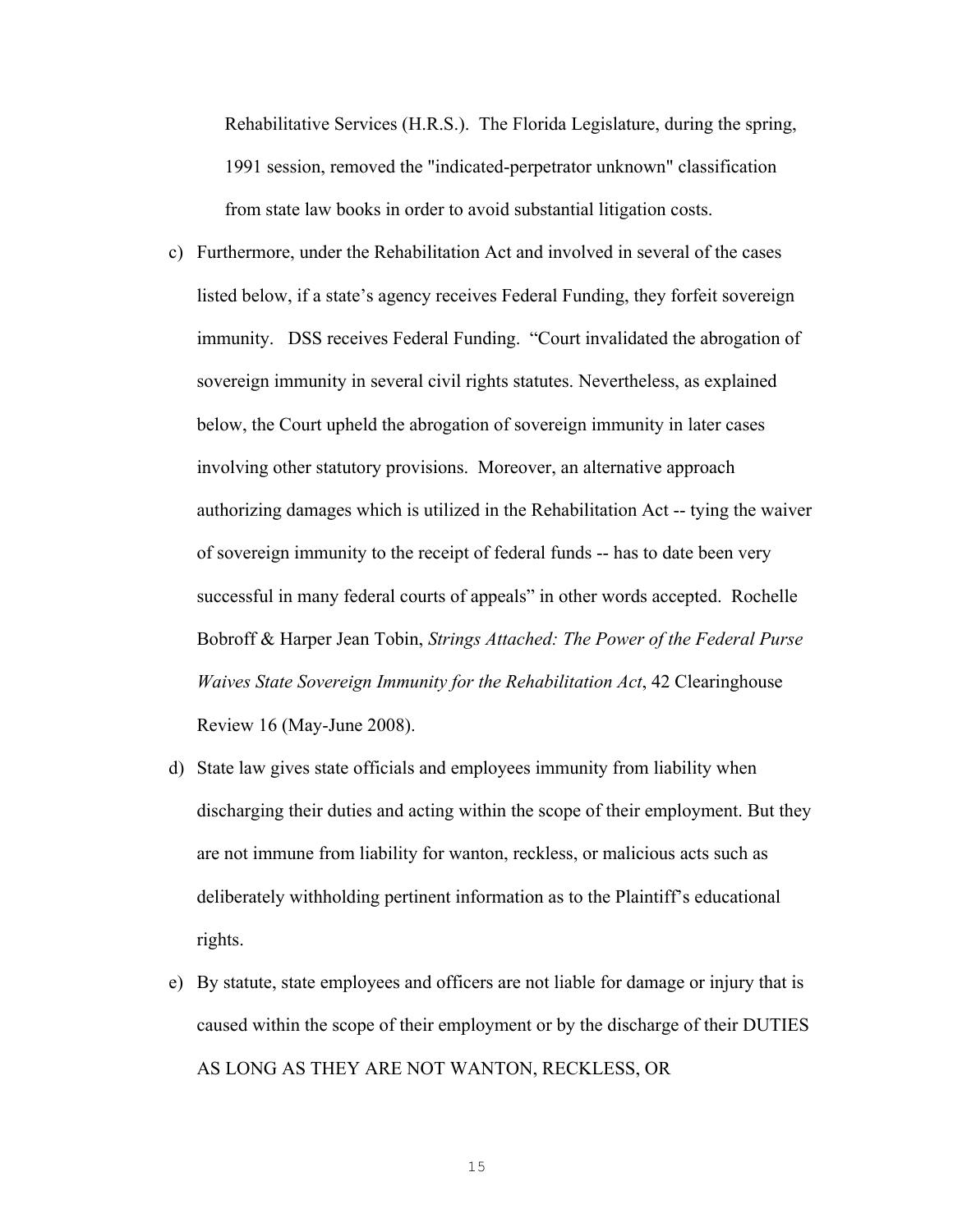Rehabilitative Services (H.R.S.). The Florida Legislature, during the spring, 1991 session, removed the "indicated-perpetrator unknown" classification from state law books in order to avoid substantial litigation costs.

c) Furthermore, under the Rehabilitation Act and involved in several of the cases listed below, if a state's agency receives Federal Funding, they forfeit sovereign immunity. DSS receives Federal Funding. "Court invalidated the abrogation of sovereign immunity in several civil rights statutes. Nevertheless, as explained below, the Court upheld the abrogation of sovereign immunity in later cases involving other statutory provisions. Moreover, an alternative approach authorizing damages which is utilized in the Rehabilitation Act -- tying the waiver of sovereign immunity to the receipt of federal funds -- has to date been very successful in many federal courts of appeals" in other words accepted. Rochelle Bobroff & Harper Jean Tobin, *Strings Attached: The Power of the Federal Purse Waives State Sovereign Immunity for the Rehabilitation Act*, 42 Clearinghouse Review 16 (May-June 2008).

d) State law gives state officials and employees immunity from liability when discharging their duties and acting within the scope of their employment. But they are not immune from liability for wanton, reckless, or malicious acts such as deliberately withholding pertinent information as to the Plaintiff's educational rights.

e) By statute, state employees and officers are not liable for damage or injury that is caused within the scope of their employment or by the discharge of their DUTIES AS LONG AS THEY ARE NOT WANTON, RECKLESS, OR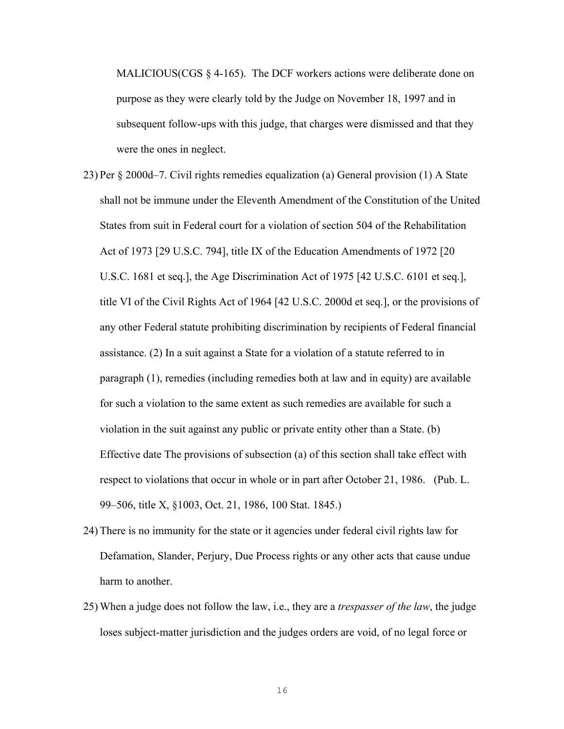MALICIOUS(CGS § 4-165). The DCF workers actions were deliberate done on purpose as they were clearly told by the Judge on November 18, 1997 and in subsequent follow-ups with this judge, that charges were dismissed and that they were the ones in neglect.

23) Per § 2000d–7. Civil rights remedies equalization (a) General provision (1) A State shall not be immune under the Eleventh Amendment of the Constitution of the United States from suit in Federal court for a violation of section 504 of the Rehabilitation Act of 1973 [29 U.S.C. 794], title IX of the Education Amendments of 1972 [20 U.S.C. 1681 et seq.], the Age Discrimination Act of 1975 [42 U.S.C. 6101 et seq.], title VI of the Civil Rights Act of 1964 [42 U.S.C. 2000d et seq.], or the provisions of any other Federal statute prohibiting discrimination by recipients of Federal financial assistance. (2) In a suit against a State for a violation of a statute referred to in paragraph (1), remedies (including remedies both at law and in equity) are available for such a violation to the same extent as such remedies are available for such a violation in the suit against any public or private entity other than a State. (b) Effective date The provisions of subsection (a) of this section shall take effect with respect to violations that occur in whole or in part after October 21, 1986. (Pub. L. 99–506, title X, §1003, Oct. 21, 1986, 100 Stat. 1845.)

24) There is no immunity for the state or it agencies under federal civil rights law for Defamation, Slander, Perjury, Due Process rights or any other acts that cause undue harm to another.

25) When a judge does not follow the law, i.e., they are a *trespasser of the law*, the judge loses subject-matter jurisdiction and the judges orders are void, of no legal force or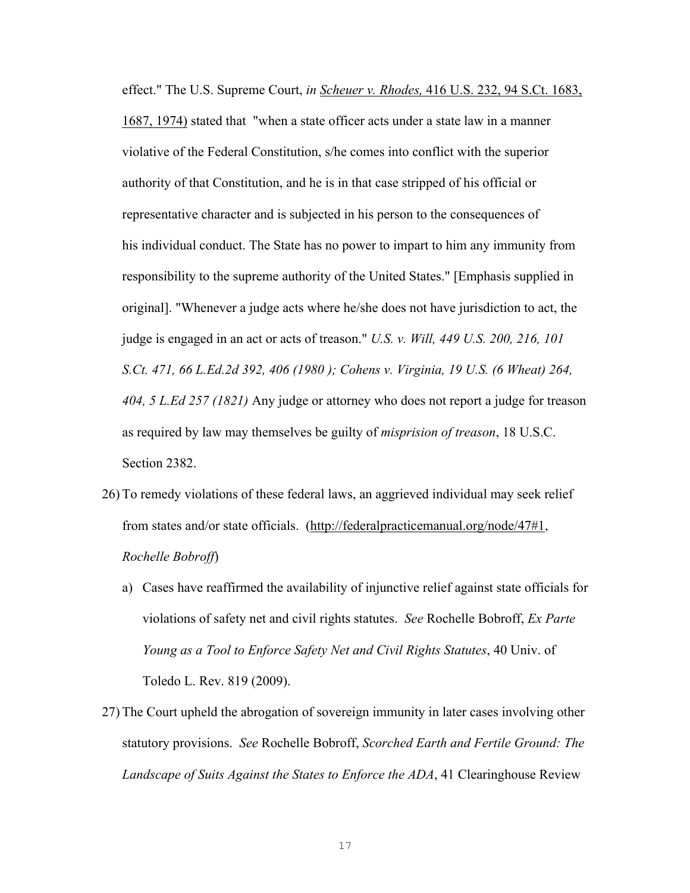effect." The U.S. Supreme Court, *in* Scheuer v. Rhodes, 416 U.S. 232, 94 S.Ct. 1683, 1687, 1974) stated that "when a state officer acts under a state law in a manner violative of the Federal Constitution, s/he comes into conflict with the superior authority of that Constitution, and he is in that case stripped of his official or representative character and is subjected in his person to the consequences of his individual conduct. The State has no power to impart to him any immunity from responsibility to the supreme authority of the United States." [Emphasis supplied in original]. "Whenever a judge acts where he/she does not have jurisdiction to act, the judge is engaged in an act or acts of treason." *U.S. v. Will, 449 U.S. 200, 216, 101 S.Ct. 471, 66 L.Ed.2d 392, 406 (1980 ); Cohens v. Virginia, 19 U.S. (6 Wheat) 264, 404, 5 L.Ed 257 (1821)* Any judge or attorney who does not report a judge for treason as required by law may themselves be guilty of *misprision of treason*, 18 U.S.C. Section 2382.

26) To remedy violations of these federal laws, an aggrieved individual may seek relief from states and/or state officials. (http://federalpracticemanual.org/node/47#1, *Rochelle Bobroff*)

    a) Cases have reaffirmed the availability of injunctive relief against state officials for violations of safety net and civil rights statutes. *See* Rochelle Bobroff, *Ex Parte Young as a Tool to Enforce Safety Net and Civil Rights Statutes*, 40 Univ. of Toledo L. Rev. 819 (2009).

27) The Court upheld the abrogation of sovereign immunity in later cases involving other statutory provisions. *See* Rochelle Bobroff, *Scorched Earth and Fertile Ground: The Landscape of Suits Against the States to Enforce the ADA*, 41 Clearinghouse Review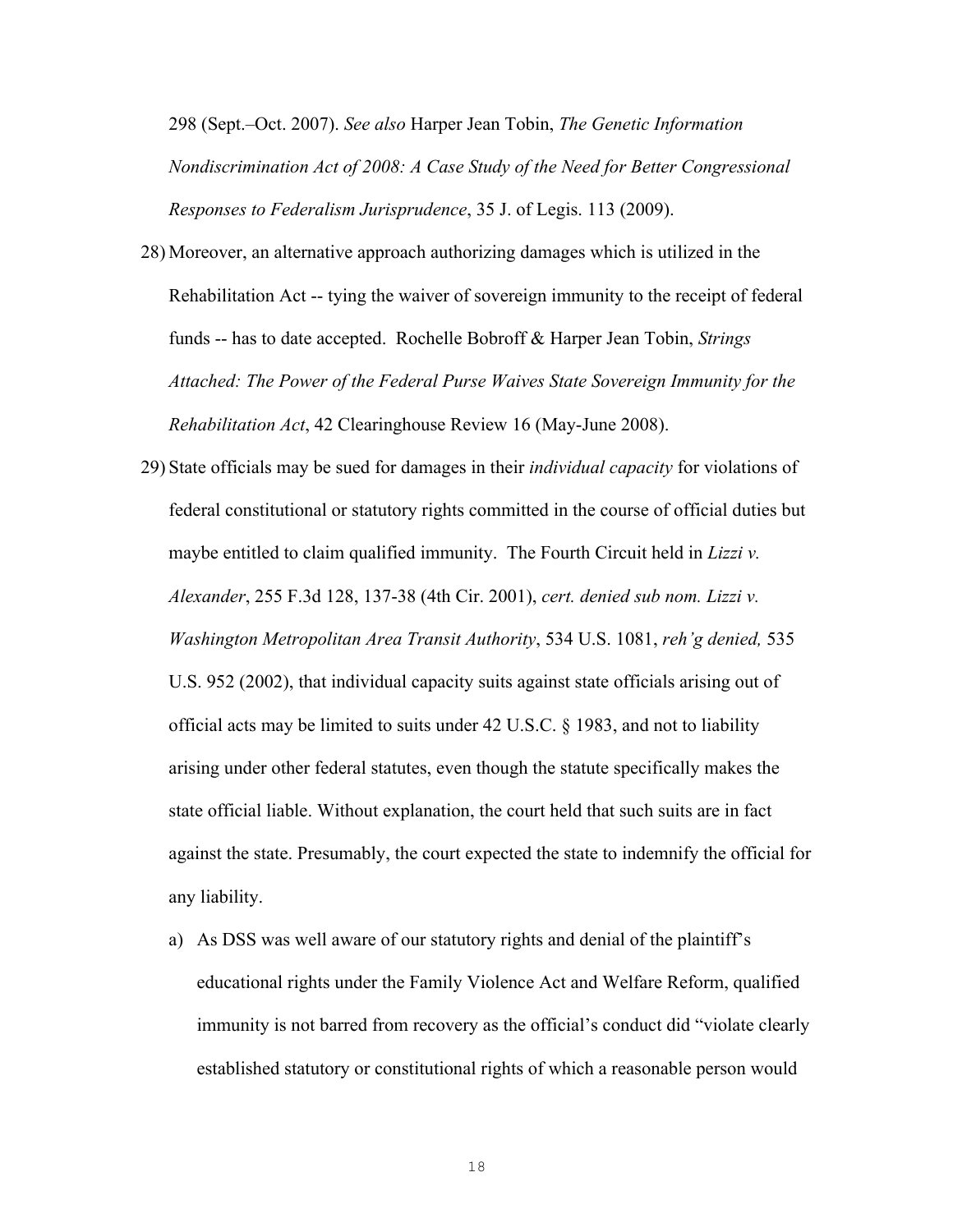298 (Sept.–Oct. 2007). *See also* Harper Jean Tobin, *The Genetic Information Nondiscrimination Act of 2008: A Case Study of the Need for Better Congressional Responses to Federalism Jurisprudence*, 35 J. of Legis. 113 (2009).

28) Moreover, an alternative approach authorizing damages which is utilized in the Rehabilitation Act -- tying the waiver of sovereign immunity to the receipt of federal funds -- has to date accepted. Rochelle Bobroff & Harper Jean Tobin, *Strings Attached: The Power of the Federal Purse Waives State Sovereign Immunity for the Rehabilitation Act*, 42 Clearinghouse Review 16 (May-June 2008).

29) State officials may be sued for damages in their *individual capacity* for violations of federal constitutional or statutory rights committed in the course of official duties but maybe entitled to claim qualified immunity. The Fourth Circuit held in *Lizzi v. Alexander*, 255 F.3d 128, 137-38 (4th Cir. 2001), *cert. denied sub nom. Lizzi v. Washington Metropolitan Area Transit Authority*, 534 U.S. 1081, *reh'g denied,* 535 U.S. 952 (2002), that individual capacity suits against state officials arising out of official acts may be limited to suits under 42 U.S.C. § 1983, and not to liability arising under other federal statutes, even though the statute specifically makes the state official liable. Without explanation, the court held that such suits are in fact against the state. Presumably, the court expected the state to indemnify the official for any liability.

    a) As DSS was well aware of our statutory rights and denial of the plaintiff's educational rights under the Family Violence Act and Welfare Reform, qualified immunity is not barred from recovery as the official's conduct did "violate clearly established statutory or constitutional rights of which a reasonable person would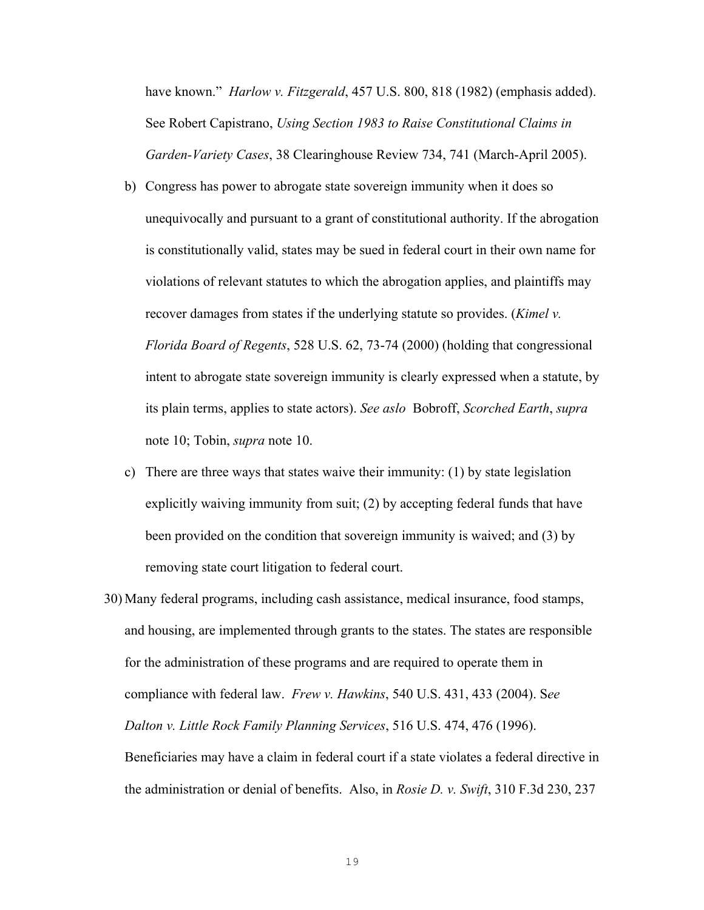have known." *Harlow v. Fitzgerald*, 457 U.S. 800, 818 (1982) (emphasis added). See Robert Capistrano, *Using Section 1983 to Raise Constitutional Claims in Garden-Variety Cases*, 38 Clearinghouse Review 734, 741 (March-April 2005).

b) Congress has power to abrogate state sovereign immunity when it does so unequivocally and pursuant to a grant of constitutional authority. If the abrogation is constitutionally valid, states may be sued in federal court in their own name for violations of relevant statutes to which the abrogation applies, and plaintiffs may recover damages from states if the underlying statute so provides. (*Kimel v. Florida Board of Regents*, 528 U.S. 62, 73-74 (2000) (holding that congressional intent to abrogate state sovereign immunity is clearly expressed when a statute, by its plain terms, applies to state actors). *See aslo* Bobroff, *Scorched Earth*, *supra* note 10; Tobin, *supra* note 10.

c) There are three ways that states waive their immunity: (1) by state legislation explicitly waiving immunity from suit; (2) by accepting federal funds that have been provided on the condition that sovereign immunity is waived; and (3) by removing state court litigation to federal court.

30) Many federal programs, including cash assistance, medical insurance, food stamps, and housing, are implemented through grants to the states. The states are responsible for the administration of these programs and are required to operate them in compliance with federal law. *Frew v. Hawkins*, 540 U.S. 431, 433 (2004). S*ee Dalton v. Little Rock Family Planning Services*, 516 U.S. 474, 476 (1996). Beneficiaries may have a claim in federal court if a state violates a federal directive in the administration or denial of benefits. Also, in *Rosie D. v. Swift*, 310 F.3d 230, 237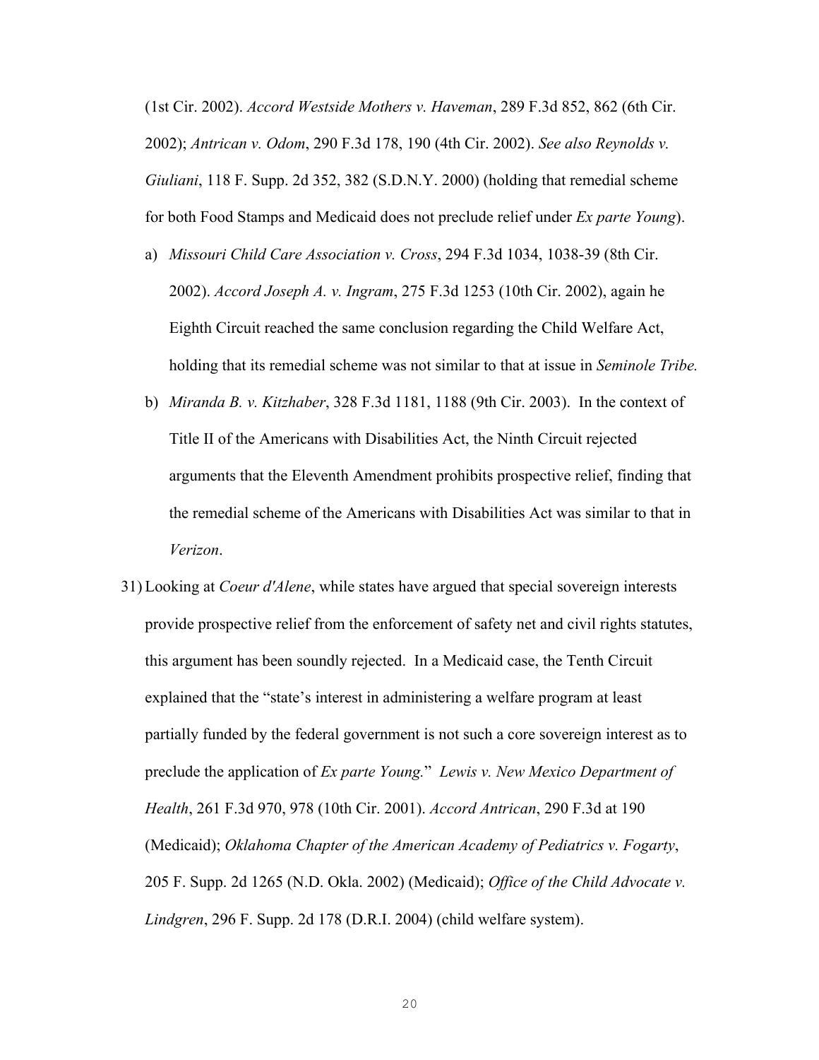(1st Cir. 2002). *Accord Westside Mothers v. Haveman*, 289 F.3d 852, 862 (6th Cir. 2002); *Antrican v. Odom*, 290 F.3d 178, 190 (4th Cir. 2002). *See also Reynolds v. Giuliani*, 118 F. Supp. 2d 352, 382 (S.D.N.Y. 2000) (holding that remedial scheme for both Food Stamps and Medicaid does not preclude relief under *Ex parte Young*).

a) *Missouri Child Care Association v. Cross*, 294 F.3d 1034, 1038-39 (8th Cir. 2002). *Accord Joseph A. v. Ingram*, 275 F.3d 1253 (10th Cir. 2002), again he Eighth Circuit reached the same conclusion regarding the Child Welfare Act, holding that its remedial scheme was not similar to that at issue in *Seminole Tribe.*

b) *Miranda B. v. Kitzhaber*, 328 F.3d 1181, 1188 (9th Cir. 2003). In the context of Title II of the Americans with Disabilities Act, the Ninth Circuit rejected arguments that the Eleventh Amendment prohibits prospective relief, finding that the remedial scheme of the Americans with Disabilities Act was similar to that in *Verizon*.

31) Looking at *Coeur d'Alene*, while states have argued that special sovereign interests provide prospective relief from the enforcement of safety net and civil rights statutes, this argument has been soundly rejected. In a Medicaid case, the Tenth Circuit explained that the "state's interest in administering a welfare program at least partially funded by the federal government is not such a core sovereign interest as to preclude the application of *Ex parte Young.*" *Lewis v. New Mexico Department of Health*, 261 F.3d 970, 978 (10th Cir. 2001). *Accord Antrican*, 290 F.3d at 190 (Medicaid); *Oklahoma Chapter of the American Academy of Pediatrics v. Fogarty*, 205 F. Supp. 2d 1265 (N.D. Okla. 2002) (Medicaid); *Office of the Child Advocate v. Lindgren*, 296 F. Supp. 2d 178 (D.R.I. 2004) (child welfare system).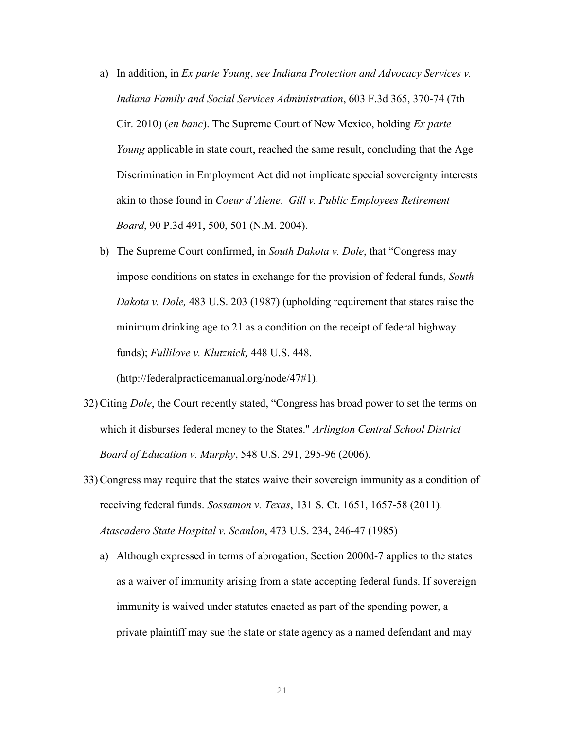a) In addition, in *Ex parte Young*, *see Indiana Protection and Advocacy Services v. Indiana Family and Social Services Administration*, 603 F.3d 365, 370-74 (7th Cir. 2010) (*en banc*). The Supreme Court of New Mexico, holding *Ex parte Young* applicable in state court, reached the same result, concluding that the Age Discrimination in Employment Act did not implicate special sovereignty interests akin to those found in *Coeur d'Alene*. *Gill v. Public Employees Retirement Board*, 90 P.3d 491, 500, 501 (N.M. 2004).

b) The Supreme Court confirmed, in *South Dakota v. Dole*, that "Congress may impose conditions on states in exchange for the provision of federal funds, *South Dakota v. Dole,* 483 U.S. 203 (1987) (upholding requirement that states raise the minimum drinking age to 21 as a condition on the receipt of federal highway funds); *Fullilove v. Klutznick,* 448 U.S. 448. (http://federalpracticemanual.org/node/47#1).

32) Citing *Dole*, the Court recently stated, "Congress has broad power to set the terms on which it disburses federal money to the States." *Arlington Central School District Board of Education v. Murphy*, 548 U.S. 291, 295-96 (2006).

33) Congress may require that the states waive their sovereign immunity as a condition of receiving federal funds. *Sossamon v. Texas*, 131 S. Ct. 1651, 1657-58 (2011). *Atascadero State Hospital v. Scanlon*, 473 U.S. 234, 246-47 (1985)

a) Although expressed in terms of abrogation, Section 2000d-7 applies to the states as a waiver of immunity arising from a state accepting federal funds. If sovereign immunity is waived under statutes enacted as part of the spending power, a private plaintiff may sue the state or state agency as a named defendant and may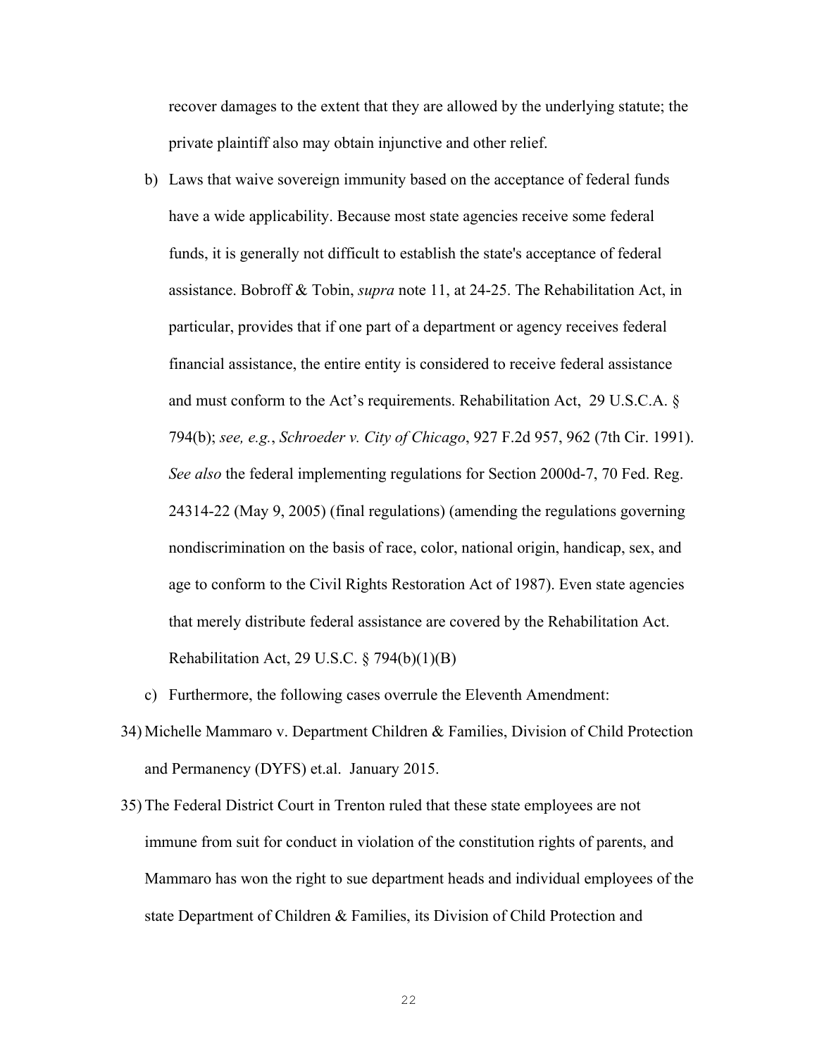recover damages to the extent that they are allowed by the underlying statute; the private plaintiff also may obtain injunctive and other relief.

b) Laws that waive sovereign immunity based on the acceptance of federal funds have a wide applicability. Because most state agencies receive some federal funds, it is generally not difficult to establish the state's acceptance of federal assistance. Bobroff & Tobin, *supra* note 11, at 24-25. The Rehabilitation Act, in particular, provides that if one part of a department or agency receives federal financial assistance, the entire entity is considered to receive federal assistance and must conform to the Act's requirements. Rehabilitation Act, 29 U.S.C.A. § 794(b); *see, e.g.*, *Schroeder v. City of Chicago*, 927 F.2d 957, 962 (7th Cir. 1991). *See also* the federal implementing regulations for Section 2000d-7, 70 Fed. Reg. 24314-22 (May 9, 2005) (final regulations) (amending the regulations governing nondiscrimination on the basis of race, color, national origin, handicap, sex, and age to conform to the Civil Rights Restoration Act of 1987). Even state agencies that merely distribute federal assistance are covered by the Rehabilitation Act. Rehabilitation Act, 29 U.S.C. § 794(b)(1)(B)

c) Furthermore, the following cases overrule the Eleventh Amendment:

34) Michelle Mammaro v. Department Children & Families, Division of Child Protection and Permanency (DYFS) et.al. January 2015.

35) The Federal District Court in Trenton ruled that these state employees are not immune from suit for conduct in violation of the constitution rights of parents, and Mammaro has won the right to sue department heads and individual employees of the state Department of Children & Families, its Division of Child Protection and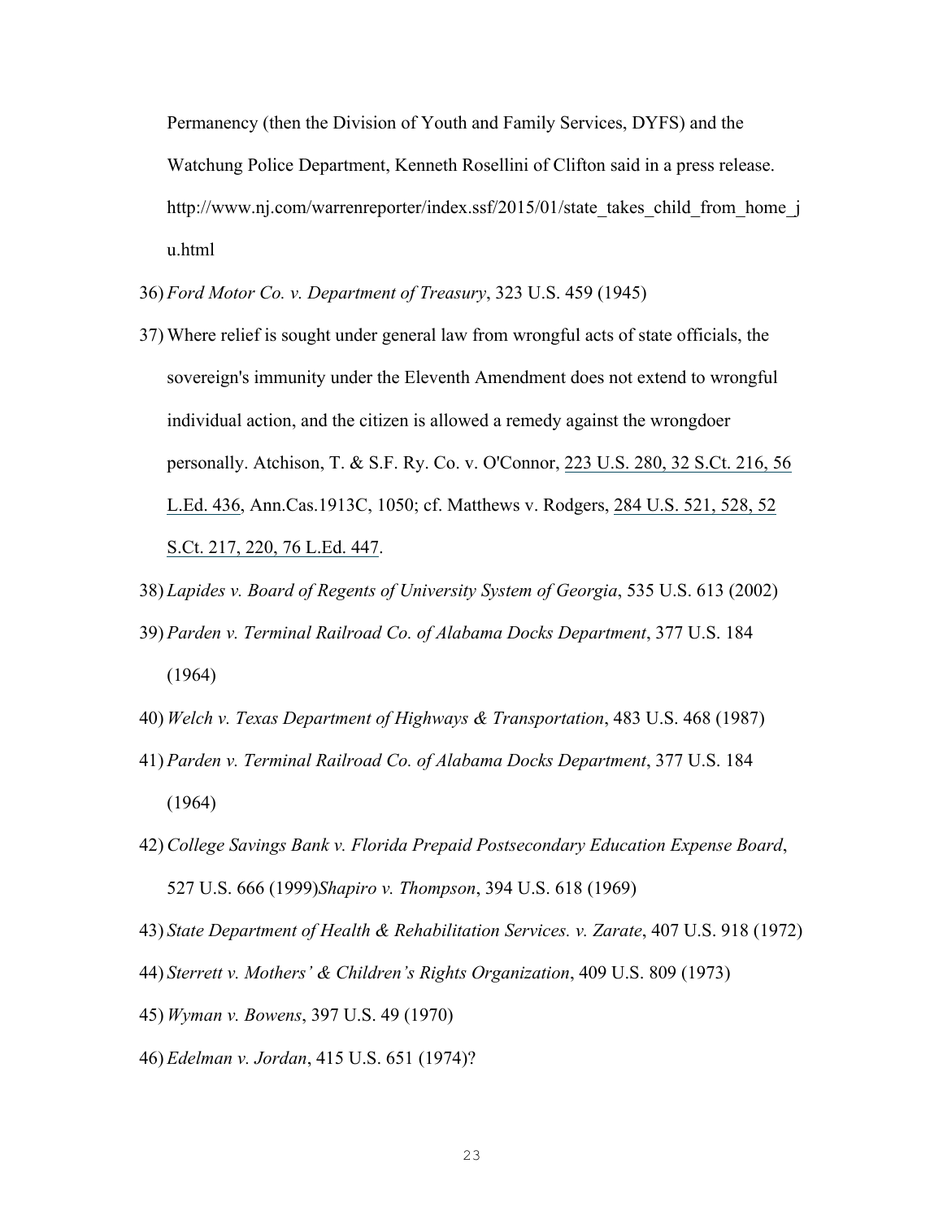Permanency (then the Division of Youth and Family Services, DYFS) and the Watchung Police Department, Kenneth Rosellini of Clifton said in a press release. http://www.nj.com/warrenreporter/index.ssf/2015/01/state_takes_child_from_home_ju.html

36) *Ford Motor Co. v. Department of Treasury*, 323 U.S. 459 (1945)

37) Where relief is sought under general law from wrongful acts of state officials, the sovereign's immunity under the Eleventh Amendment does not extend to wrongful individual action, and the citizen is allowed a remedy against the wrongdoer personally. Atchison, T. & S.F. Ry. Co. v. O'Connor, 223 U.S. 280, 32 S.Ct. 216, 56 L.Ed. 436, Ann.Cas.1913C, 1050; cf. Matthews v. Rodgers, 284 U.S. 521, 528, 52 S.Ct. 217, 220, 76 L.Ed. 447.

38) *Lapides v. Board of Regents of University System of Georgia*, 535 U.S. 613 (2002)

39) *Parden v. Terminal Railroad Co. of Alabama Docks Department*, 377 U.S. 184 (1964)

40) *Welch v. Texas Department of Highways & Transportation*, 483 U.S. 468 (1987)

41) *Parden v. Terminal Railroad Co. of Alabama Docks Department*, 377 U.S. 184 (1964)

42) *College Savings Bank v. Florida Prepaid Postsecondary Education Expense Board*, 527 U.S. 666 (1999)*Shapiro v. Thompson*, 394 U.S. 618 (1969)

43) *State Department of Health & Rehabilitation Services. v. Zarate*, 407 U.S. 918 (1972)

44) *Sterrett v. Mothers' & Children's Rights Organization*, 409 U.S. 809 (1973)

45) *Wyman v. Bowens*, 397 U.S. 49 (1970)

46) *Edelman v. Jordan*, 415 U.S. 651 (1974)?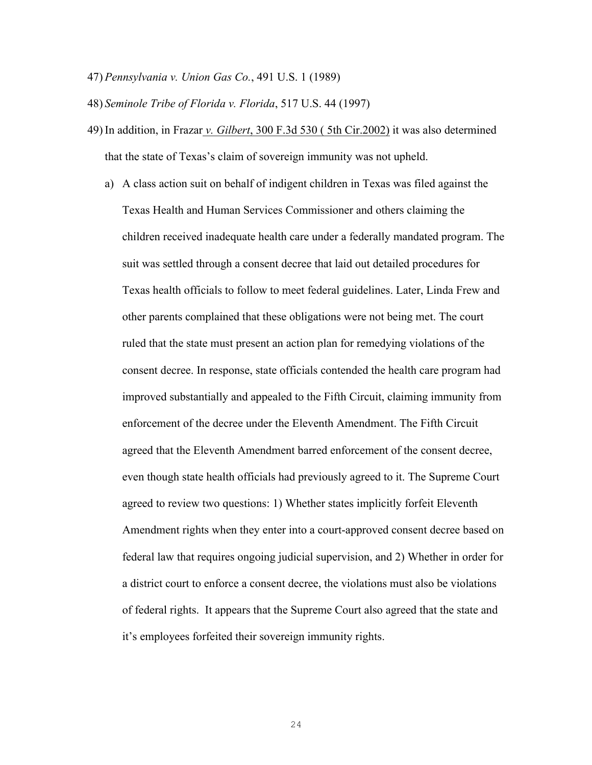47) *Pennsylvania v. Union Gas Co.*, 491 U.S. 1 (1989)

48) *Seminole Tribe of Florida v. Florida*, 517 U.S. 44 (1997)

49) In addition, in Frazar *v. Gilbert*, 300 F.3d 530 ( 5th Cir.2002) it was also determined that the state of Texas's claim of sovereign immunity was not upheld.

   a) A class action suit on behalf of indigent children in Texas was filed against the Texas Health and Human Services Commissioner and others claiming the children received inadequate health care under a federally mandated program. The suit was settled through a consent decree that laid out detailed procedures for Texas health officials to follow to meet federal guidelines. Later, Linda Frew and other parents complained that these obligations were not being met. The court ruled that the state must present an action plan for remedying violations of the consent decree. In response, state officials contended the health care program had improved substantially and appealed to the Fifth Circuit, claiming immunity from enforcement of the decree under the Eleventh Amendment. The Fifth Circuit agreed that the Eleventh Amendment barred enforcement of the consent decree, even though state health officials had previously agreed to it. The Supreme Court agreed to review two questions: 1) Whether states implicitly forfeit Eleventh Amendment rights when they enter into a court-approved consent decree based on federal law that requires ongoing judicial supervision, and 2) Whether in order for a district court to enforce a consent decree, the violations must also be violations of federal rights. It appears that the Supreme Court also agreed that the state and it's employees forfeited their sovereign immunity rights.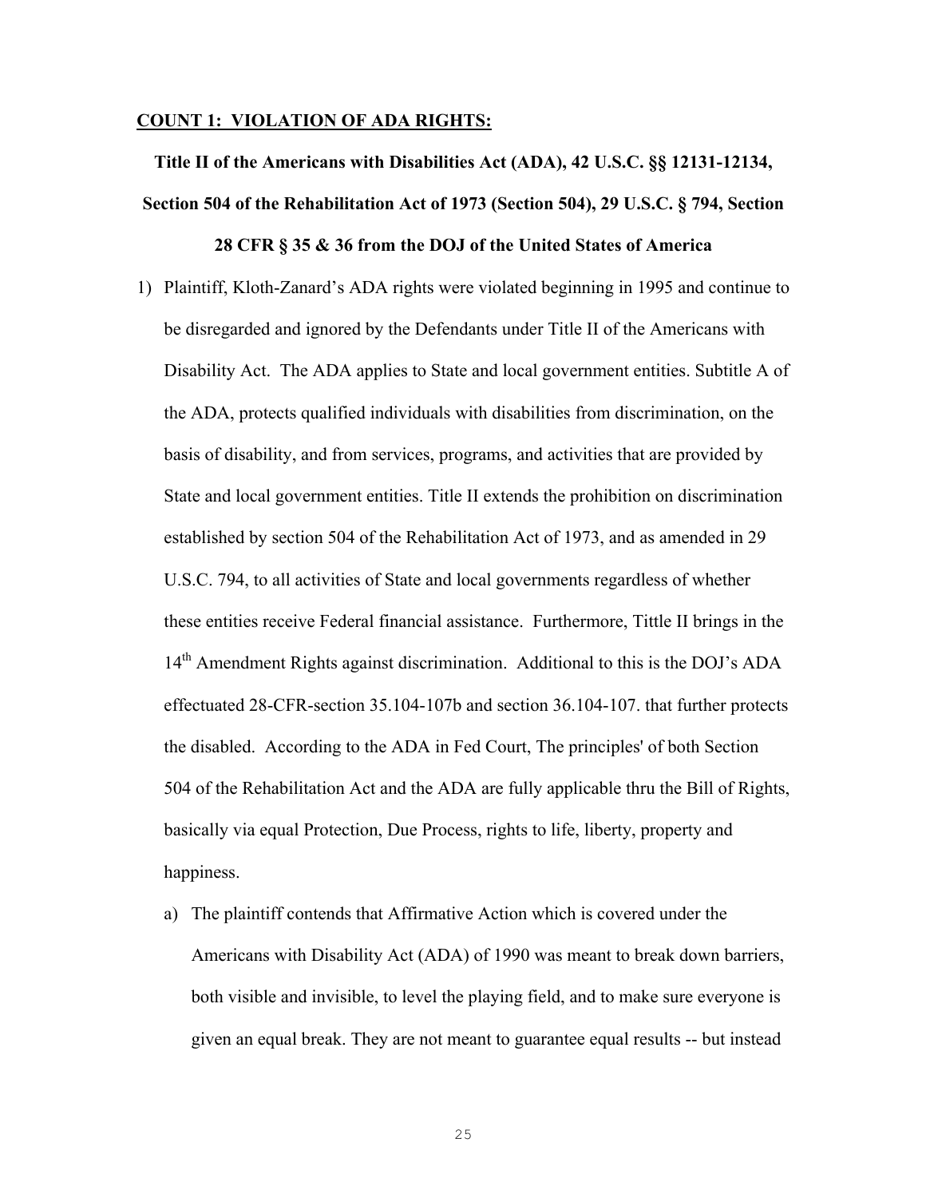**COUNT 1: VIOLATION OF ADA RIGHTS:**

**Title II of the Americans with Disabilities Act (ADA), 42 U.S.C. §§ 12131-12134, Section 504 of the Rehabilitation Act of 1973 (Section 504), 29 U.S.C. § 794, Section 28 CFR § 35 & 36 from the DOJ of the United States of America**

1) Plaintiff, Kloth-Zanard's ADA rights were violated beginning in 1995 and continue to be disregarded and ignored by the Defendants under Title II of the Americans with Disability Act. The ADA applies to State and local government entities. Subtitle A of the ADA, protects qualified individuals with disabilities from discrimination, on the basis of disability, and from services, programs, and activities that are provided by State and local government entities. Title II extends the prohibition on discrimination established by section 504 of the Rehabilitation Act of 1973, and as amended in 29 U.S.C. 794, to all activities of State and local governments regardless of whether these entities receive Federal financial assistance. Furthermore, Tittle II brings in the 14th Amendment Rights against discrimination. Additional to this is the DOJ's ADA effectuated 28-CFR-section 35.104-107b and section 36.104-107. that further protects the disabled. According to the ADA in Fed Court, The principles' of both Section 504 of the Rehabilitation Act and the ADA are fully applicable thru the Bill of Rights, basically via equal Protection, Due Process, rights to life, liberty, property and happiness.

   a) The plaintiff contends that Affirmative Action which is covered under the Americans with Disability Act (ADA) of 1990 was meant to break down barriers, both visible and invisible, to level the playing field, and to make sure everyone is given an equal break. They are not meant to guarantee equal results -- but instead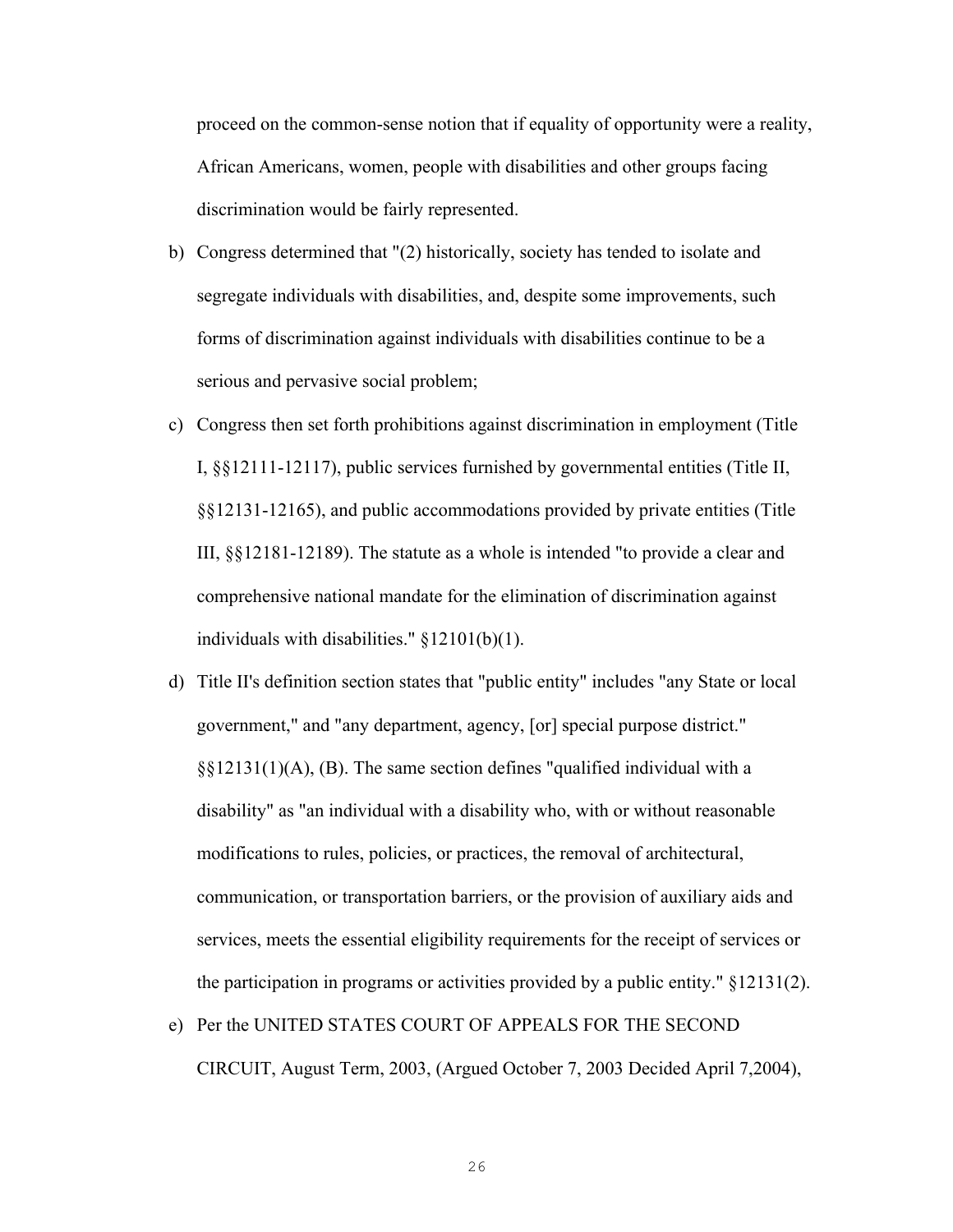proceed on the common-sense notion that if equality of opportunity were a reality, African Americans, women, people with disabilities and other groups facing discrimination would be fairly represented.

b) Congress determined that "(2) historically, society has tended to isolate and segregate individuals with disabilities, and, despite some improvements, such forms of discrimination against individuals with disabilities continue to be a serious and pervasive social problem;

c) Congress then set forth prohibitions against discrimination in employment (Title I, §§12111-12117), public services furnished by governmental entities (Title II, §§12131-12165), and public accommodations provided by private entities (Title III, §§12181-12189). The statute as a whole is intended "to provide a clear and comprehensive national mandate for the elimination of discrimination against individuals with disabilities." §12101(b)(1).

d) Title II's definition section states that "public entity" includes "any State or local government," and "any department, agency, [or] special purpose district." §§12131(1)(A), (B). The same section defines "qualified individual with a disability" as "an individual with a disability who, with or without reasonable modifications to rules, policies, or practices, the removal of architectural, communication, or transportation barriers, or the provision of auxiliary aids and services, meets the essential eligibility requirements for the receipt of services or the participation in programs or activities provided by a public entity." §12131(2).

e) Per the UNITED STATES COURT OF APPEALS FOR THE SECOND CIRCUIT, August Term, 2003, (Argued October 7, 2003 Decided April 7,2004),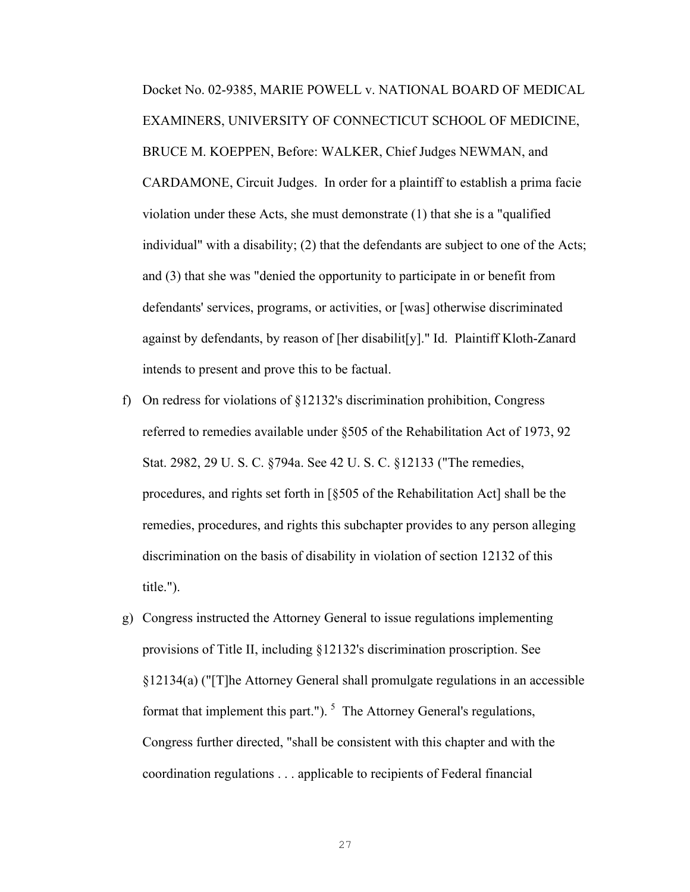Docket No. 02-9385, MARIE POWELL v. NATIONAL BOARD OF MEDICAL EXAMINERS, UNIVERSITY OF CONNECTICUT SCHOOL OF MEDICINE, BRUCE M. KOEPPEN, Before: WALKER, Chief Judges NEWMAN, and CARDAMONE, Circuit Judges. In order for a plaintiff to establish a prima facie violation under these Acts, she must demonstrate (1) that she is a "qualified individual" with a disability; (2) that the defendants are subject to one of the Acts; and (3) that she was "denied the opportunity to participate in or benefit from defendants' services, programs, or activities, or [was] otherwise discriminated against by defendants, by reason of [her disabilit[y]." Id. Plaintiff Kloth-Zanard intends to present and prove this to be factual.

f) On redress for violations of §12132's discrimination prohibition, Congress referred to remedies available under §505 of the Rehabilitation Act of 1973, 92 Stat. 2982, 29 U. S. C. §794a. See 42 U. S. C. §12133 ("The remedies, procedures, and rights set forth in [§505 of the Rehabilitation Act] shall be the remedies, procedures, and rights this subchapter provides to any person alleging discrimination on the basis of disability in violation of section 12132 of this title.").

g) Congress instructed the Attorney General to issue regulations implementing provisions of Title II, including §12132's discrimination proscription. See §12134(a) ("[T]he Attorney General shall promulgate regulations in an accessible format that implement this part.").[5] The Attorney General's regulations, Congress further directed, "shall be consistent with this chapter and with the coordination regulations . . . applicable to recipients of Federal financial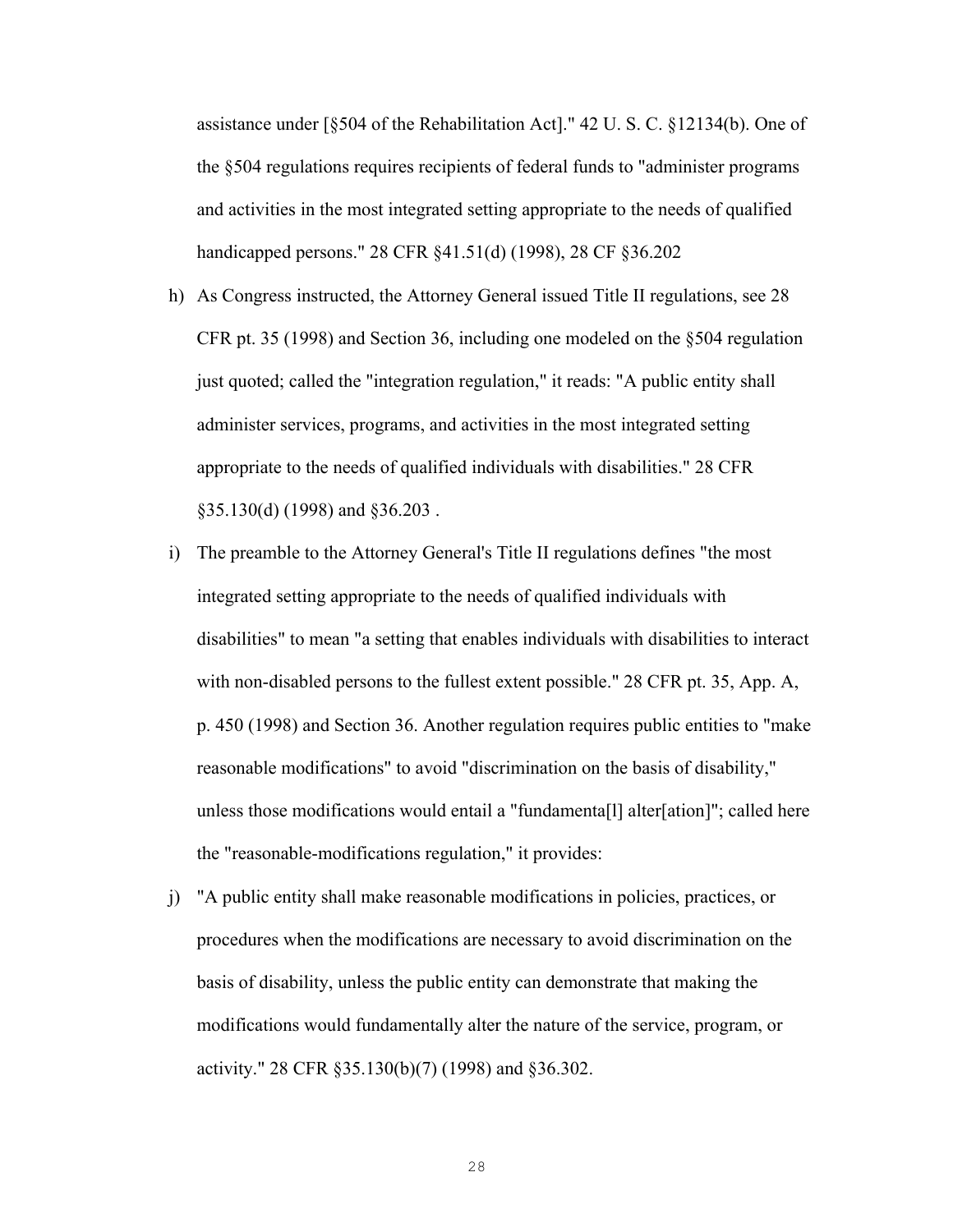assistance under [§504 of the Rehabilitation Act]." 42 U. S. C. §12134(b). One of the §504 regulations requires recipients of federal funds to "administer programs and activities in the most integrated setting appropriate to the needs of qualified handicapped persons." 28 CFR §41.51(d) (1998), 28 CF §36.202

h) As Congress instructed, the Attorney General issued Title II regulations, see 28 CFR pt. 35 (1998) and Section 36, including one modeled on the §504 regulation just quoted; called the "integration regulation," it reads: "A public entity shall administer services, programs, and activities in the most integrated setting appropriate to the needs of qualified individuals with disabilities." 28 CFR §35.130(d) (1998) and §36.203 .

i) The preamble to the Attorney General's Title II regulations defines "the most integrated setting appropriate to the needs of qualified individuals with disabilities" to mean "a setting that enables individuals with disabilities to interact with non-disabled persons to the fullest extent possible." 28 CFR pt. 35, App. A, p. 450 (1998) and Section 36. Another regulation requires public entities to "make reasonable modifications" to avoid "discrimination on the basis of disability," unless those modifications would entail a "fundamenta[l] alter[ation]"; called here the "reasonable-modifications regulation," it provides:

j) "A public entity shall make reasonable modifications in policies, practices, or procedures when the modifications are necessary to avoid discrimination on the basis of disability, unless the public entity can demonstrate that making the modifications would fundamentally alter the nature of the service, program, or activity." 28 CFR §35.130(b)(7) (1998) and §36.302.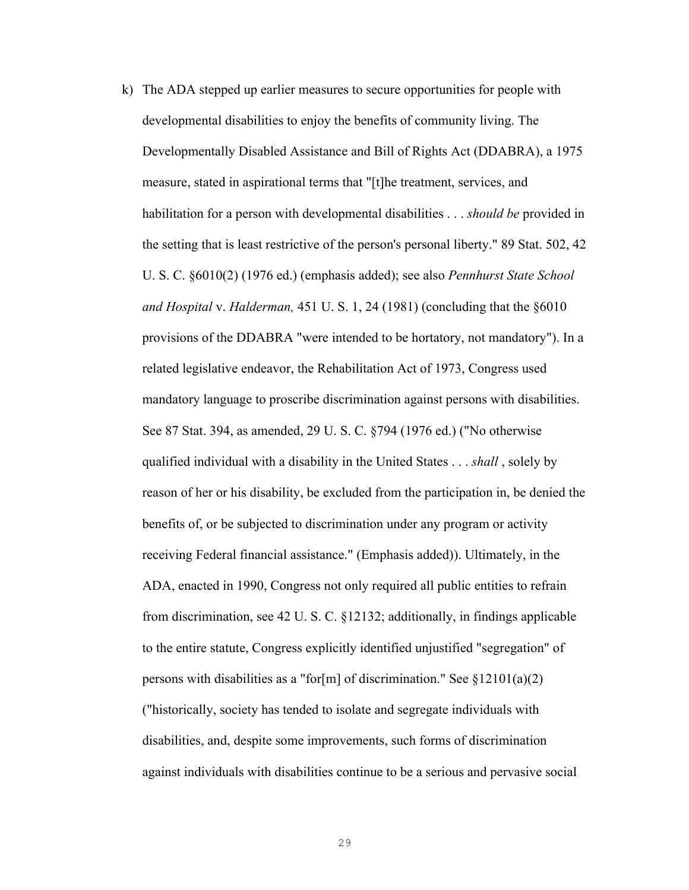k) The ADA stepped up earlier measures to secure opportunities for people with developmental disabilities to enjoy the benefits of community living. The Developmentally Disabled Assistance and Bill of Rights Act (DDABRA), a 1975 measure, stated in aspirational terms that "[t]he treatment, services, and habilitation for a person with developmental disabilities . . . *should be* provided in the setting that is least restrictive of the person's personal liberty." 89 Stat. 502, 42 U. S. C. §6010(2) (1976 ed.) (emphasis added); see also *Pennhurst State School and Hospital* v. *Halderman,* 451 U. S. 1, 24 (1981) (concluding that the §6010 provisions of the DDABRA "were intended to be hortatory, not mandatory"). In a related legislative endeavor, the Rehabilitation Act of 1973, Congress used mandatory language to proscribe discrimination against persons with disabilities. See 87 Stat. 394, as amended, 29 U. S. C. §794 (1976 ed.) ("No otherwise qualified individual with a disability in the United States . . . *shall* , solely by reason of her or his disability, be excluded from the participation in, be denied the benefits of, or be subjected to discrimination under any program or activity receiving Federal financial assistance." (Emphasis added)). Ultimately, in the ADA, enacted in 1990, Congress not only required all public entities to refrain from discrimination, see 42 U. S. C. §12132; additionally, in findings applicable to the entire statute, Congress explicitly identified unjustified "segregation" of persons with disabilities as a "for[m] of discrimination." See §12101(a)(2) ("historically, society has tended to isolate and segregate individuals with disabilities, and, despite some improvements, such forms of discrimination against individuals with disabilities continue to be a serious and pervasive social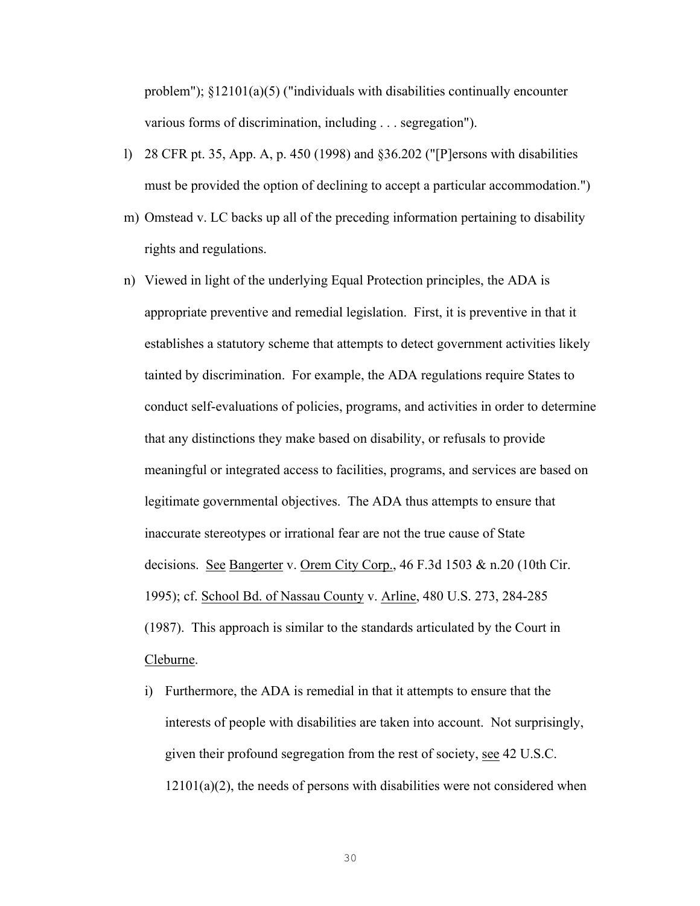problem"); §12101(a)(5) ("individuals with disabilities continually encounter various forms of discrimination, including . . . segregation").

l) 28 CFR pt. 35, App. A, p. 450 (1998) and §36.202 ("[P]ersons with disabilities must be provided the option of declining to accept a particular accommodation.")

m) Omstead v. LC backs up all of the preceding information pertaining to disability rights and regulations.

n) Viewed in light of the underlying Equal Protection principles, the ADA is appropriate preventive and remedial legislation. First, it is preventive in that it establishes a statutory scheme that attempts to detect government activities likely tainted by discrimination. For example, the ADA regulations require States to conduct self-evaluations of policies, programs, and activities in order to determine that any distinctions they make based on disability, or refusals to provide meaningful or integrated access to facilities, programs, and services are based on legitimate governmental objectives. The ADA thus attempts to ensure that inaccurate stereotypes or irrational fear are not the true cause of State decisions. See Bangerter v. Orem City Corp., 46 F.3d 1503 & n.20 (10th Cir. 1995); cf. School Bd. of Nassau County v. Arline, 480 U.S. 273, 284-285 (1987). This approach is similar to the standards articulated by the Court in Cleburne.

   i) Furthermore, the ADA is remedial in that it attempts to ensure that the interests of people with disabilities are taken into account. Not surprisingly, given their profound segregation from the rest of society, see 42 U.S.C. 12101(a)(2), the needs of persons with disabilities were not considered when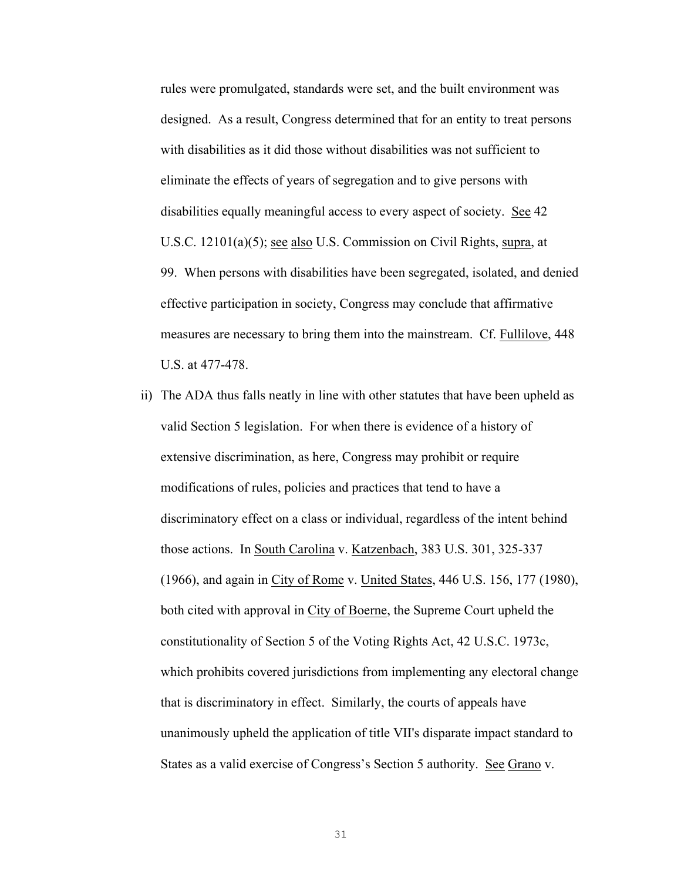rules were promulgated, standards were set, and the built environment was designed. As a result, Congress determined that for an entity to treat persons with disabilities as it did those without disabilities was not sufficient to eliminate the effects of years of segregation and to give persons with disabilities equally meaningful access to every aspect of society. See 42 U.S.C. 12101(a)(5); see also U.S. Commission on Civil Rights, supra, at 99. When persons with disabilities have been segregated, isolated, and denied effective participation in society, Congress may conclude that affirmative measures are necessary to bring them into the mainstream. Cf. Fullilove, 448 U.S. at 477-478.

ii) The ADA thus falls neatly in line with other statutes that have been upheld as valid Section 5 legislation. For when there is evidence of a history of extensive discrimination, as here, Congress may prohibit or require modifications of rules, policies and practices that tend to have a discriminatory effect on a class or individual, regardless of the intent behind those actions. In South Carolina v. Katzenbach, 383 U.S. 301, 325-337 (1966), and again in City of Rome v. United States, 446 U.S. 156, 177 (1980), both cited with approval in City of Boerne, the Supreme Court upheld the constitutionality of Section 5 of the Voting Rights Act, 42 U.S.C. 1973c, which prohibits covered jurisdictions from implementing any electoral change that is discriminatory in effect. Similarly, the courts of appeals have unanimously upheld the application of title VII's disparate impact standard to States as a valid exercise of Congress's Section 5 authority. See Grano v.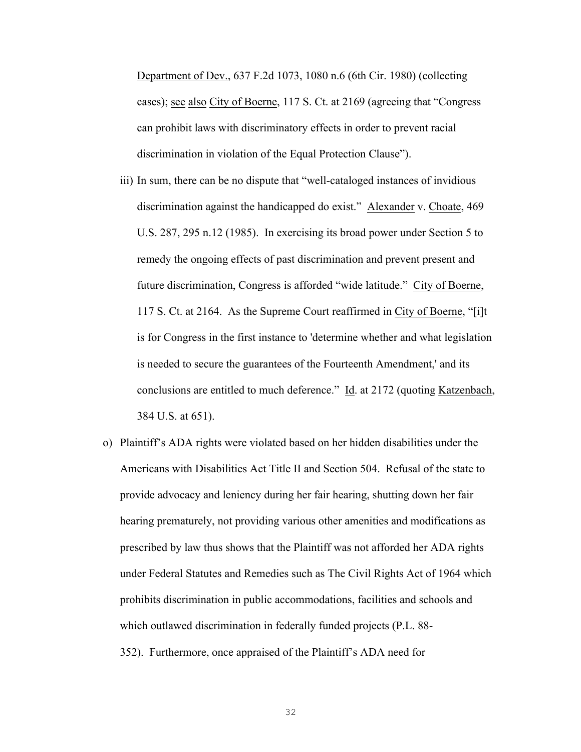Department of Dev., 637 F.2d 1073, 1080 n.6 (6th Cir. 1980) (collecting cases); see also City of Boerne, 117 S. Ct. at 2169 (agreeing that "Congress can prohibit laws with discriminatory effects in order to prevent racial discrimination in violation of the Equal Protection Clause").

iii) In sum, there can be no dispute that "well-cataloged instances of invidious discrimination against the handicapped do exist." Alexander v. Choate, 469 U.S. 287, 295 n.12 (1985). In exercising its broad power under Section 5 to remedy the ongoing effects of past discrimination and prevent present and future discrimination, Congress is afforded "wide latitude." City of Boerne, 117 S. Ct. at 2164. As the Supreme Court reaffirmed in City of Boerne, "[i]t is for Congress in the first instance to 'determine whether and what legislation is needed to secure the guarantees of the Fourteenth Amendment,' and its conclusions are entitled to much deference." Id. at 2172 (quoting Katzenbach, 384 U.S. at 651).

o) Plaintiff's ADA rights were violated based on her hidden disabilities under the Americans with Disabilities Act Title II and Section 504. Refusal of the state to provide advocacy and leniency during her fair hearing, shutting down her fair hearing prematurely, not providing various other amenities and modifications as prescribed by law thus shows that the Plaintiff was not afforded her ADA rights under Federal Statutes and Remedies such as The Civil Rights Act of 1964 which prohibits discrimination in public accommodations, facilities and schools and which outlawed discrimination in federally funded projects (P.L. 88-352). Furthermore, once appraised of the Plaintiff's ADA need for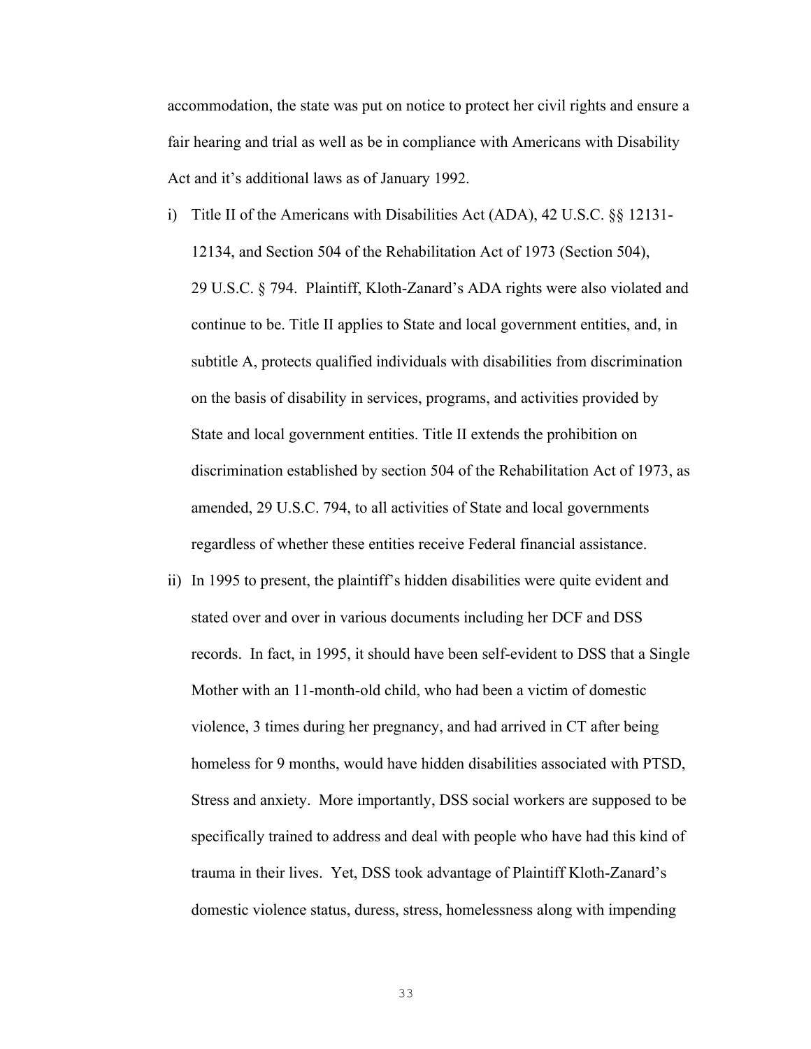accommodation, the state was put on notice to protect her civil rights and ensure a fair hearing and trial as well as be in compliance with Americans with Disability Act and it's additional laws as of January 1992.

i) Title II of the Americans with Disabilities Act (ADA), 42 U.S.C. §§ 12131-12134, and Section 504 of the Rehabilitation Act of 1973 (Section 504), 29 U.S.C. § 794. Plaintiff, Kloth-Zanard's ADA rights were also violated and continue to be. Title II applies to State and local government entities, and, in subtitle A, protects qualified individuals with disabilities from discrimination on the basis of disability in services, programs, and activities provided by State and local government entities. Title II extends the prohibition on discrimination established by section 504 of the Rehabilitation Act of 1973, as amended, 29 U.S.C. 794, to all activities of State and local governments regardless of whether these entities receive Federal financial assistance.

ii) In 1995 to present, the plaintiff's hidden disabilities were quite evident and stated over and over in various documents including her DCF and DSS records. In fact, in 1995, it should have been self-evident to DSS that a Single Mother with an 11-month-old child, who had been a victim of domestic violence, 3 times during her pregnancy, and had arrived in CT after being homeless for 9 months, would have hidden disabilities associated with PTSD, Stress and anxiety. More importantly, DSS social workers are supposed to be specifically trained to address and deal with people who have had this kind of trauma in their lives. Yet, DSS took advantage of Plaintiff Kloth-Zanard's domestic violence status, duress, stress, homelessness along with impending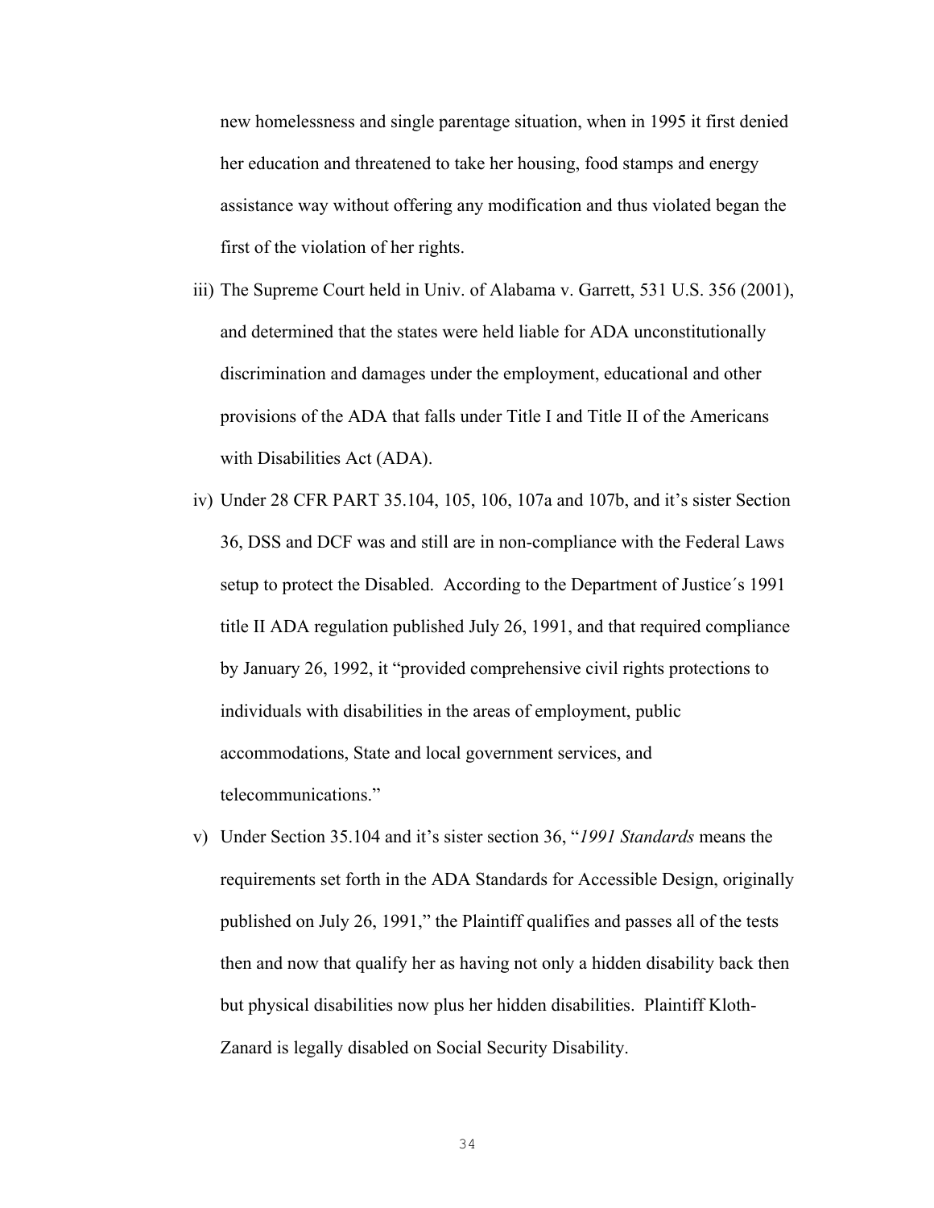new homelessness and single parentage situation, when in 1995 it first denied her education and threatened to take her housing, food stamps and energy assistance way without offering any modification and thus violated began the first of the violation of her rights.

iii) The Supreme Court held in Univ. of Alabama v. Garrett, 531 U.S. 356 (2001), and determined that the states were held liable for ADA unconstitutionally discrimination and damages under the employment, educational and other provisions of the ADA that falls under Title I and Title II of the Americans with Disabilities Act (ADA).

iv) Under 28 CFR PART 35.104, 105, 106, 107a and 107b, and it's sister Section 36, DSS and DCF was and still are in non-compliance with the Federal Laws setup to protect the Disabled. According to the Department of Justice´s 1991 title II ADA regulation published July 26, 1991, and that required compliance by January 26, 1992, it "provided comprehensive civil rights protections to individuals with disabilities in the areas of employment, public accommodations, State and local government services, and telecommunications."

v) Under Section 35.104 and it's sister section 36, "*1991 Standards* means the requirements set forth in the ADA Standards for Accessible Design, originally published on July 26, 1991," the Plaintiff qualifies and passes all of the tests then and now that qualify her as having not only a hidden disability back then but physical disabilities now plus her hidden disabilities. Plaintiff Kloth-Zanard is legally disabled on Social Security Disability.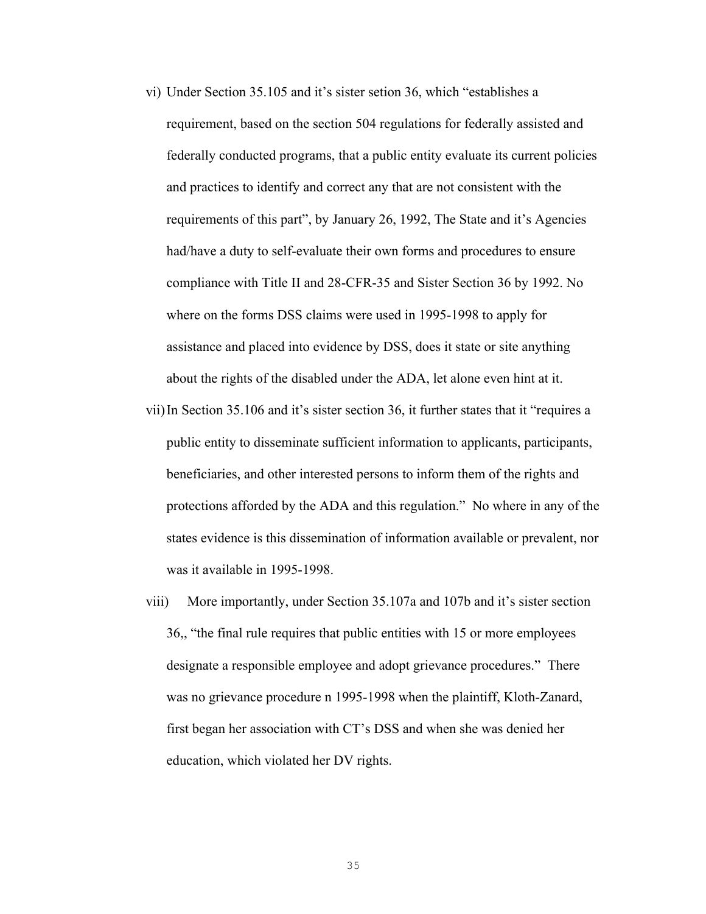vi) Under Section 35.105 and it's sister setion 36, which "establishes a requirement, based on the section 504 regulations for federally assisted and federally conducted programs, that a public entity evaluate its current policies and practices to identify and correct any that are not consistent with the requirements of this part", by January 26, 1992, The State and it's Agencies had/have a duty to self-evaluate their own forms and procedures to ensure compliance with Title II and 28-CFR-35 and Sister Section 36 by 1992. No where on the forms DSS claims were used in 1995-1998 to apply for assistance and placed into evidence by DSS, does it state or site anything about the rights of the disabled under the ADA, let alone even hint at it.

vii) In Section 35.106 and it's sister section 36, it further states that it "requires a public entity to disseminate sufficient information to applicants, participants, beneficiaries, and other interested persons to inform them of the rights and protections afforded by the ADA and this regulation." No where in any of the states evidence is this dissemination of information available or prevalent, nor was it available in 1995-1998.

viii) More importantly, under Section 35.107a and 107b and it's sister section 36,, "the final rule requires that public entities with 15 or more employees designate a responsible employee and adopt grievance procedures." There was no grievance procedure n 1995-1998 when the plaintiff, Kloth-Zanard, first began her association with CT's DSS and when she was denied her education, which violated her DV rights.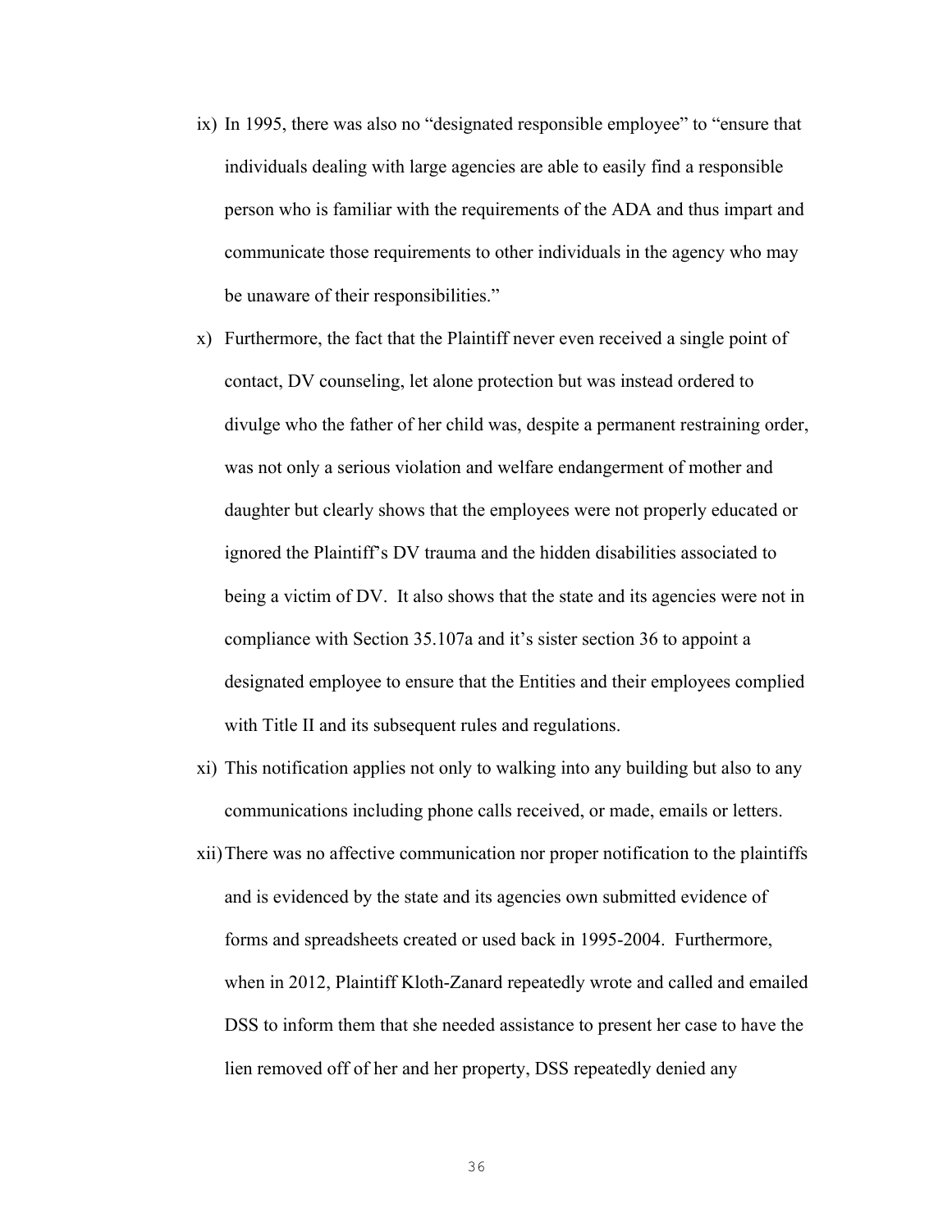ix) In 1995, there was also no "designated responsible employee" to "ensure that individuals dealing with large agencies are able to easily find a responsible person who is familiar with the requirements of the ADA and thus impart and communicate those requirements to other individuals in the agency who may be unaware of their responsibilities."

x) Furthermore, the fact that the Plaintiff never even received a single point of contact, DV counseling, let alone protection but was instead ordered to divulge who the father of her child was, despite a permanent restraining order, was not only a serious violation and welfare endangerment of mother and daughter but clearly shows that the employees were not properly educated or ignored the Plaintiff's DV trauma and the hidden disabilities associated to being a victim of DV. It also shows that the state and its agencies were not in compliance with Section 35.107a and it's sister section 36 to appoint a designated employee to ensure that the Entities and their employees complied with Title II and its subsequent rules and regulations.

xi) This notification applies not only to walking into any building but also to any communications including phone calls received, or made, emails or letters.

xii) There was no affective communication nor proper notification to the plaintiffs and is evidenced by the state and its agencies own submitted evidence of forms and spreadsheets created or used back in 1995-2004. Furthermore, when in 2012, Plaintiff Kloth-Zanard repeatedly wrote and called and emailed DSS to inform them that she needed assistance to present her case to have the lien removed off of her and her property, DSS repeatedly denied any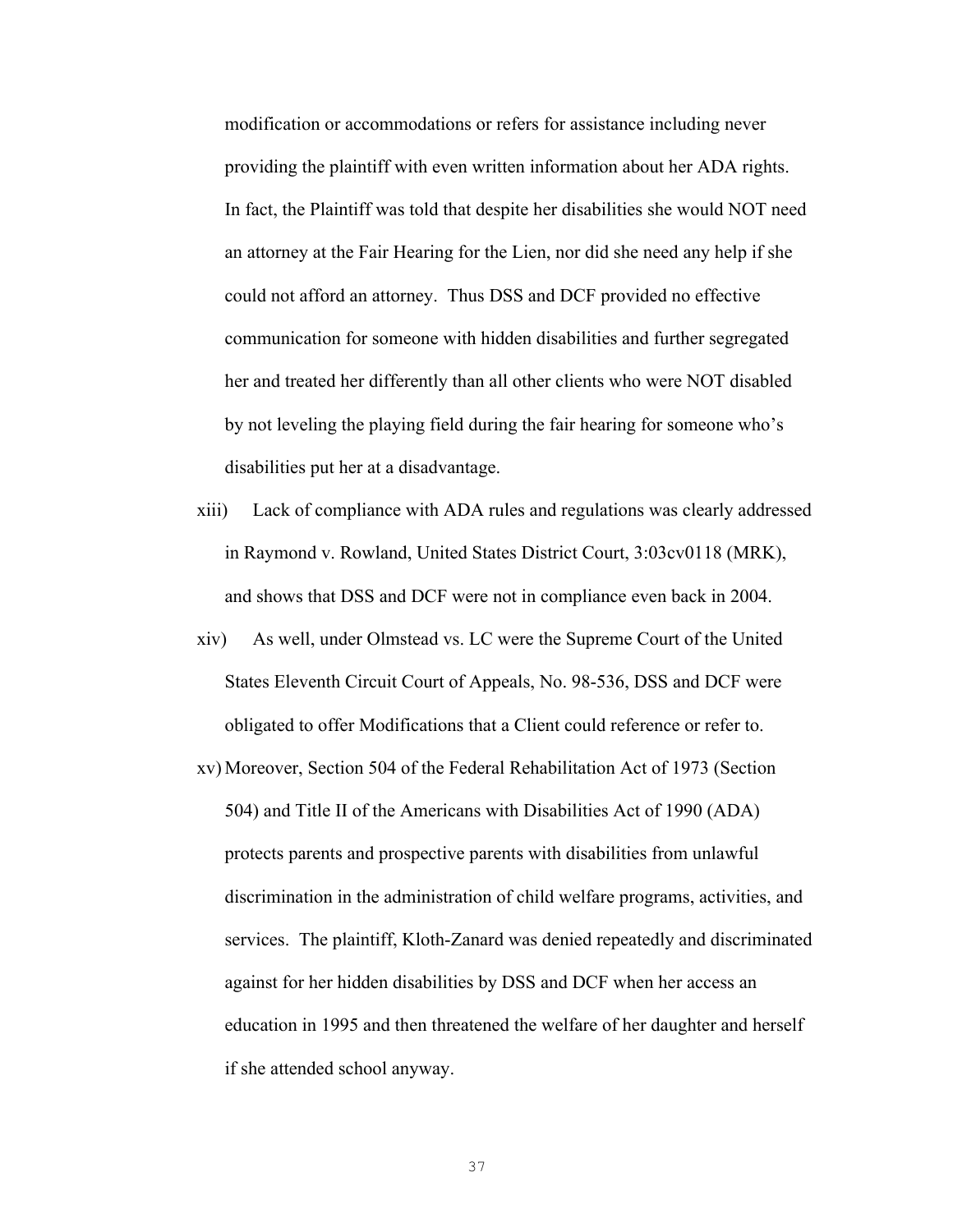modification or accommodations or refers for assistance including never providing the plaintiff with even written information about her ADA rights. In fact, the Plaintiff was told that despite her disabilities she would NOT need an attorney at the Fair Hearing for the Lien, nor did she need any help if she could not afford an attorney. Thus DSS and DCF provided no effective communication for someone with hidden disabilities and further segregated her and treated her differently than all other clients who were NOT disabled by not leveling the playing field during the fair hearing for someone who's disabilities put her at a disadvantage.

xiii) Lack of compliance with ADA rules and regulations was clearly addressed in Raymond v. Rowland, United States District Court, 3:03cv0118 (MRK), and shows that DSS and DCF were not in compliance even back in 2004.

xiv) As well, under Olmstead vs. LC were the Supreme Court of the United States Eleventh Circuit Court of Appeals, No. 98-536, DSS and DCF were obligated to offer Modifications that a Client could reference or refer to.

xv) Moreover, Section 504 of the Federal Rehabilitation Act of 1973 (Section 504) and Title II of the Americans with Disabilities Act of 1990 (ADA) protects parents and prospective parents with disabilities from unlawful discrimination in the administration of child welfare programs, activities, and services. The plaintiff, Kloth-Zanard was denied repeatedly and discriminated against for her hidden disabilities by DSS and DCF when her access an education in 1995 and then threatened the welfare of her daughter and herself if she attended school anyway.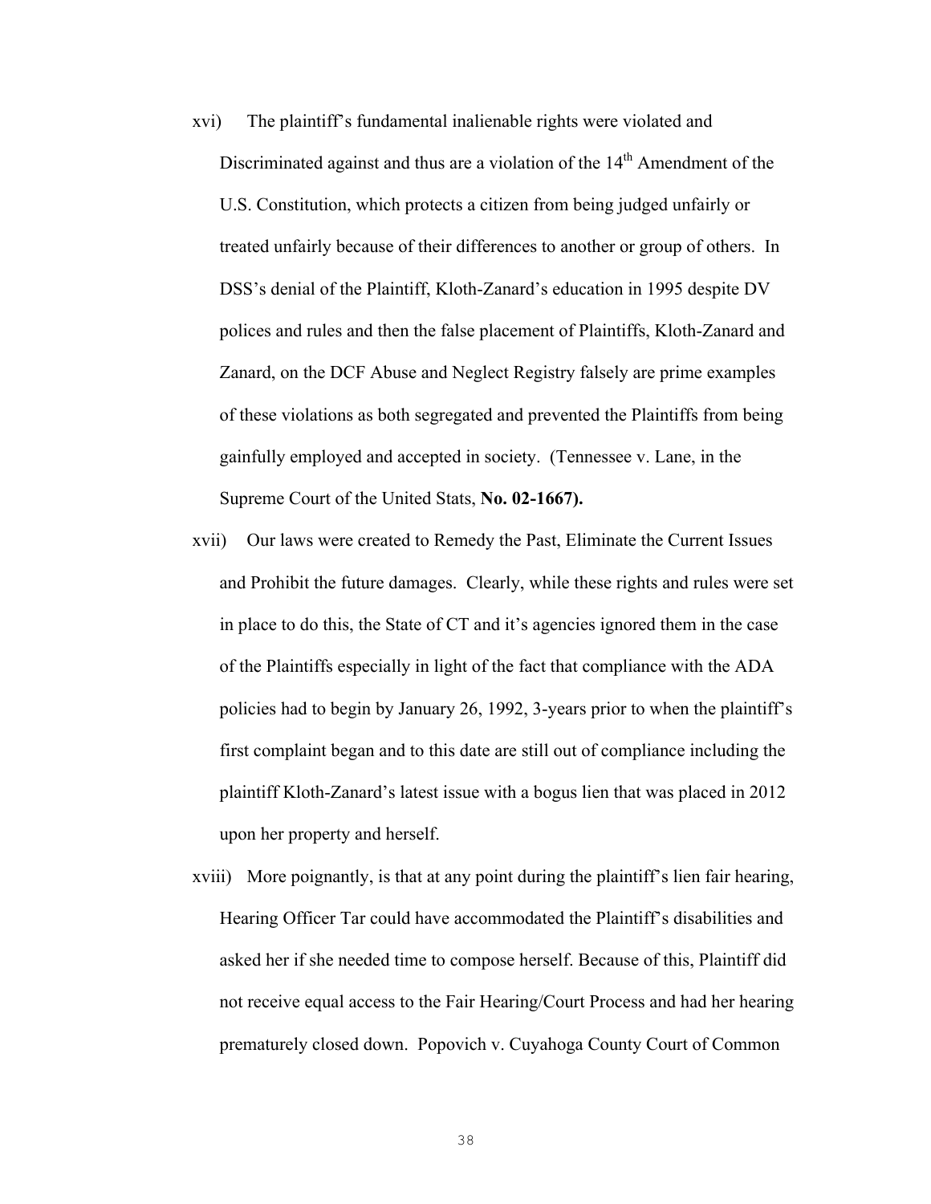xvi) The plaintiff's fundamental inalienable rights were violated and Discriminated against and thus are a violation of the 14th Amendment of the U.S. Constitution, which protects a citizen from being judged unfairly or treated unfairly because of their differences to another or group of others. In DSS's denial of the Plaintiff, Kloth-Zanard's education in 1995 despite DV polices and rules and then the false placement of Plaintiffs, Kloth-Zanard and Zanard, on the DCF Abuse and Neglect Registry falsely are prime examples of these violations as both segregated and prevented the Plaintiffs from being gainfully employed and accepted in society. (Tennessee v. Lane, in the Supreme Court of the United Stats, **No. 02-1667).**

xvii) Our laws were created to Remedy the Past, Eliminate the Current Issues and Prohibit the future damages. Clearly, while these rights and rules were set in place to do this, the State of CT and it's agencies ignored them in the case of the Plaintiffs especially in light of the fact that compliance with the ADA policies had to begin by January 26, 1992, 3-years prior to when the plaintiff's first complaint began and to this date are still out of compliance including the plaintiff Kloth-Zanard's latest issue with a bogus lien that was placed in 2012 upon her property and herself.

xviii) More poignantly, is that at any point during the plaintiff's lien fair hearing, Hearing Officer Tar could have accommodated the Plaintiff's disabilities and asked her if she needed time to compose herself. Because of this, Plaintiff did not receive equal access to the Fair Hearing/Court Process and had her hearing prematurely closed down. Popovich v. Cuyahoga County Court of Common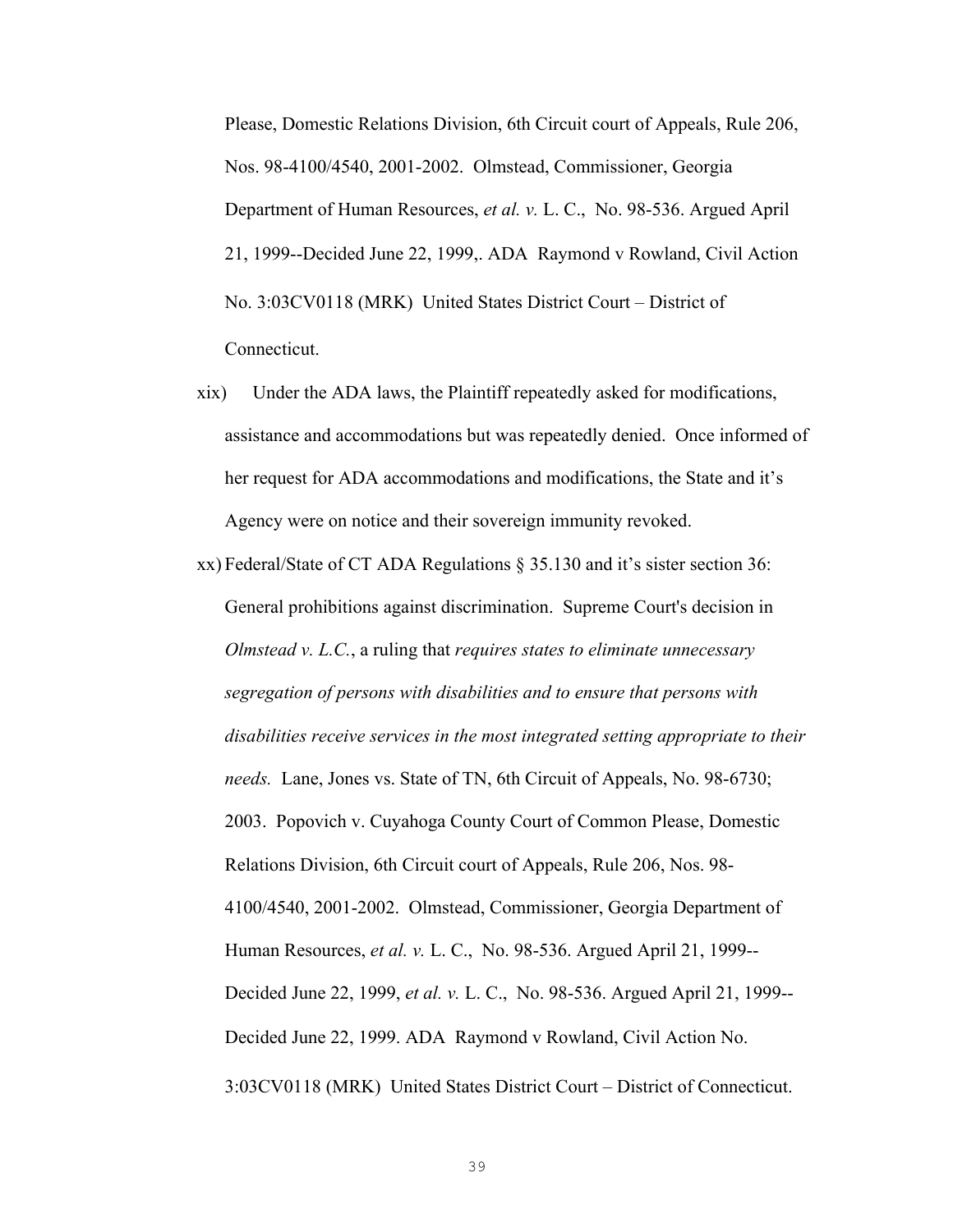Please, Domestic Relations Division, 6th Circuit court of Appeals, Rule 206, Nos. 98-4100/4540, 2001-2002. Olmstead, Commissioner, Georgia Department of Human Resources, *et al. v.* L. C., No. 98-536. Argued April 21, 1999--Decided June 22, 1999,. ADA Raymond v Rowland, Civil Action No. 3:03CV0118 (MRK) United States District Court – District of Connecticut.

xix) Under the ADA laws, the Plaintiff repeatedly asked for modifications, assistance and accommodations but was repeatedly denied. Once informed of her request for ADA accommodations and modifications, the State and it's Agency were on notice and their sovereign immunity revoked.

xx) Federal/State of CT ADA Regulations § 35.130 and it's sister section 36: General prohibitions against discrimination. Supreme Court's decision in *Olmstead v. L.C.*, a ruling that *requires states to eliminate unnecessary segregation of persons with disabilities and to ensure that persons with disabilities receive services in the most integrated setting appropriate to their needs.* Lane, Jones vs. State of TN, 6th Circuit of Appeals, No. 98-6730; 2003. Popovich v. Cuyahoga County Court of Common Please, Domestic Relations Division, 6th Circuit court of Appeals, Rule 206, Nos. 98-4100/4540, 2001-2002. Olmstead, Commissioner, Georgia Department of Human Resources, *et al. v.* L. C., No. 98-536. Argued April 21, 1999--Decided June 22, 1999, *et al. v.* L. C., No. 98-536. Argued April 21, 1999--Decided June 22, 1999. ADA Raymond v Rowland, Civil Action No. 3:03CV0118 (MRK) United States District Court – District of Connecticut.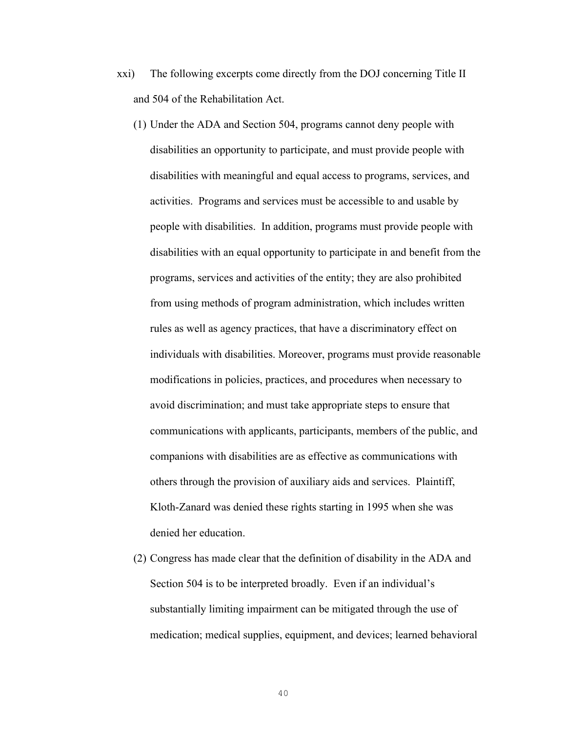xxi) The following excerpts come directly from the DOJ concerning Title II and 504 of the Rehabilitation Act.

(1) Under the ADA and Section 504, programs cannot deny people with disabilities an opportunity to participate, and must provide people with disabilities with meaningful and equal access to programs, services, and activities. Programs and services must be accessible to and usable by people with disabilities. In addition, programs must provide people with disabilities with an equal opportunity to participate in and benefit from the programs, services and activities of the entity; they are also prohibited from using methods of program administration, which includes written rules as well as agency practices, that have a discriminatory effect on individuals with disabilities. Moreover, programs must provide reasonable modifications in policies, practices, and procedures when necessary to avoid discrimination; and must take appropriate steps to ensure that communications with applicants, participants, members of the public, and companions with disabilities are as effective as communications with others through the provision of auxiliary aids and services. Plaintiff, Kloth-Zanard was denied these rights starting in 1995 when she was denied her education.

(2) Congress has made clear that the definition of disability in the ADA and Section 504 is to be interpreted broadly. Even if an individual's substantially limiting impairment can be mitigated through the use of medication; medical supplies, equipment, and devices; learned behavioral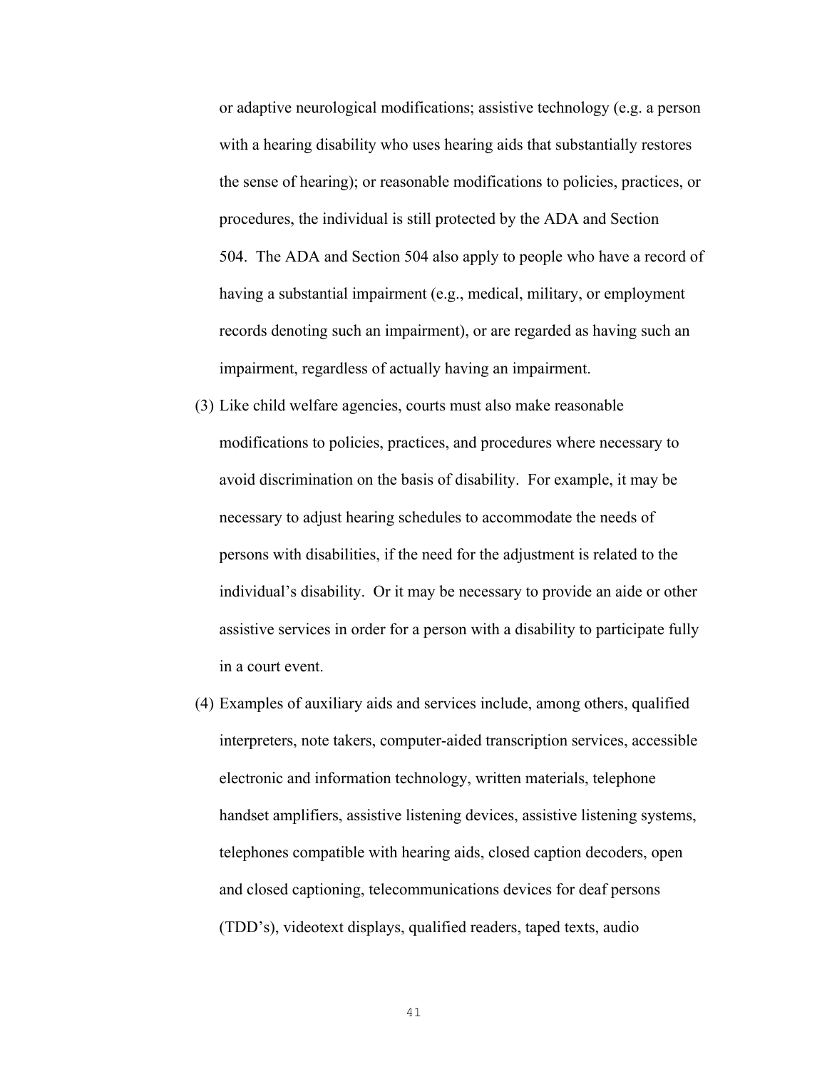or adaptive neurological modifications; assistive technology (e.g. a person with a hearing disability who uses hearing aids that substantially restores the sense of hearing); or reasonable modifications to policies, practices, or procedures, the individual is still protected by the ADA and Section 504. The ADA and Section 504 also apply to people who have a record of having a substantial impairment (e.g., medical, military, or employment records denoting such an impairment), or are regarded as having such an impairment, regardless of actually having an impairment.

(3) Like child welfare agencies, courts must also make reasonable modifications to policies, practices, and procedures where necessary to avoid discrimination on the basis of disability. For example, it may be necessary to adjust hearing schedules to accommodate the needs of persons with disabilities, if the need for the adjustment is related to the individual's disability. Or it may be necessary to provide an aide or other assistive services in order for a person with a disability to participate fully in a court event.

(4) Examples of auxiliary aids and services include, among others, qualified interpreters, note takers, computer-aided transcription services, accessible electronic and information technology, written materials, telephone handset amplifiers, assistive listening devices, assistive listening systems, telephones compatible with hearing aids, closed caption decoders, open and closed captioning, telecommunications devices for deaf persons (TDD's), videotext displays, qualified readers, taped texts, audio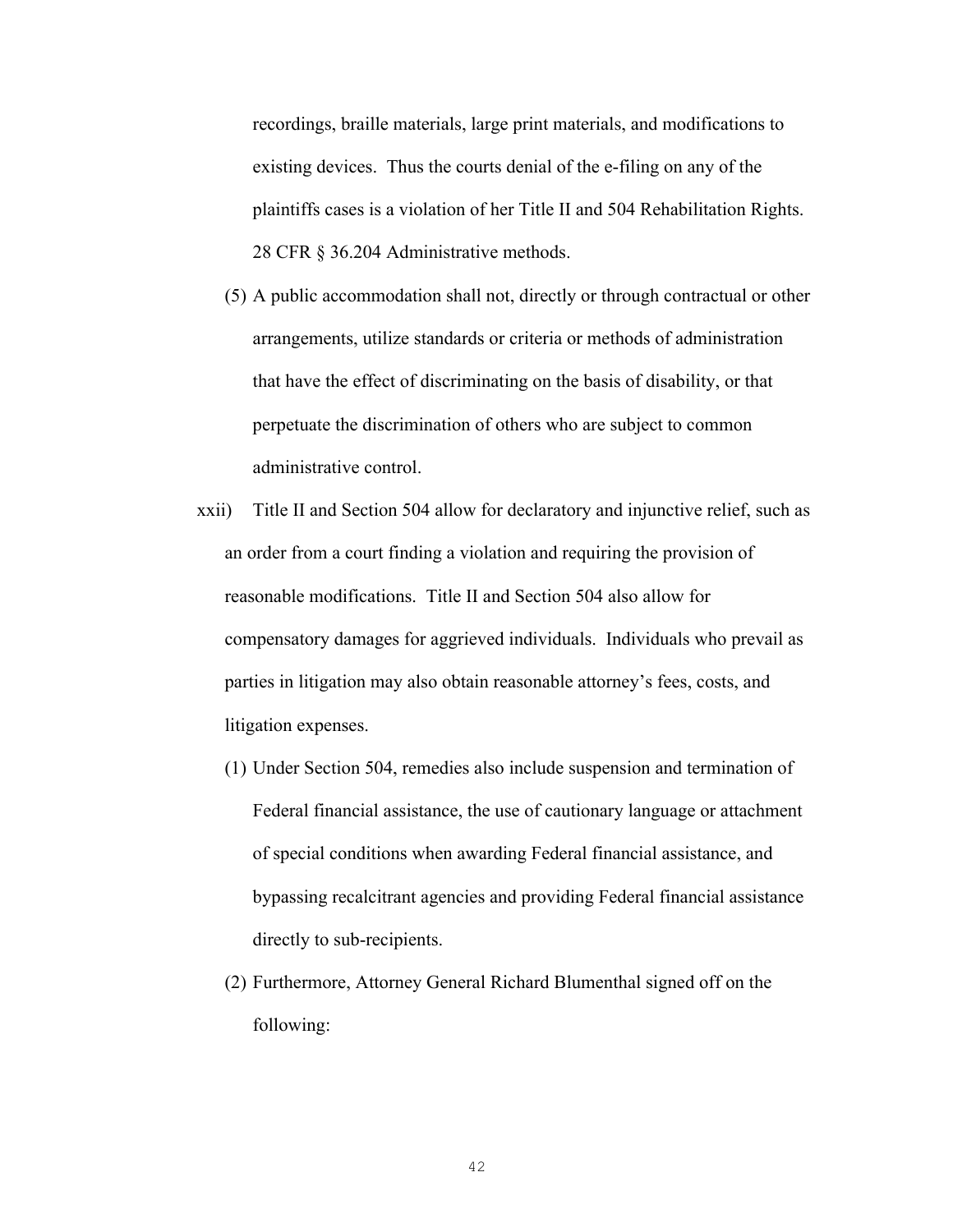recordings, braille materials, large print materials, and modifications to existing devices. Thus the courts denial of the e-filing on any of the plaintiffs cases is a violation of her Title II and 504 Rehabilitation Rights. 28 CFR § 36.204 Administrative methods.

(5) A public accommodation shall not, directly or through contractual or other arrangements, utilize standards or criteria or methods of administration that have the effect of discriminating on the basis of disability, or that perpetuate the discrimination of others who are subject to common administrative control.

xxii) Title II and Section 504 allow for declaratory and injunctive relief, such as an order from a court finding a violation and requiring the provision of reasonable modifications. Title II and Section 504 also allow for compensatory damages for aggrieved individuals. Individuals who prevail as parties in litigation may also obtain reasonable attorney's fees, costs, and litigation expenses.

(1) Under Section 504, remedies also include suspension and termination of Federal financial assistance, the use of cautionary language or attachment of special conditions when awarding Federal financial assistance, and bypassing recalcitrant agencies and providing Federal financial assistance directly to sub-recipients.

(2) Furthermore, Attorney General Richard Blumenthal signed off on the following: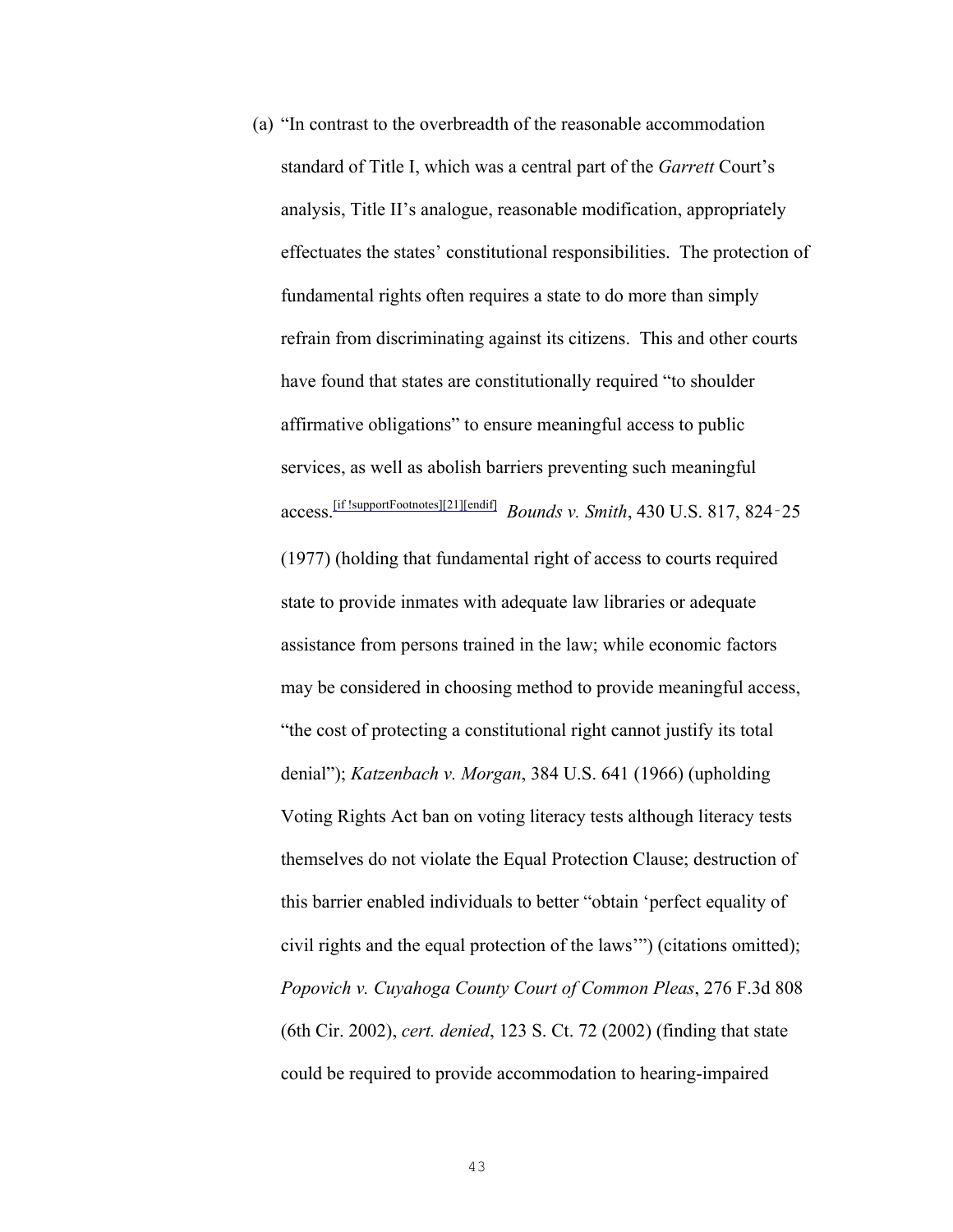(a) "In contrast to the overbreadth of the reasonable accommodation standard of Title I, which was a central part of the *Garrett* Court's analysis, Title II's analogue, reasonable modification, appropriately effectuates the states' constitutional responsibilities. The protection of fundamental rights often requires a state to do more than simply refrain from discriminating against its citizens. This and other courts have found that states are constitutionally required "to shoulder affirmative obligations" to ensure meaningful access to public services, as well as abolish barriers preventing such meaningful access.[if !supportFootnotes][21][endif] *Bounds v. Smith*, 430 U.S. 817, 824-25 (1977) (holding that fundamental right of access to courts required state to provide inmates with adequate law libraries or adequate assistance from persons trained in the law; while economic factors may be considered in choosing method to provide meaningful access, "the cost of protecting a constitutional right cannot justify its total denial"); *Katzenbach v. Morgan*, 384 U.S. 641 (1966) (upholding Voting Rights Act ban on voting literacy tests although literacy tests themselves do not violate the Equal Protection Clause; destruction of this barrier enabled individuals to better "obtain 'perfect equality of civil rights and the equal protection of the laws'") (citations omitted); *Popovich v. Cuyahoga County Court of Common Pleas*, 276 F.3d 808 (6th Cir. 2002), *cert. denied*, 123 S. Ct. 72 (2002) (finding that state could be required to provide accommodation to hearing-impaired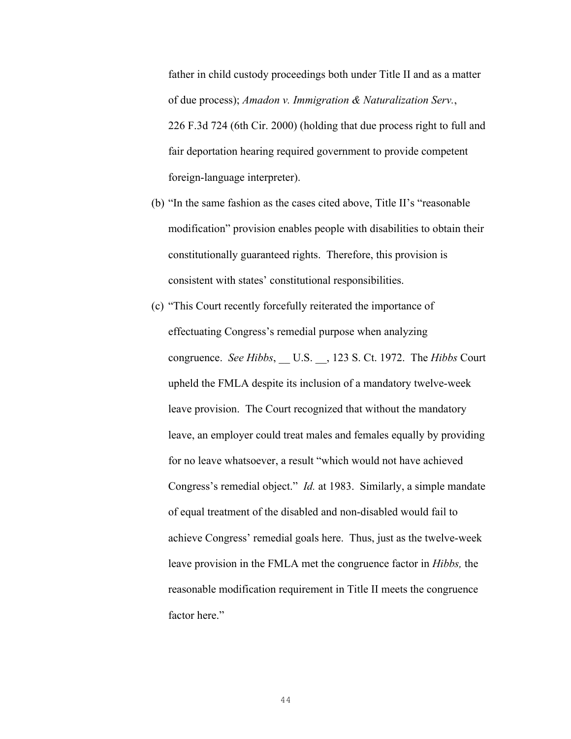father in child custody proceedings both under Title II and as a matter of due process); *Amadon v. Immigration & Naturalization Serv.*, 226 F.3d 724 (6th Cir. 2000) (holding that due process right to full and fair deportation hearing required government to provide competent foreign-language interpreter).

(b) "In the same fashion as the cases cited above, Title II's "reasonable modification" provision enables people with disabilities to obtain their constitutionally guaranteed rights. Therefore, this provision is consistent with states' constitutional responsibilities.

(c) "This Court recently forcefully reiterated the importance of effectuating Congress's remedial purpose when analyzing congruence. *See Hibbs*, __ U.S. __, 123 S. Ct. 1972. The *Hibbs* Court upheld the FMLA despite its inclusion of a mandatory twelve-week leave provision. The Court recognized that without the mandatory leave, an employer could treat males and females equally by providing for no leave whatsoever, a result "which would not have achieved Congress's remedial object." *Id.* at 1983. Similarly, a simple mandate of equal treatment of the disabled and non-disabled would fail to achieve Congress' remedial goals here. Thus, just as the twelve-week leave provision in the FMLA met the congruence factor in *Hibbs,* the reasonable modification requirement in Title II meets the congruence factor here."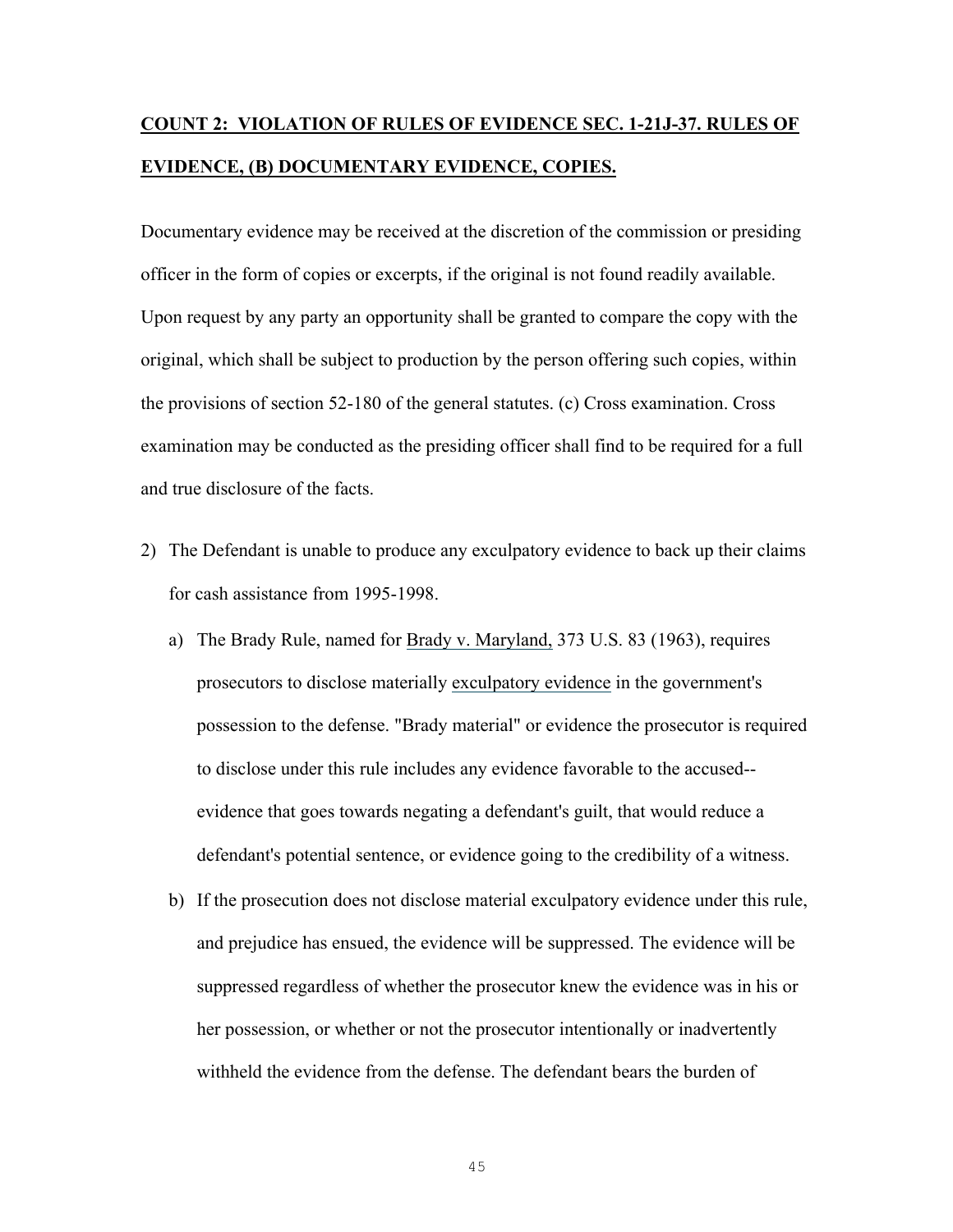**COUNT 2: VIOLATION OF RULES OF EVIDENCE SEC. 1-21J-37. RULES OF EVIDENCE, (B) DOCUMENTARY EVIDENCE, COPIES.**

Documentary evidence may be received at the discretion of the commission or presiding officer in the form of copies or excerpts, if the original is not found readily available. Upon request by any party an opportunity shall be granted to compare the copy with the original, which shall be subject to production by the person offering such copies, within the provisions of section 52-180 of the general statutes. (c) Cross examination. Cross examination may be conducted as the presiding officer shall find to be required for a full and true disclosure of the facts.

2) The Defendant is unable to produce any exculpatory evidence to back up their claims for cash assistance from 1995-1998.

   a) The Brady Rule, named for Brady v. Maryland, 373 U.S. 83 (1963), requires prosecutors to disclose materially exculpatory evidence in the government's possession to the defense. "Brady material" or evidence the prosecutor is required to disclose under this rule includes any evidence favorable to the accused--evidence that goes towards negating a defendant's guilt, that would reduce a defendant's potential sentence, or evidence going to the credibility of a witness.

   b) If the prosecution does not disclose material exculpatory evidence under this rule, and prejudice has ensued, the evidence will be suppressed. The evidence will be suppressed regardless of whether the prosecutor knew the evidence was in his or her possession, or whether or not the prosecutor intentionally or inadvertently withheld the evidence from the defense. The defendant bears the burden of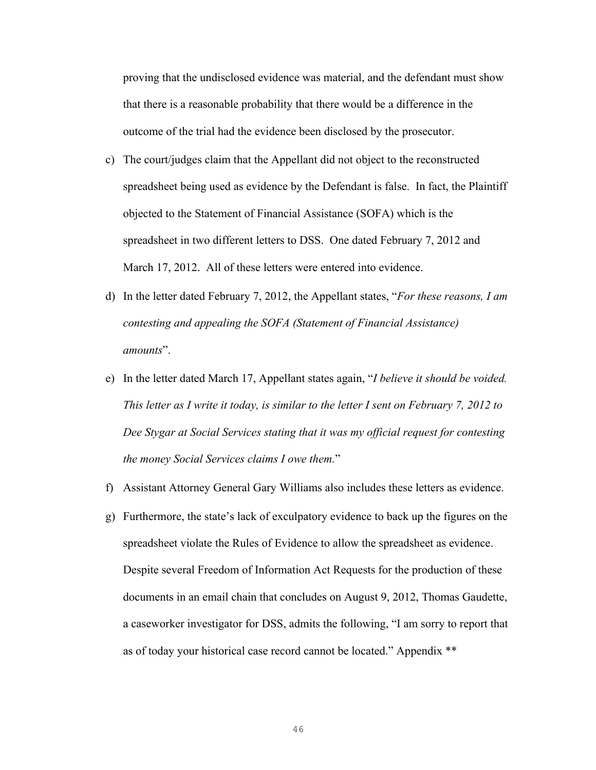proving that the undisclosed evidence was material, and the defendant must show that there is a reasonable probability that there would be a difference in the outcome of the trial had the evidence been disclosed by the prosecutor.

c) The court/judges claim that the Appellant did not object to the reconstructed spreadsheet being used as evidence by the Defendant is false. In fact, the Plaintiff objected to the Statement of Financial Assistance (SOFA) which is the spreadsheet in two different letters to DSS. One dated February 7, 2012 and March 17, 2012. All of these letters were entered into evidence.

d) In the letter dated February 7, 2012, the Appellant states, "*For these reasons, I am contesting and appealing the SOFA (Statement of Financial Assistance) amounts*".

e) In the letter dated March 17, Appellant states again, "*I believe it should be voided. This letter as I write it today, is similar to the letter I sent on February 7, 2012 to Dee Stygar at Social Services stating that it was my official request for contesting the money Social Services claims I owe them.*"

f) Assistant Attorney General Gary Williams also includes these letters as evidence.

g) Furthermore, the state's lack of exculpatory evidence to back up the figures on the spreadsheet violate the Rules of Evidence to allow the spreadsheet as evidence. Despite several Freedom of Information Act Requests for the production of these documents in an email chain that concludes on August 9, 2012, Thomas Gaudette, a caseworker investigator for DSS, admits the following, "I am sorry to report that as of today your historical case record cannot be located." Appendix **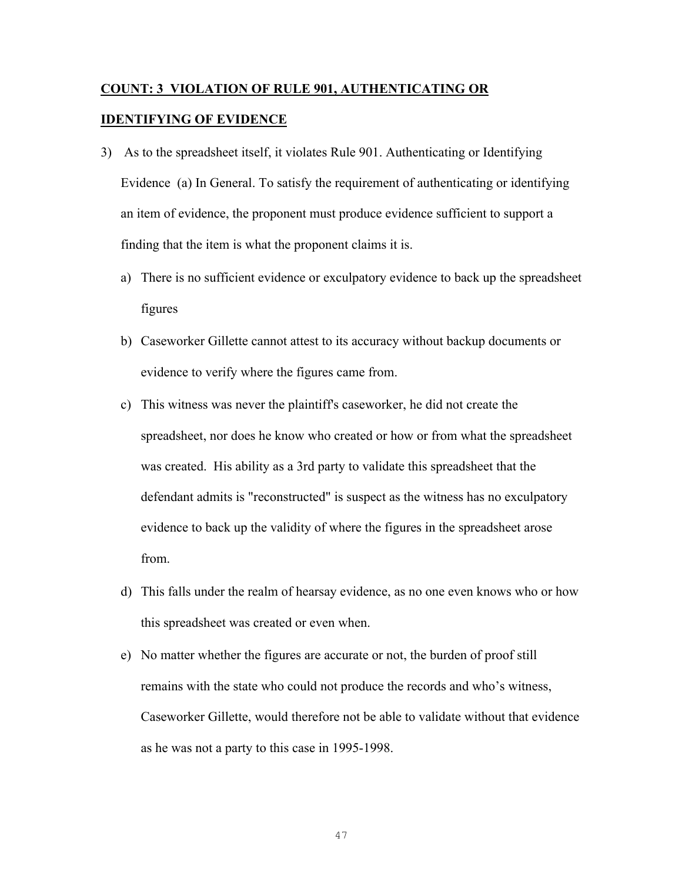**COUNT: 3 VIOLATION OF RULE 901, AUTHENTICATING OR IDENTIFYING OF EVIDENCE**

3) As to the spreadsheet itself, it violates Rule 901. Authenticating or Identifying Evidence (a) In General. To satisfy the requirement of authenticating or identifying an item of evidence, the proponent must produce evidence sufficient to support a finding that the item is what the proponent claims it is.

   a) There is no sufficient evidence or exculpatory evidence to back up the spreadsheet figures

   b) Caseworker Gillette cannot attest to its accuracy without backup documents or evidence to verify where the figures came from.

   c) This witness was never the plaintiff's caseworker, he did not create the spreadsheet, nor does he know who created or how or from what the spreadsheet was created. His ability as a 3rd party to validate this spreadsheet that the defendant admits is "reconstructed" is suspect as the witness has no exculpatory evidence to back up the validity of where the figures in the spreadsheet arose from.

   d) This falls under the realm of hearsay evidence, as no one even knows who or how this spreadsheet was created or even when.

   e) No matter whether the figures are accurate or not, the burden of proof still remains with the state who could not produce the records and who's witness, Caseworker Gillette, would therefore not be able to validate without that evidence as he was not a party to this case in 1995-1998.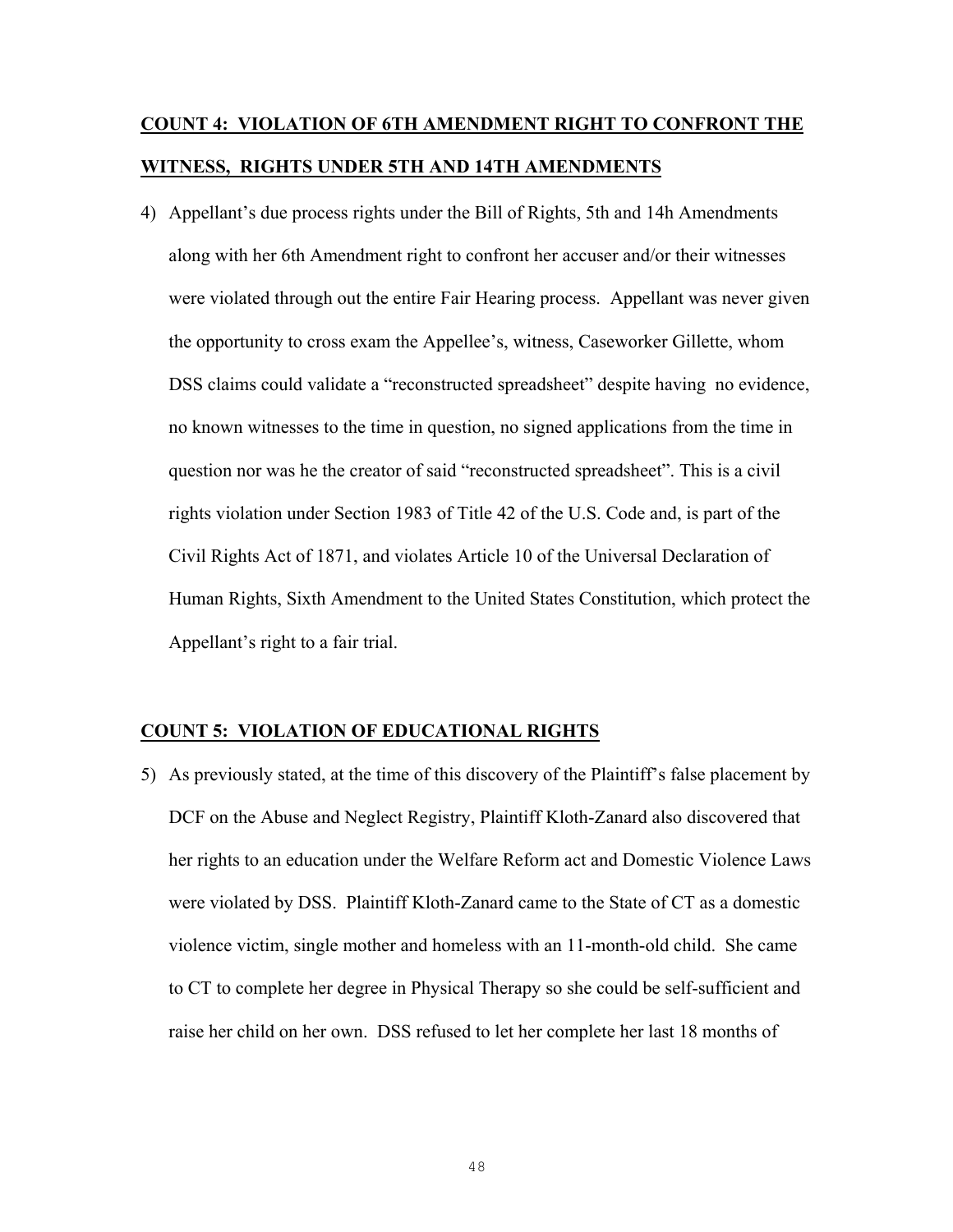**COUNT 4: VIOLATION OF 6TH AMENDMENT RIGHT TO CONFRONT THE WITNESS, RIGHTS UNDER 5TH AND 14TH AMENDMENTS**

4) Appellant's due process rights under the Bill of Rights, 5th and 14h Amendments along with her 6th Amendment right to confront her accuser and/or their witnesses were violated through out the entire Fair Hearing process. Appellant was never given the opportunity to cross exam the Appellee's, witness, Caseworker Gillette, whom DSS claims could validate a "reconstructed spreadsheet" despite having no evidence, no known witnesses to the time in question, no signed applications from the time in question nor was he the creator of said "reconstructed spreadsheet". This is a civil rights violation under Section 1983 of Title 42 of the U.S. Code and, is part of the Civil Rights Act of 1871, and violates Article 10 of the Universal Declaration of Human Rights, Sixth Amendment to the United States Constitution, which protect the Appellant's right to a fair trial.

**COUNT 5: VIOLATION OF EDUCATIONAL RIGHTS**

5) As previously stated, at the time of this discovery of the Plaintiff's false placement by DCF on the Abuse and Neglect Registry, Plaintiff Kloth-Zanard also discovered that her rights to an education under the Welfare Reform act and Domestic Violence Laws were violated by DSS. Plaintiff Kloth-Zanard came to the State of CT as a domestic violence victim, single mother and homeless with an 11-month-old child. She came to CT to complete her degree in Physical Therapy so she could be self-sufficient and raise her child on her own. DSS refused to let her complete her last 18 months of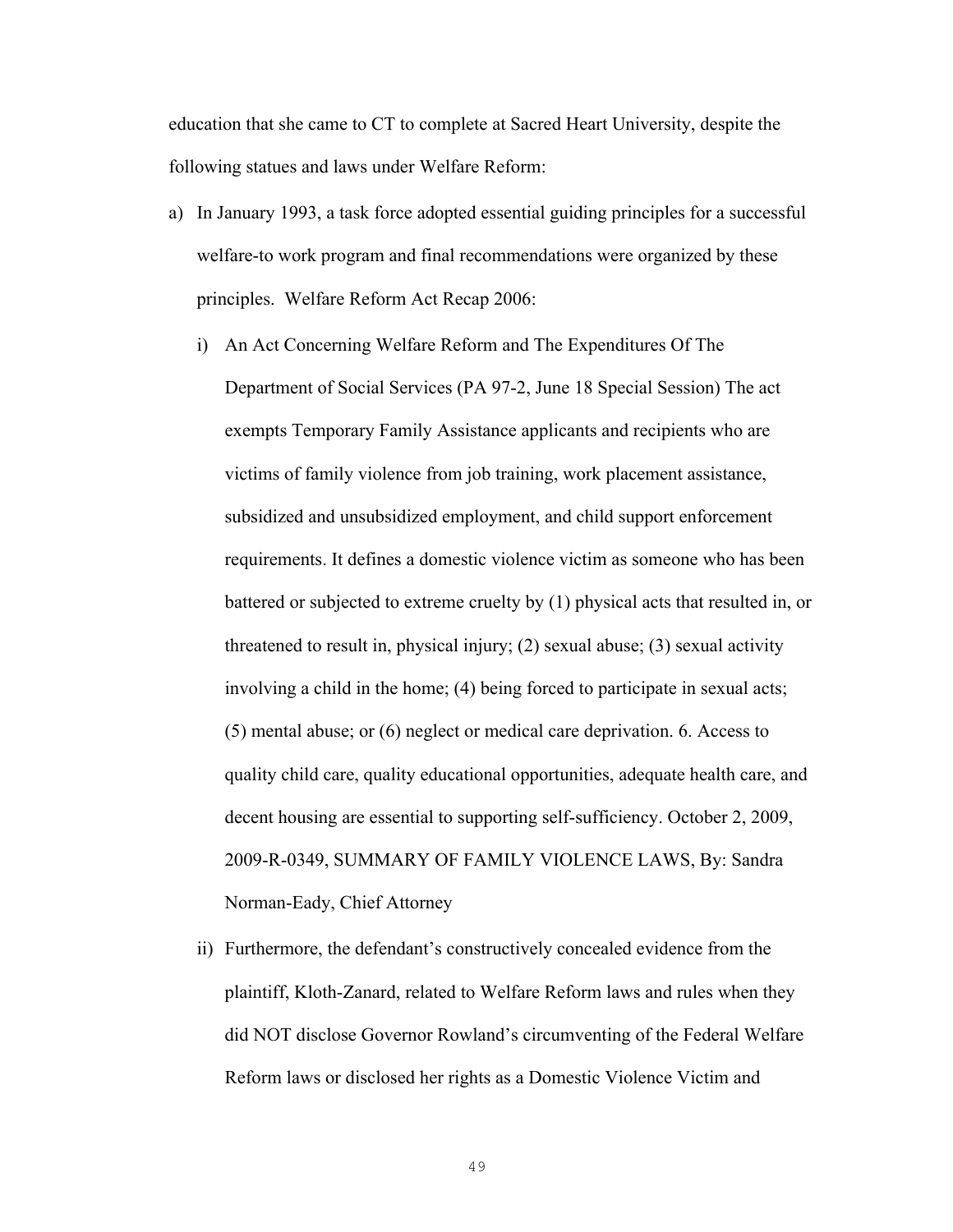education that she came to CT to complete at Sacred Heart University, despite the following statues and laws under Welfare Reform:

a) In January 1993, a task force adopted essential guiding principles for a successful welfare-to work program and final recommendations were organized by these principles. Welfare Reform Act Recap 2006:

   i) An Act Concerning Welfare Reform and The Expenditures Of The Department of Social Services (PA 97-2, June 18 Special Session) The act exempts Temporary Family Assistance applicants and recipients who are victims of family violence from job training, work placement assistance, subsidized and unsubsidized employment, and child support enforcement requirements. It defines a domestic violence victim as someone who has been battered or subjected to extreme cruelty by (1) physical acts that resulted in, or threatened to result in, physical injury; (2) sexual abuse; (3) sexual activity involving a child in the home; (4) being forced to participate in sexual acts; (5) mental abuse; or (6) neglect or medical care deprivation. 6. Access to quality child care, quality educational opportunities, adequate health care, and decent housing are essential to supporting self-sufficiency. October 2, 2009, 2009-R-0349, SUMMARY OF FAMILY VIOLENCE LAWS, By: Sandra Norman-Eady, Chief Attorney

   ii) Furthermore, the defendant's constructively concealed evidence from the plaintiff, Kloth-Zanard, related to Welfare Reform laws and rules when they did NOT disclose Governor Rowland's circumventing of the Federal Welfare Reform laws or disclosed her rights as a Domestic Violence Victim and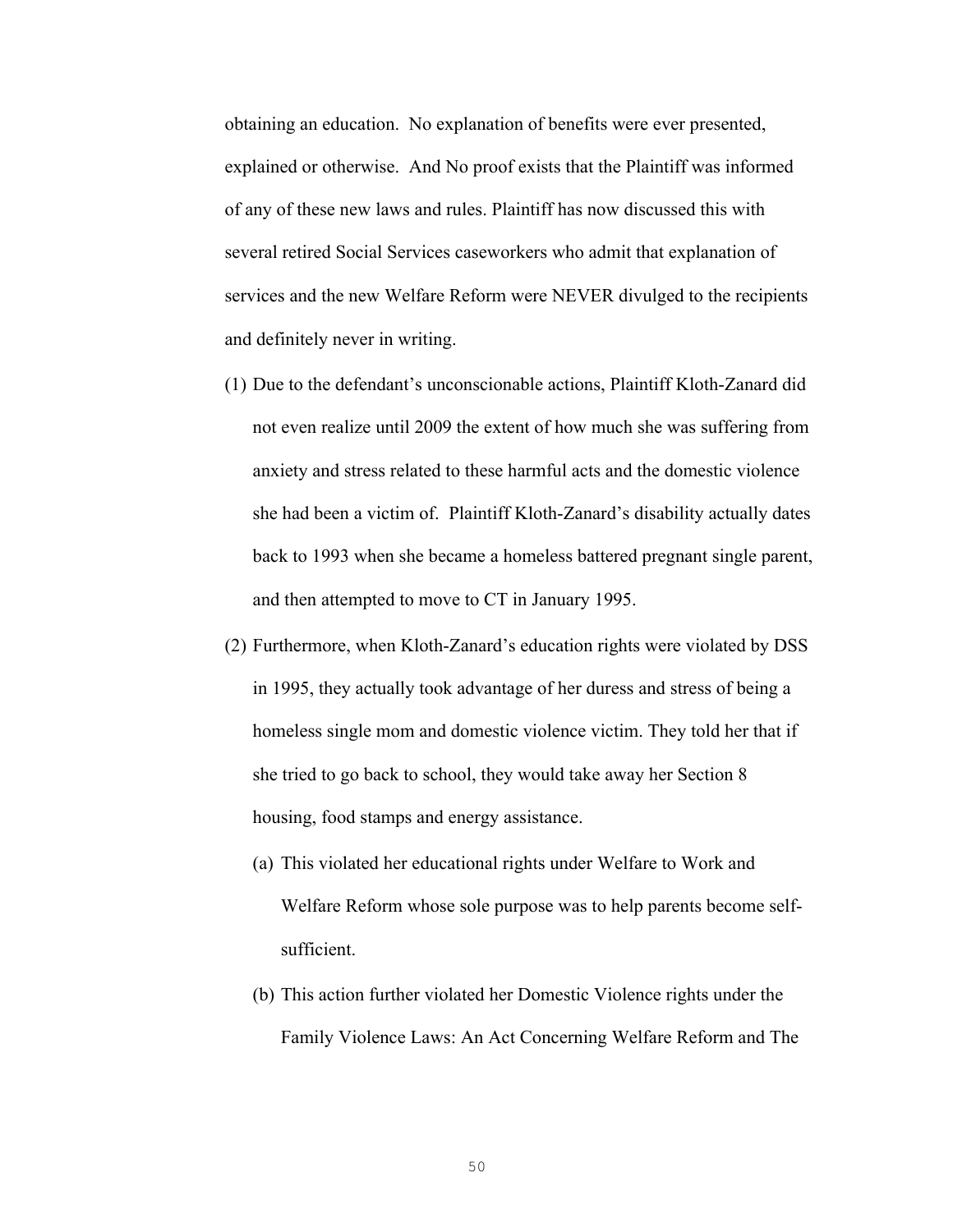obtaining an education. No explanation of benefits were ever presented, explained or otherwise. And No proof exists that the Plaintiff was informed of any of these new laws and rules. Plaintiff has now discussed this with several retired Social Services caseworkers who admit that explanation of services and the new Welfare Reform were NEVER divulged to the recipients and definitely never in writing.

(1) Due to the defendant's unconscionable actions, Plaintiff Kloth-Zanard did not even realize until 2009 the extent of how much she was suffering from anxiety and stress related to these harmful acts and the domestic violence she had been a victim of. Plaintiff Kloth-Zanard's disability actually dates back to 1993 when she became a homeless battered pregnant single parent, and then attempted to move to CT in January 1995.

(2) Furthermore, when Kloth-Zanard's education rights were violated by DSS in 1995, they actually took advantage of her duress and stress of being a homeless single mom and domestic violence victim. They told her that if she tried to go back to school, they would take away her Section 8 housing, food stamps and energy assistance.

    (a) This violated her educational rights under Welfare to Work and Welfare Reform whose sole purpose was to help parents become self-sufficient.

    (b) This action further violated her Domestic Violence rights under the Family Violence Laws: An Act Concerning Welfare Reform and The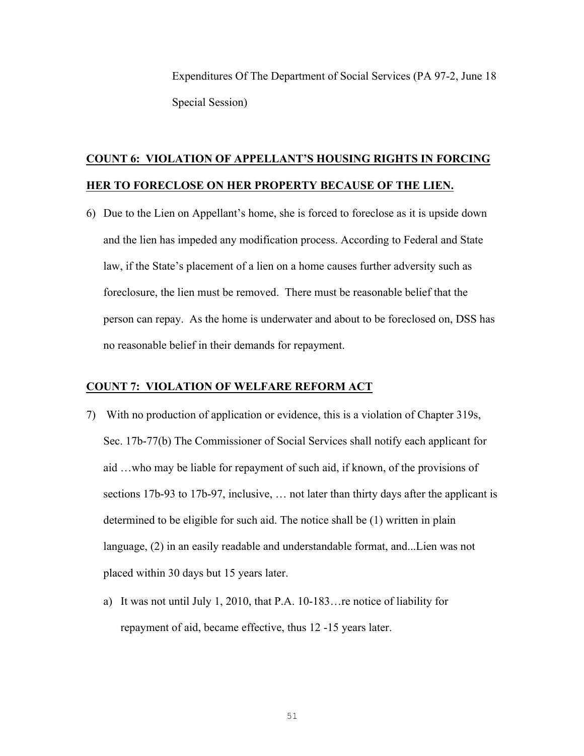Expenditures Of The Department of Social Services (PA 97-2, June 18 Special Session)

**COUNT 6: VIOLATION OF APPELLANT'S HOUSING RIGHTS IN FORCING HER TO FORECLOSE ON HER PROPERTY BECAUSE OF THE LIEN.**

6) Due to the Lien on Appellant's home, she is forced to foreclose as it is upside down and the lien has impeded any modification process. According to Federal and State law, if the State's placement of a lien on a home causes further adversity such as foreclosure, the lien must be removed. There must be reasonable belief that the person can repay. As the home is underwater and about to be foreclosed on, DSS has no reasonable belief in their demands for repayment.

**COUNT 7: VIOLATION OF WELFARE REFORM ACT**

7) With no production of application or evidence, this is a violation of Chapter 319s, Sec. 17b-77(b) The Commissioner of Social Services shall notify each applicant for aid …who may be liable for repayment of such aid, if known, of the provisions of sections 17b-93 to 17b-97, inclusive, … not later than thirty days after the applicant is determined to be eligible for such aid. The notice shall be (1) written in plain language, (2) in an easily readable and understandable format, and...Lien was not placed within 30 days but 15 years later.

   a) It was not until July 1, 2010, that P.A. 10-183…re notice of liability for repayment of aid, became effective, thus 12 -15 years later.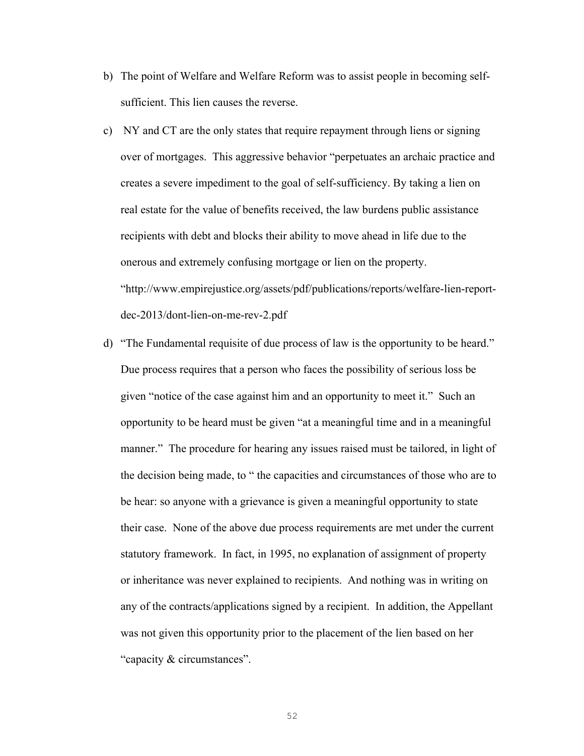b) The point of Welfare and Welfare Reform was to assist people in becoming self-sufficient. This lien causes the reverse.

c) NY and CT are the only states that require repayment through liens or signing over of mortgages. This aggressive behavior "perpetuates an archaic practice and creates a severe impediment to the goal of self-sufficiency. By taking a lien on real estate for the value of benefits received, the law burdens public assistance recipients with debt and blocks their ability to move ahead in life due to the onerous and extremely confusing mortgage or lien on the property. "http://www.empirejustice.org/assets/pdf/publications/reports/welfare-lien-report-dec-2013/dont-lien-on-me-rev-2.pdf

d) "The Fundamental requisite of due process of law is the opportunity to be heard." Due process requires that a person who faces the possibility of serious loss be given "notice of the case against him and an opportunity to meet it." Such an opportunity to be heard must be given "at a meaningful time and in a meaningful manner." The procedure for hearing any issues raised must be tailored, in light of the decision being made, to " the capacities and circumstances of those who are to be hear: so anyone with a grievance is given a meaningful opportunity to state their case. None of the above due process requirements are met under the current statutory framework. In fact, in 1995, no explanation of assignment of property or inheritance was never explained to recipients. And nothing was in writing on any of the contracts/applications signed by a recipient. In addition, the Appellant was not given this opportunity prior to the placement of the lien based on her "capacity & circumstances".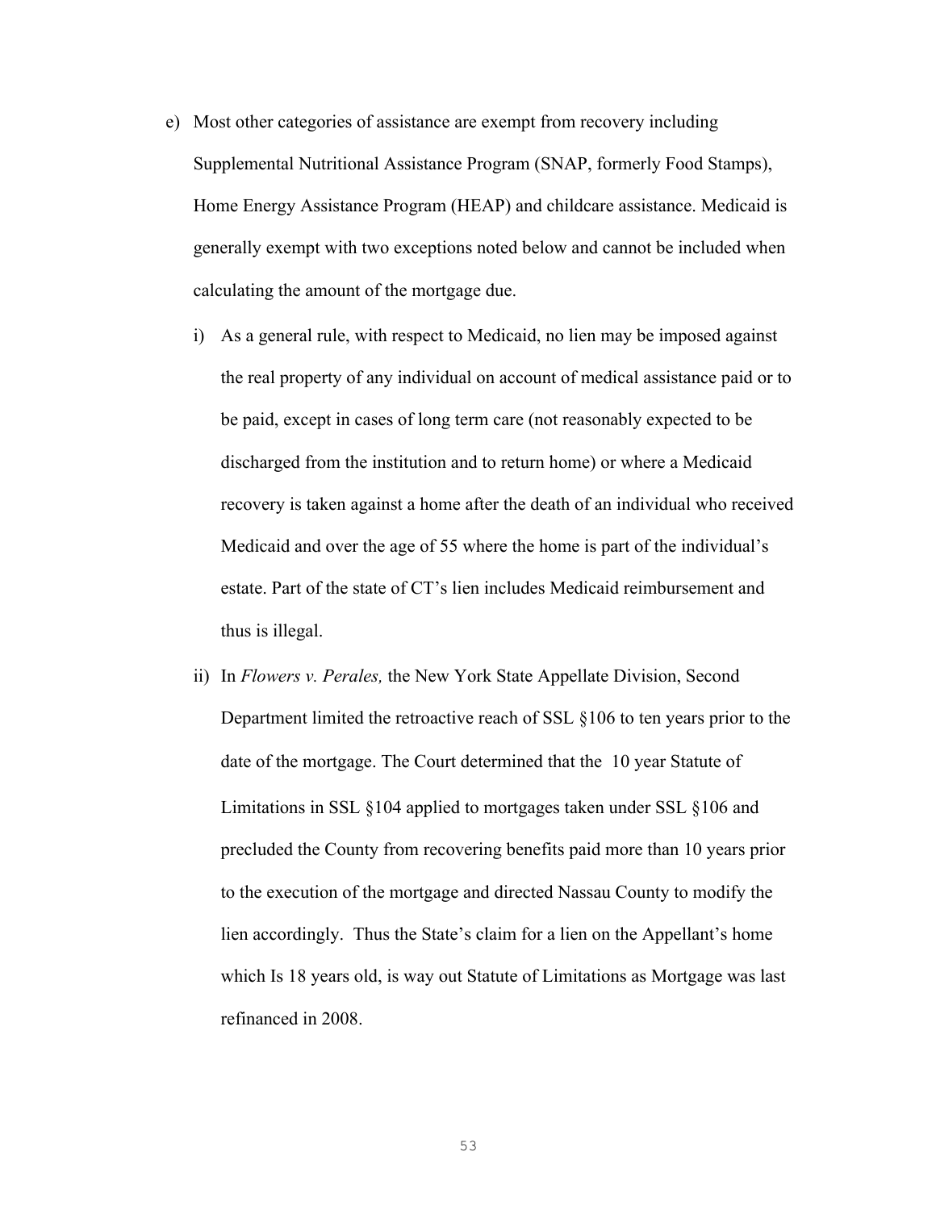e) Most other categories of assistance are exempt from recovery including Supplemental Nutritional Assistance Program (SNAP, formerly Food Stamps), Home Energy Assistance Program (HEAP) and childcare assistance. Medicaid is generally exempt with two exceptions noted below and cannot be included when calculating the amount of the mortgage due.

   i) As a general rule, with respect to Medicaid, no lien may be imposed against the real property of any individual on account of medical assistance paid or to be paid, except in cases of long term care (not reasonably expected to be discharged from the institution and to return home) or where a Medicaid recovery is taken against a home after the death of an individual who received Medicaid and over the age of 55 where the home is part of the individual's estate. Part of the state of CT's lien includes Medicaid reimbursement and thus is illegal.

   ii) In *Flowers v. Perales,* the New York State Appellate Division, Second Department limited the retroactive reach of SSL §106 to ten years prior to the date of the mortgage. The Court determined that the 10 year Statute of Limitations in SSL §104 applied to mortgages taken under SSL §106 and precluded the County from recovering benefits paid more than 10 years prior to the execution of the mortgage and directed Nassau County to modify the lien accordingly. Thus the State's claim for a lien on the Appellant's home which Is 18 years old, is way out Statute of Limitations as Mortgage was last refinanced in 2008.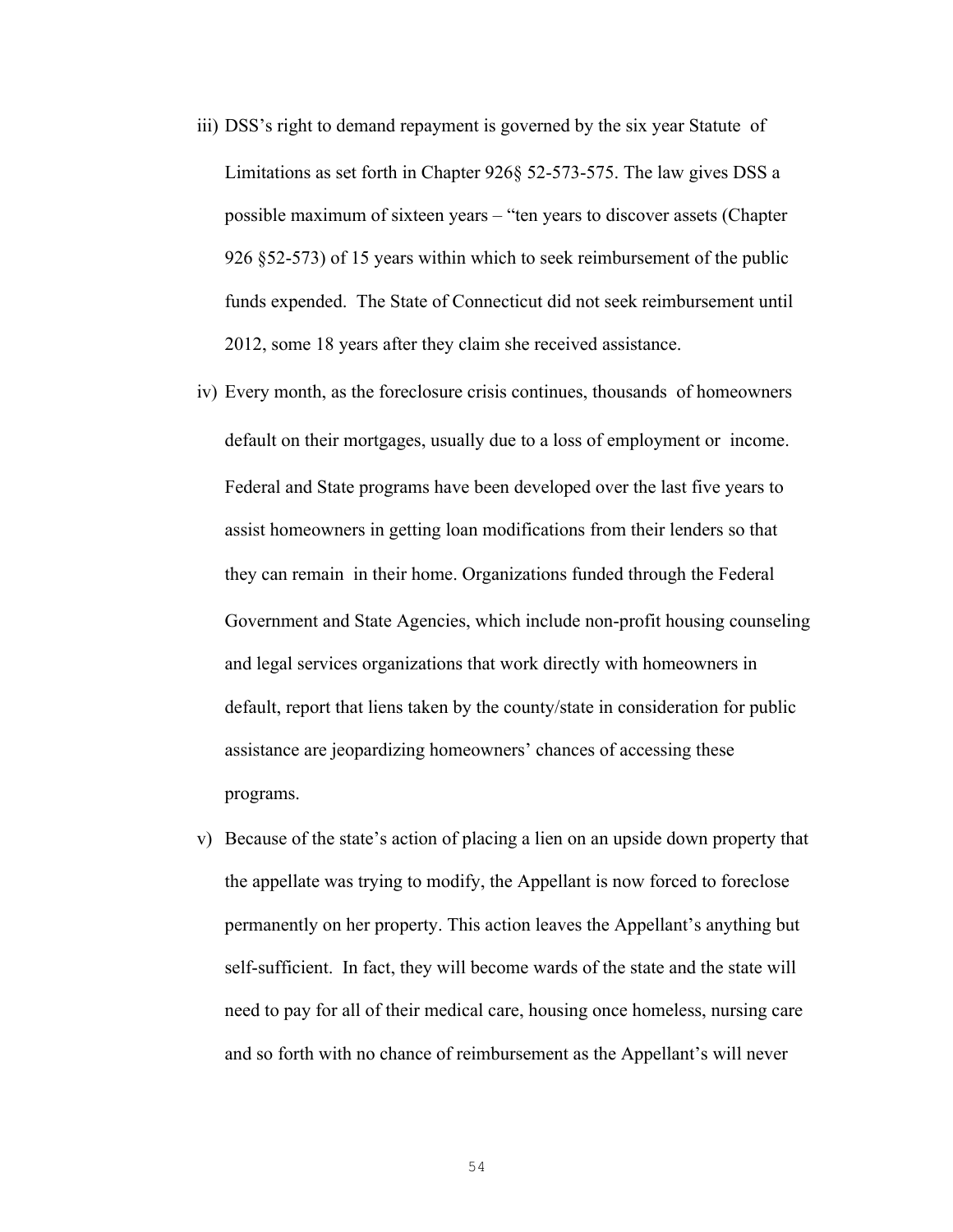iii) DSS's right to demand repayment is governed by the six year Statute of Limitations as set forth in Chapter 926§ 52-573-575. The law gives DSS a possible maximum of sixteen years – "ten years to discover assets (Chapter 926 §52-573) of 15 years within which to seek reimbursement of the public funds expended. The State of Connecticut did not seek reimbursement until 2012, some 18 years after they claim she received assistance.

iv) Every month, as the foreclosure crisis continues, thousands of homeowners default on their mortgages, usually due to a loss of employment or income. Federal and State programs have been developed over the last five years to assist homeowners in getting loan modifications from their lenders so that they can remain in their home. Organizations funded through the Federal Government and State Agencies, which include non-profit housing counseling and legal services organizations that work directly with homeowners in default, report that liens taken by the county/state in consideration for public assistance are jeopardizing homeowners' chances of accessing these programs.

v) Because of the state's action of placing a lien on an upside down property that the appellate was trying to modify, the Appellant is now forced to foreclose permanently on her property. This action leaves the Appellant's anything but self-sufficient. In fact, they will become wards of the state and the state will need to pay for all of their medical care, housing once homeless, nursing care and so forth with no chance of reimbursement as the Appellant's will never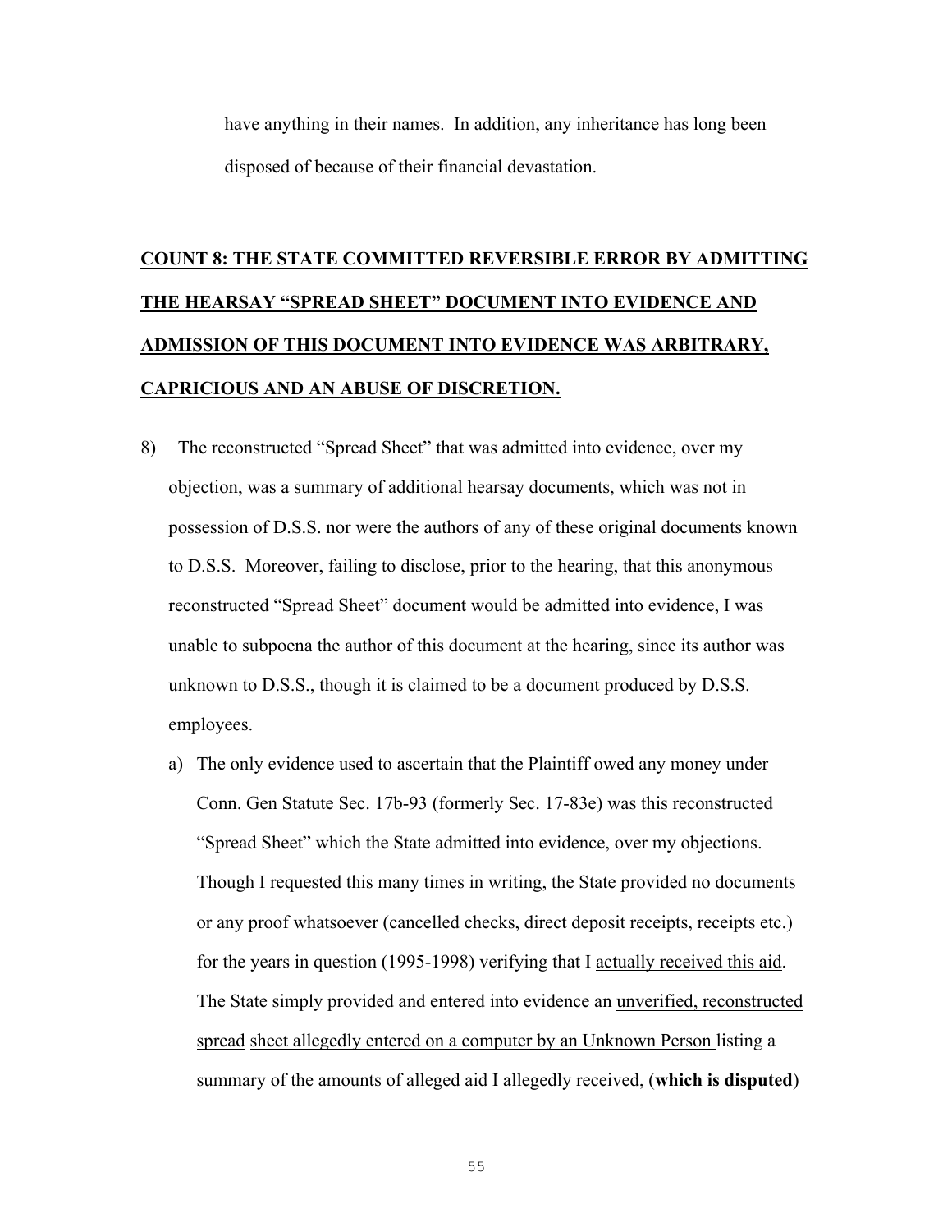have anything in their names. In addition, any inheritance has long been disposed of because of their financial devastation.

## <u>**COUNT 8: THE STATE COMMITTED REVERSIBLE ERROR BY ADMITTING THE HEARSAY "SPREAD SHEET" DOCUMENT INTO EVIDENCE AND ADMISSION OF THIS DOCUMENT INTO EVIDENCE WAS ARBITRARY, CAPRICIOUS AND AN ABUSE OF DISCRETION.**</u>

8) The reconstructed "Spread Sheet" that was admitted into evidence, over my objection, was a summary of additional hearsay documents, which was not in possession of D.S.S. nor were the authors of any of these original documents known to D.S.S. Moreover, failing to disclose, prior to the hearing, that this anonymous reconstructed "Spread Sheet" document would be admitted into evidence, I was unable to subpoena the author of this document at the hearing, since its author was unknown to D.S.S., though it is claimed to be a document produced by D.S.S. employees.

   a) The only evidence used to ascertain that the Plaintiff owed any money under Conn. Gen Statute Sec. 17b-93 (formerly Sec. 17-83e) was this reconstructed "Spread Sheet" which the State admitted into evidence, over my objections. Though I requested this many times in writing, the State provided no documents or any proof whatsoever (cancelled checks, direct deposit receipts, receipts etc.) for the years in question (1995-1998) verifying that I <u>actually received this aid</u>. The State simply provided and entered into evidence an <u>unverified, reconstructed spread sheet allegedly entered on a computer by an Unknown Person</u> listing a summary of the amounts of alleged aid I allegedly received, (**which is disputed**)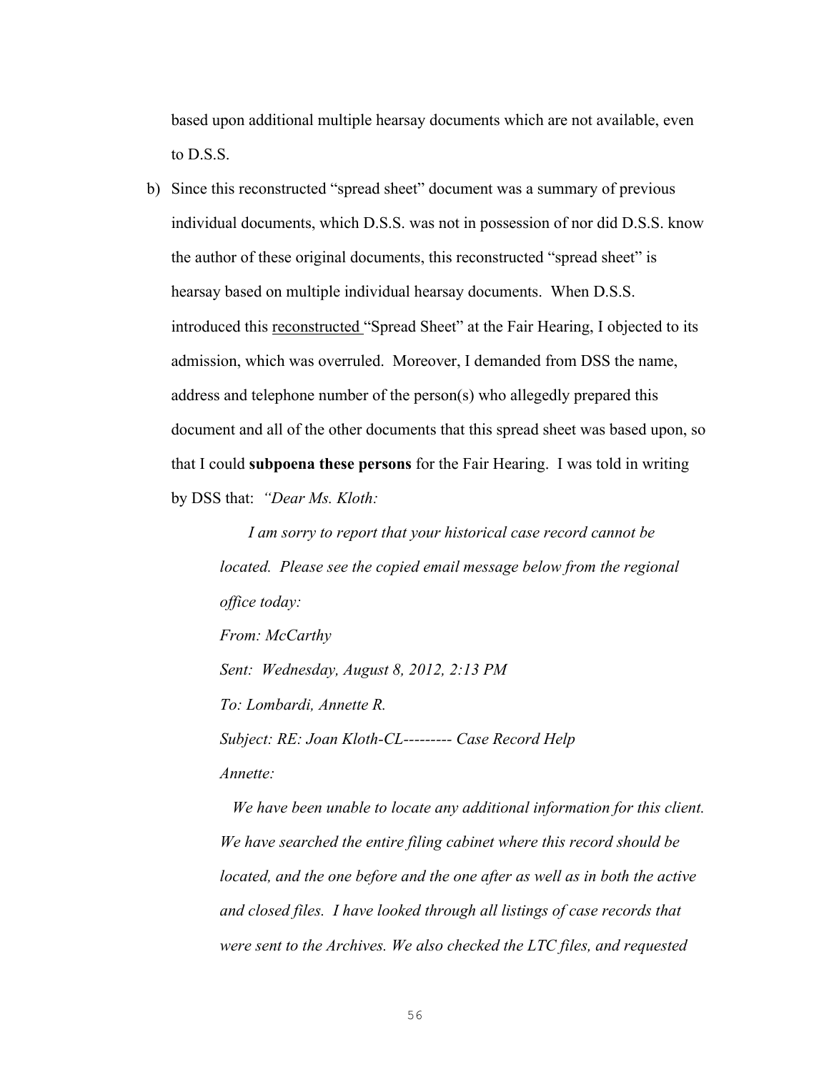based upon additional multiple hearsay documents which are not available, even to D.S.S.

b) Since this reconstructed "spread sheet" document was a summary of previous individual documents, which D.S.S. was not in possession of nor did D.S.S. know the author of these original documents, this reconstructed "spread sheet" is hearsay based on multiple individual hearsay documents. When D.S.S. introduced this reconstructed "Spread Sheet" at the Fair Hearing, I objected to its admission, which was overruled. Moreover, I demanded from DSS the name, address and telephone number of the person(s) who allegedly prepared this document and all of the other documents that this spread sheet was based upon, so that I could **subpoena these persons** for the Fair Hearing. I was told in writing by DSS that: *"Dear Ms. Kloth:*

> *I am sorry to report that your historical case record cannot be located. Please see the copied email message below from the regional office today:*
>
> *From: McCarthy*
>
> *Sent: Wednesday, August 8, 2012, 2:13 PM*
>
> *To: Lombardi, Annette R.*
>
> *Subject: RE: Joan Kloth-CL--------- Case Record Help*
>
> *Annette:*
>
> *We have been unable to locate any additional information for this client. We have searched the entire filing cabinet where this record should be located, and the one before and the one after as well as in both the active and closed files. I have looked through all listings of case records that were sent to the Archives. We also checked the LTC files, and requested*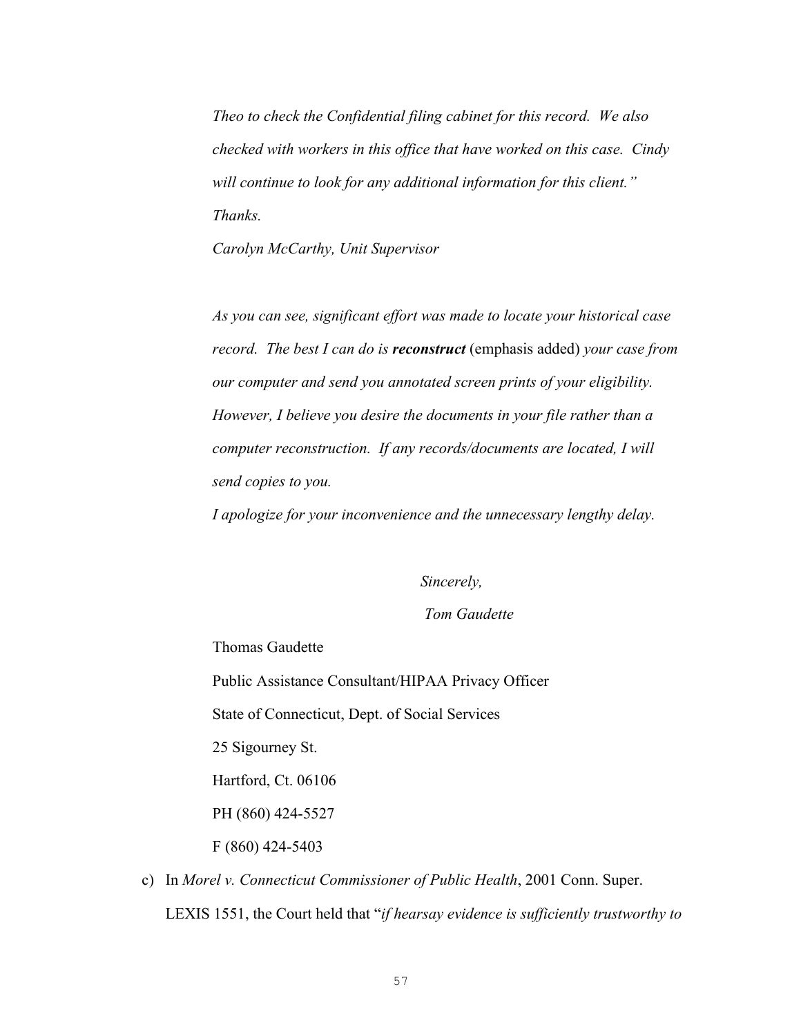*Theo to check the Confidential filing cabinet for this record. We also checked with workers in this office that have worked on this case. Cindy will continue to look for any additional information for this client."*
*Thanks.*
*Carolyn McCarthy, Unit Supervisor*

*As you can see, significant effort was made to locate your historical case record. The best I can do is* ***reconstruct*** (emphasis added) *your case from our computer and send you annotated screen prints of your eligibility. However, I believe you desire the documents in your file rather than a computer reconstruction. If any records/documents are located, I will send copies to you.*
*I apologize for your inconvenience and the unnecessary lengthy delay.*

*Sincerely,*
*Tom Gaudette*

Thomas Gaudette
Public Assistance Consultant/HIPAA Privacy Officer
State of Connecticut, Dept. of Social Services
25 Sigourney St.
Hartford, Ct. 06106
PH (860) 424-5527
F (860) 424-5403

c) In *Morel v. Connecticut Commissioner of Public Health*, 2001 Conn. Super. LEXIS 1551, the Court held that "*if hearsay evidence is sufficiently trustworthy to*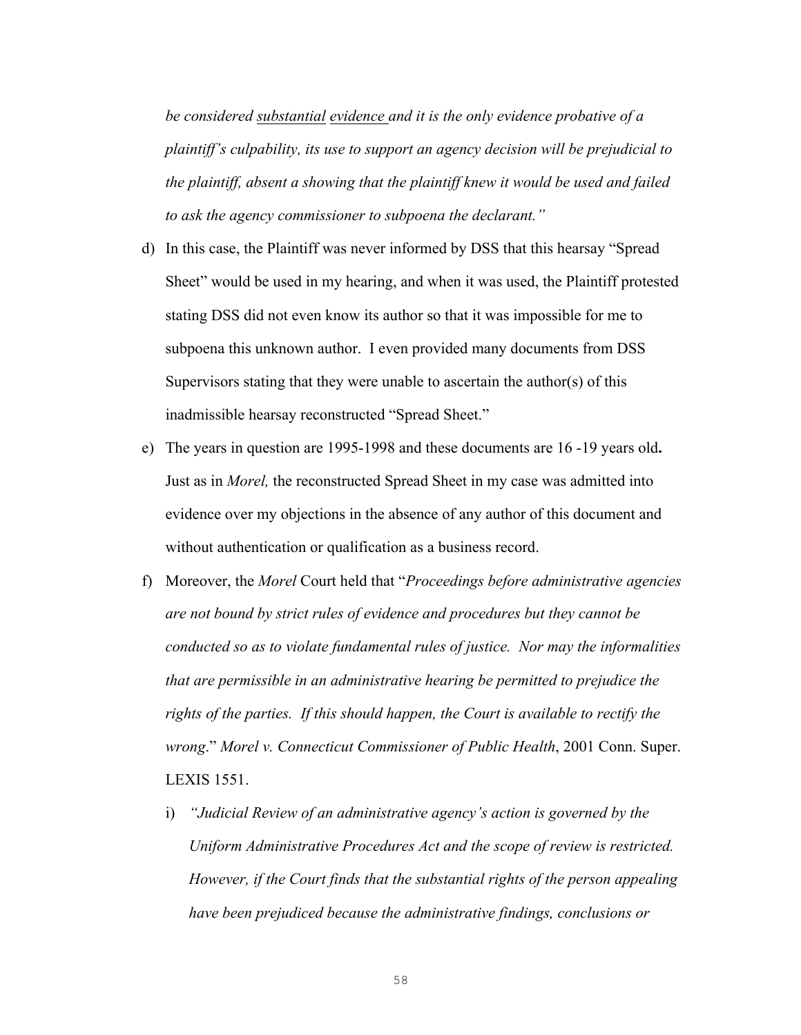*be considered* *__substantial__* *__evidence__* *and it is the only evidence probative of a plaintiff's culpability, its use to support an agency decision will be prejudicial to the plaintiff, absent a showing that the plaintiff knew it would be used and failed to ask the agency commissioner to subpoena the declarant."*

d) In this case, the Plaintiff was never informed by DSS that this hearsay "Spread Sheet" would be used in my hearing, and when it was used, the Plaintiff protested stating DSS did not even know its author so that it was impossible for me to subpoena this unknown author. I even provided many documents from DSS Supervisors stating that they were unable to ascertain the author(s) of this inadmissible hearsay reconstructed "Spread Sheet."

e) The years in question are 1995-1998 and these documents are 16 -19 years old**.** Just as in *Morel,* the reconstructed Spread Sheet in my case was admitted into evidence over my objections in the absence of any author of this document and without authentication or qualification as a business record.

f) Moreover, the *Morel* Court held that "*Proceedings before administrative agencies are not bound by strict rules of evidence and procedures but they cannot be conducted so as to violate fundamental rules of justice. Nor may the informalities that are permissible in an administrative hearing be permitted to prejudice the rights of the parties. If this should happen, the Court is available to rectify the wrong*." *Morel v. Connecticut Commissioner of Public Health*, 2001 Conn. Super. LEXIS 1551.

   i) *"Judicial Review of an administrative agency's action is governed by the Uniform Administrative Procedures Act and the scope of review is restricted. However, if the Court finds that the substantial rights of the person appealing have been prejudiced because the administrative findings, conclusions or*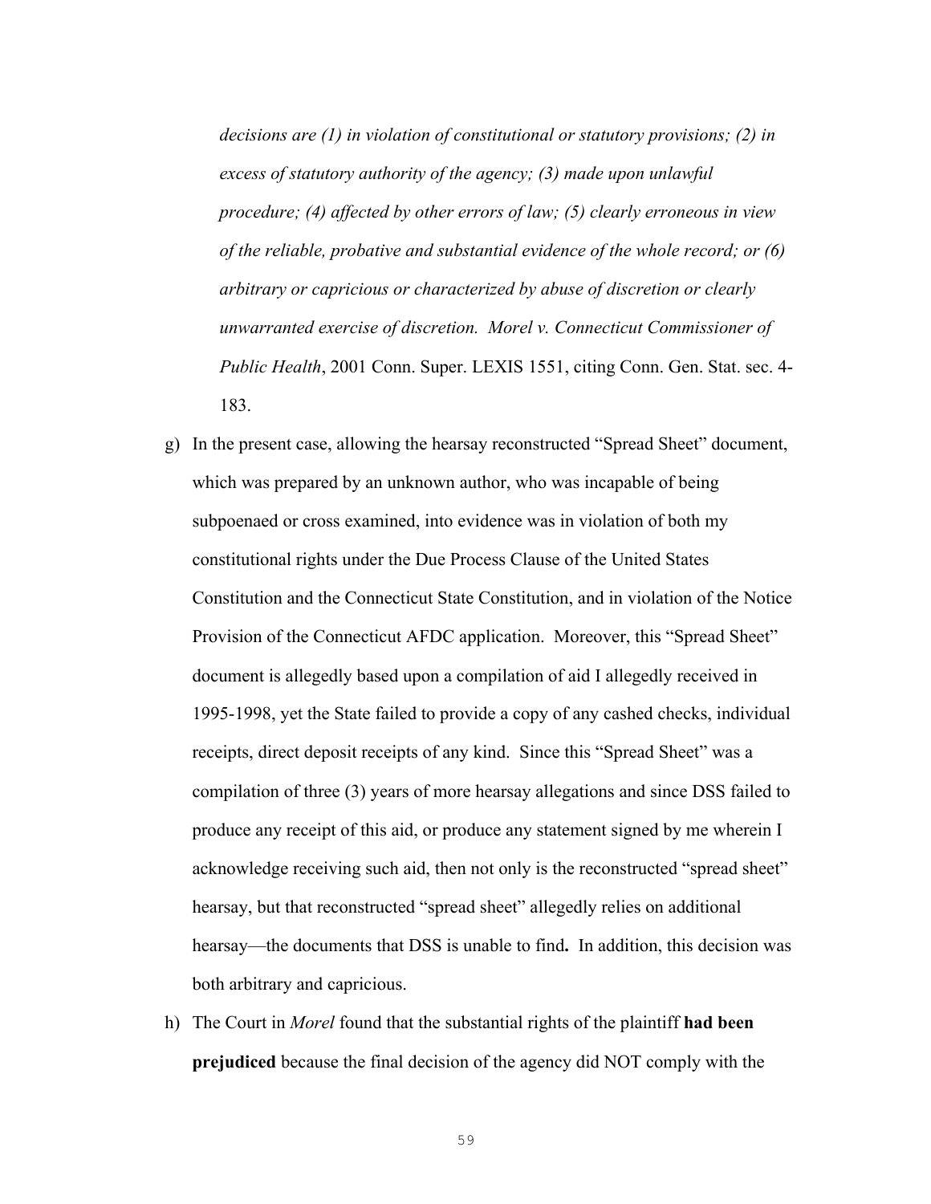*decisions are (1) in violation of constitutional or statutory provisions; (2) in excess of statutory authority of the agency; (3) made upon unlawful procedure; (4) affected by other errors of law; (5) clearly erroneous in view of the reliable, probative and substantial evidence of the whole record; or (6) arbitrary or capricious or characterized by abuse of discretion or clearly unwarranted exercise of discretion. Morel v. Connecticut Commissioner of Public Health*, 2001 Conn. Super. LEXIS 1551, citing Conn. Gen. Stat. sec. 4-183.

g) In the present case, allowing the hearsay reconstructed "Spread Sheet" document, which was prepared by an unknown author, who was incapable of being subpoenaed or cross examined, into evidence was in violation of both my constitutional rights under the Due Process Clause of the United States Constitution and the Connecticut State Constitution, and in violation of the Notice Provision of the Connecticut AFDC application. Moreover, this "Spread Sheet" document is allegedly based upon a compilation of aid I allegedly received in 1995-1998, yet the State failed to provide a copy of any cashed checks, individual receipts, direct deposit receipts of any kind. Since this "Spread Sheet" was a compilation of three (3) years of more hearsay allegations and since DSS failed to produce any receipt of this aid, or produce any statement signed by me wherein I acknowledge receiving such aid, then not only is the reconstructed "spread sheet" hearsay, but that reconstructed "spread sheet" allegedly relies on additional hearsay—the documents that DSS is unable to find**.** In addition, this decision was both arbitrary and capricious.

h) The Court in *Morel* found that the substantial rights of the plaintiff **had been prejudiced** because the final decision of the agency did NOT comply with the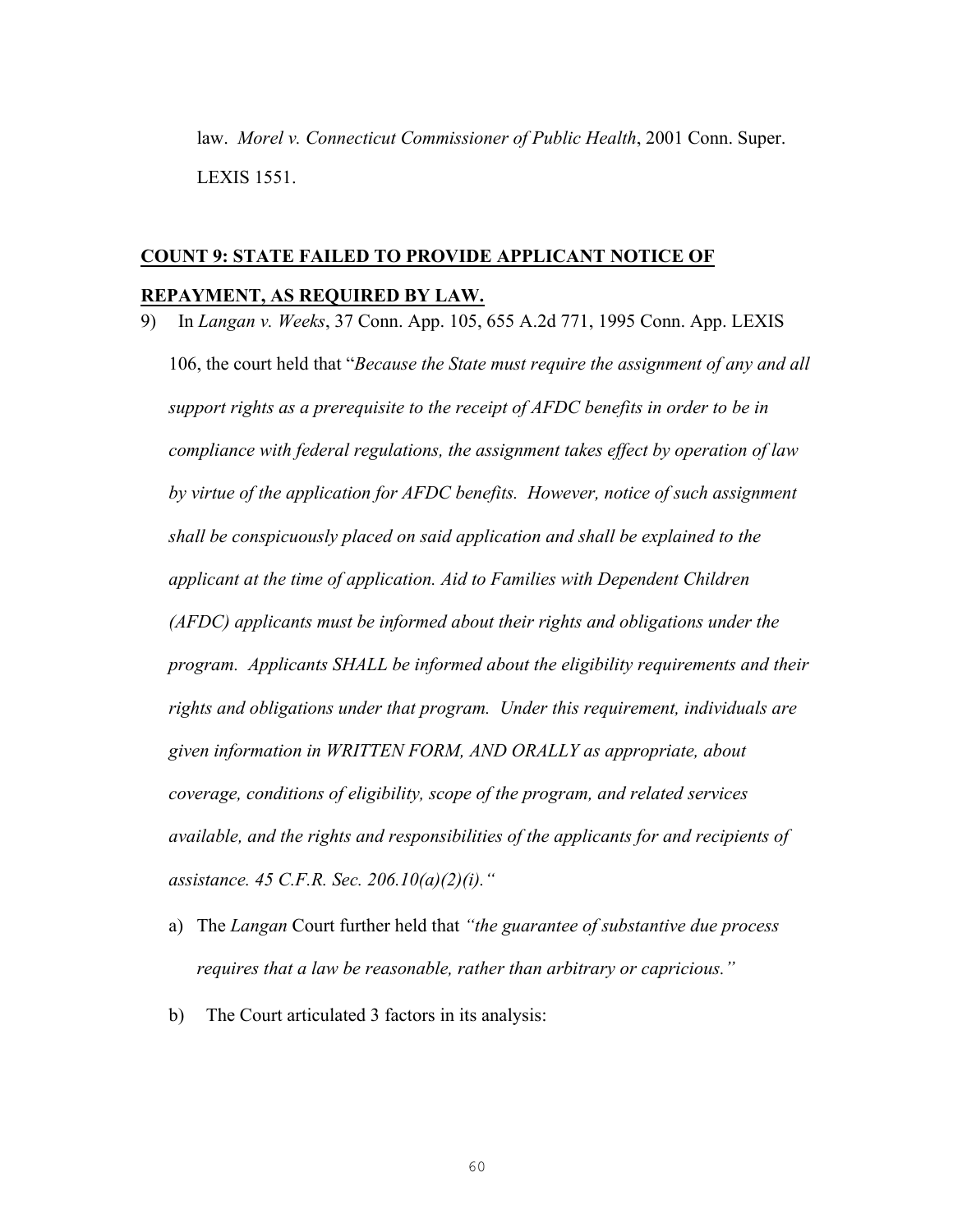law. *Morel v. Connecticut Commissioner of Public Health*, 2001 Conn. Super. LEXIS 1551.

**COUNT 9: STATE FAILED TO PROVIDE APPLICANT NOTICE OF REPAYMENT, AS REQUIRED BY LAW.**

9) In *Langan v. Weeks*, 37 Conn. App. 105, 655 A.2d 771, 1995 Conn. App. LEXIS 106, the court held that "*Because the State must require the assignment of any and all support rights as a prerequisite to the receipt of AFDC benefits in order to be in compliance with federal regulations, the assignment takes effect by operation of law by virtue of the application for AFDC benefits. However, notice of such assignment shall be conspicuously placed on said application and shall be explained to the applicant at the time of application. Aid to Families with Dependent Children (AFDC) applicants must be informed about their rights and obligations under the program. Applicants SHALL be informed about the eligibility requirements and their rights and obligations under that program. Under this requirement, individuals are given information in WRITTEN FORM, AND ORALLY as appropriate, about coverage, conditions of eligibility, scope of the program, and related services available, and the rights and responsibilities of the applicants for and recipients of assistance. 45 C.F.R. Sec. 206.10(a)(2)(i).*"

a) The *Langan* Court further held that *"the guarantee of substantive due process requires that a law be reasonable, rather than arbitrary or capricious."*

b) The Court articulated 3 factors in its analysis: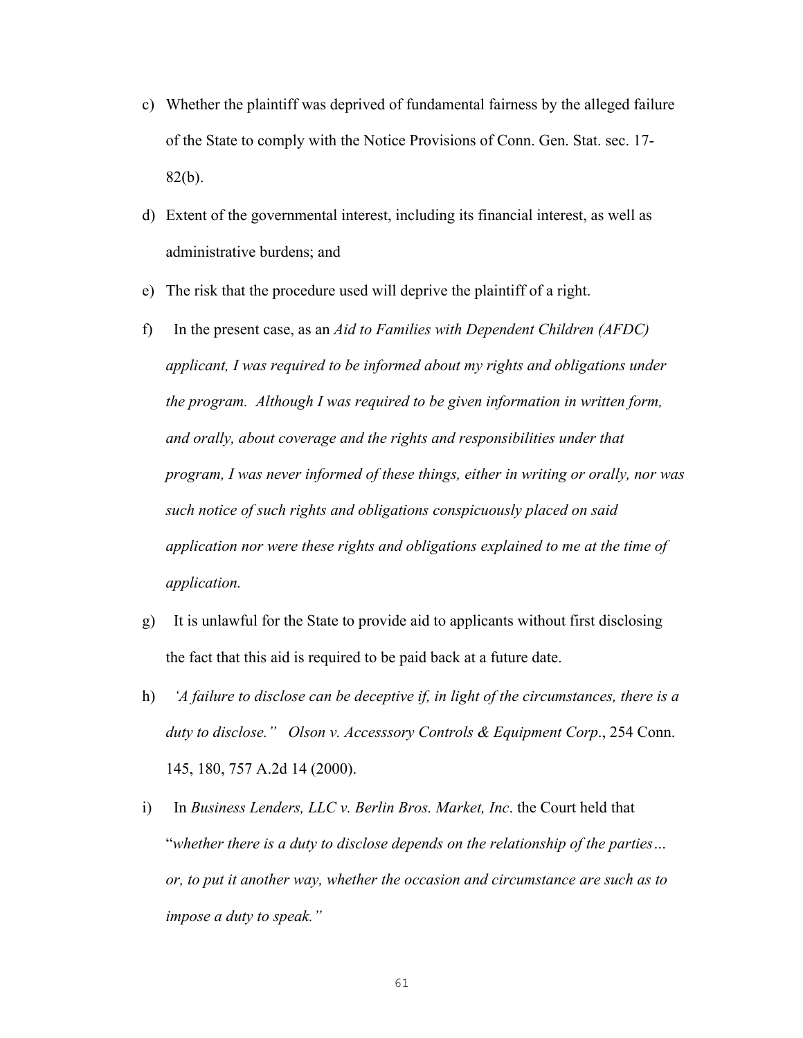c) Whether the plaintiff was deprived of fundamental fairness by the alleged failure of the State to comply with the Notice Provisions of Conn. Gen. Stat. sec. 17-82(b).

d) Extent of the governmental interest, including its financial interest, as well as administrative burdens; and

e) The risk that the procedure used will deprive the plaintiff of a right.

f) In the present case, as an *Aid to Families with Dependent Children (AFDC) applicant, I was required to be informed about my rights and obligations under the program. Although I was required to be given information in written form, and orally, about coverage and the rights and responsibilities under that program, I was never informed of these things, either in writing or orally, nor was such notice of such rights and obligations conspicuously placed on said application nor were these rights and obligations explained to me at the time of application.*

g) It is unlawful for the State to provide aid to applicants without first disclosing the fact that this aid is required to be paid back at a future date.

h) *'A failure to disclose can be deceptive if, in light of the circumstances, there is a duty to disclose." Olson v. Accesssory Controls & Equipment Corp*., 254 Conn. 145, 180, 757 A.2d 14 (2000).

i) In *Business Lenders, LLC v. Berlin Bros. Market, Inc*. the Court held that "*whether there is a duty to disclose depends on the relationship of the parties… or, to put it another way, whether the occasion and circumstance are such as to impose a duty to speak."*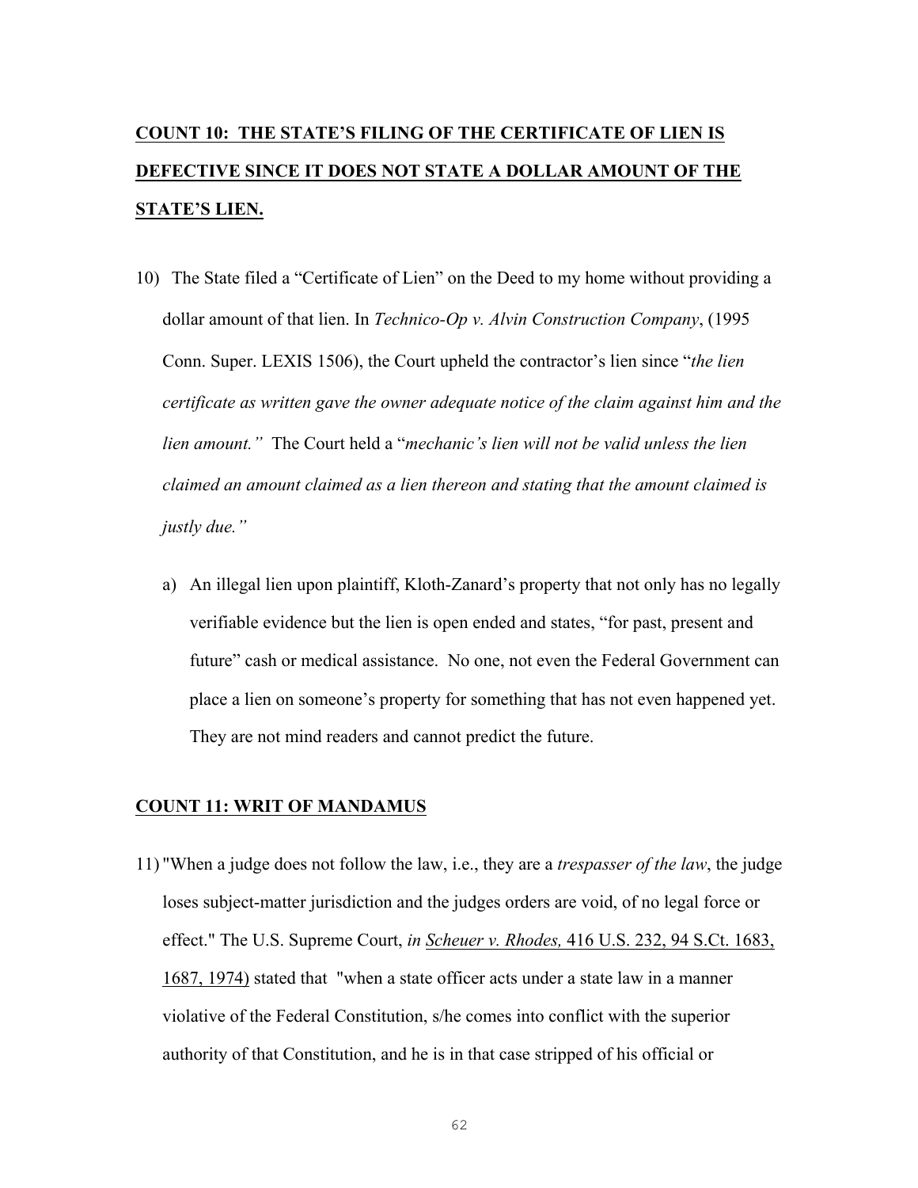**<u>COUNT 10: THE STATE'S FILING OF THE CERTIFICATE OF LIEN IS DEFECTIVE SINCE IT DOES NOT STATE A DOLLAR AMOUNT OF THE STATE'S LIEN.</u>**

10) The State filed a "Certificate of Lien" on the Deed to my home without providing a dollar amount of that lien. In *Technico-Op v. Alvin Construction Company*, (1995 Conn. Super. LEXIS 1506), the Court upheld the contractor's lien since "*the lien certificate as written gave the owner adequate notice of the claim against him and the lien amount."* The Court held a "*mechanic's lien will not be valid unless the lien claimed an amount claimed as a lien thereon and stating that the amount claimed is justly due."*

   a) An illegal lien upon plaintiff, Kloth-Zanard's property that not only has no legally verifiable evidence but the lien is open ended and states, "for past, present and future" cash or medical assistance. No one, not even the Federal Government can place a lien on someone's property for something that has not even happened yet. They are not mind readers and cannot predict the future.

**<u>COUNT 11: WRIT OF MANDAMUS</u>**

11) "When a judge does not follow the law, i.e., they are a *trespasser of the law*, the judge loses subject-matter jurisdiction and the judges orders are void, of no legal force or effect." The U.S. Supreme Court, *in <u>Scheuer v. Rhodes,</u>* <u>416 U.S. 232, 94 S.Ct. 1683, 1687, 1974)</u> stated that "when a state officer acts under a state law in a manner violative of the Federal Constitution, s/he comes into conflict with the superior authority of that Constitution, and he is in that case stripped of his official or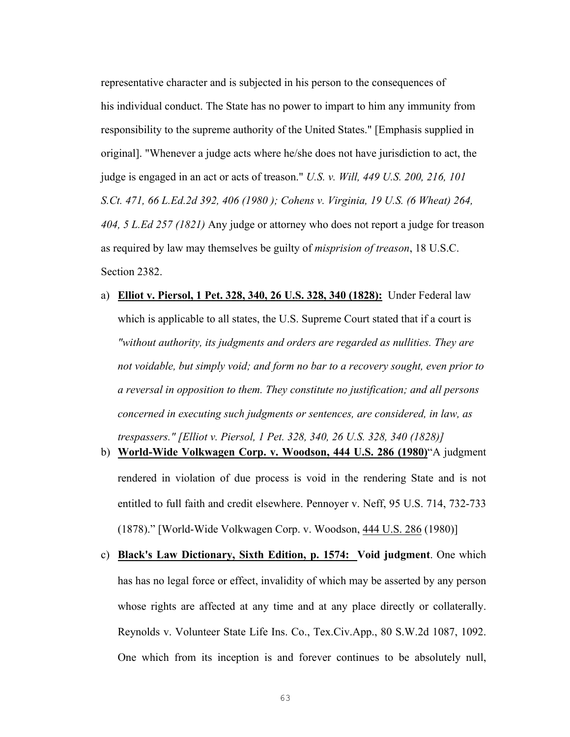representative character and is subjected in his person to the consequences of his individual conduct. The State has no power to impart to him any immunity from responsibility to the supreme authority of the United States." [Emphasis supplied in original]. "Whenever a judge acts where he/she does not have jurisdiction to act, the judge is engaged in an act or acts of treason." *U.S. v. Will, 449 U.S. 200, 216, 101 S.Ct. 471, 66 L.Ed.2d 392, 406 (1980 ); Cohens v. Virginia, 19 U.S. (6 Wheat) 264, 404, 5 L.Ed 257 (1821)* Any judge or attorney who does not report a judge for treason as required by law may themselves be guilty of *misprision of treason*, 18 U.S.C. Section 2382.

a) **<u>Elliot v. Piersol, 1 Pet. 328, 340, 26 U.S. 328, 340 (1828):</u>** Under Federal law which is applicable to all states, the U.S. Supreme Court stated that if a court is *"without authority, its judgments and orders are regarded as nullities. They are not voidable, but simply void; and form no bar to a recovery sought, even prior to a reversal in opposition to them. They constitute no justification; and all persons concerned in executing such judgments or sentences, are considered, in law, as trespassers." [Elliot v. Piersol, 1 Pet. 328, 340, 26 U.S. 328, 340 (1828)]*

b) **<u>World-Wide Volkwagen Corp. v. Woodson, 444 U.S. 286 (1980)</u>**"A judgment rendered in violation of due process is void in the rendering State and is not entitled to full faith and credit elsewhere. Pennoyer v. Neff, 95 U.S. 714, 732-733 (1878)." [World-Wide Volkwagen Corp. v. Woodson, <u>444 U.S. 286</u> (1980)]

c) **<u>Black's Law Dictionary, Sixth Edition, p. 1574: Void judgment</u>**. One which has has no legal force or effect, invalidity of which may be asserted by any person whose rights are affected at any time and at any place directly or collaterally. Reynolds v. Volunteer State Life Ins. Co., Tex.Civ.App., 80 S.W.2d 1087, 1092. One which from its inception is and forever continues to be absolutely null,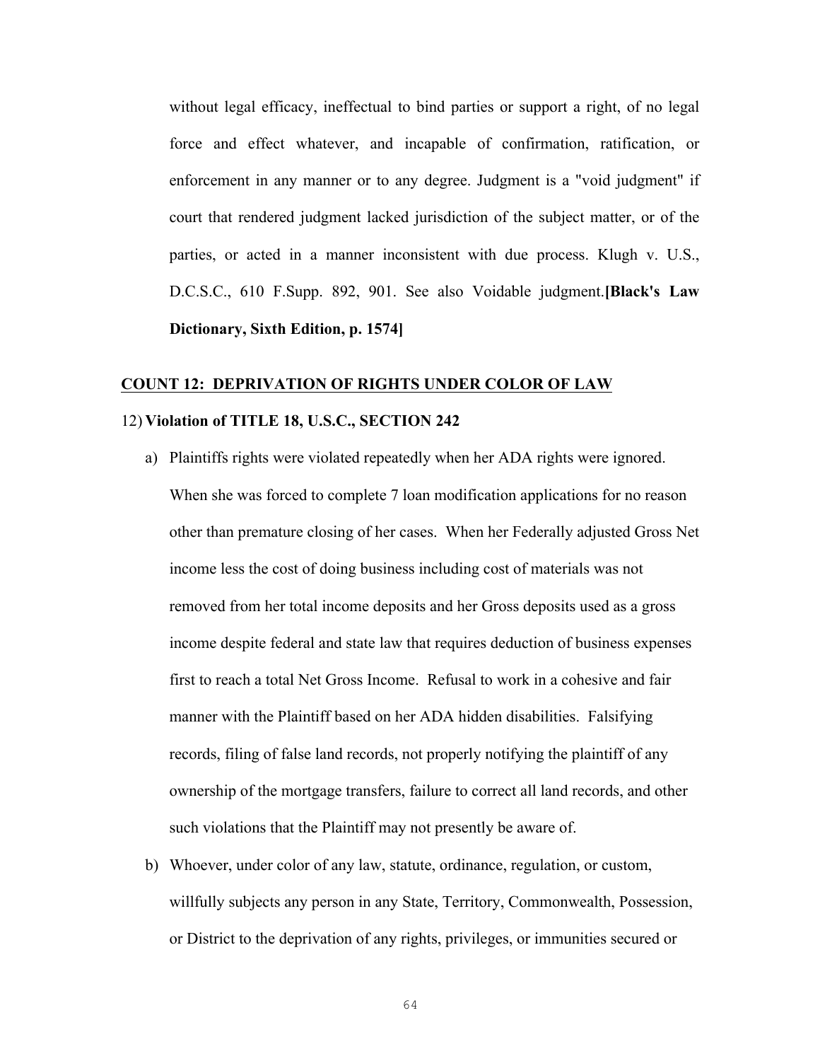without legal efficacy, ineffectual to bind parties or support a right, of no legal force and effect whatever, and incapable of confirmation, ratification, or enforcement in any manner or to any degree. Judgment is a "void judgment" if court that rendered judgment lacked jurisdiction of the subject matter, or of the parties, or acted in a manner inconsistent with due process. Klugh v. U.S., D.C.S.C., 610 F.Supp. 892, 901. See also Voidable judgment.**[Black's Law Dictionary, Sixth Edition, p. 1574]**

**<u>COUNT 12: DEPRIVATION OF RIGHTS UNDER COLOR OF LAW</u>**

12) **Violation of TITLE 18, U.S.C., SECTION 242**

a) Plaintiffs rights were violated repeatedly when her ADA rights were ignored. When she was forced to complete 7 loan modification applications for no reason other than premature closing of her cases. When her Federally adjusted Gross Net income less the cost of doing business including cost of materials was not removed from her total income deposits and her Gross deposits used as a gross income despite federal and state law that requires deduction of business expenses first to reach a total Net Gross Income. Refusal to work in a cohesive and fair manner with the Plaintiff based on her ADA hidden disabilities. Falsifying records, filing of false land records, not properly notifying the plaintiff of any ownership of the mortgage transfers, failure to correct all land records, and other such violations that the Plaintiff may not presently be aware of.

b) Whoever, under color of any law, statute, ordinance, regulation, or custom, willfully subjects any person in any State, Territory, Commonwealth, Possession, or District to the deprivation of any rights, privileges, or immunities secured or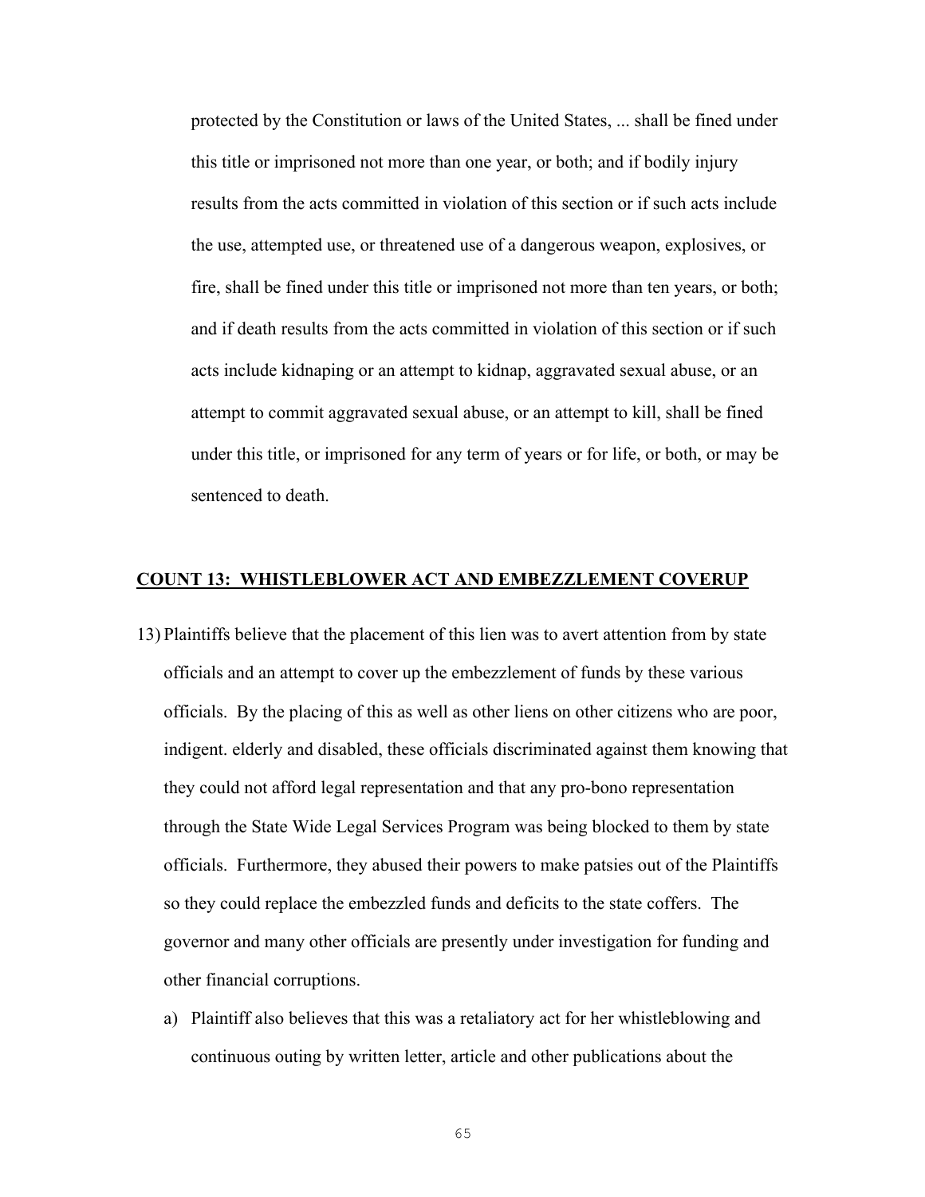protected by the Constitution or laws of the United States, ... shall be fined under this title or imprisoned not more than one year, or both; and if bodily injury results from the acts committed in violation of this section or if such acts include the use, attempted use, or threatened use of a dangerous weapon, explosives, or fire, shall be fined under this title or imprisoned not more than ten years, or both; and if death results from the acts committed in violation of this section or if such acts include kidnaping or an attempt to kidnap, aggravated sexual abuse, or an attempt to commit aggravated sexual abuse, or an attempt to kill, shall be fined under this title, or imprisoned for any term of years or for life, or both, or may be sentenced to death.

**COUNT 13: WHISTLEBLOWER ACT AND EMBEZZLEMENT COVERUP**

13) Plaintiffs believe that the placement of this lien was to avert attention from by state officials and an attempt to cover up the embezzlement of funds by these various officials. By the placing of this as well as other liens on other citizens who are poor, indigent. elderly and disabled, these officials discriminated against them knowing that they could not afford legal representation and that any pro-bono representation through the State Wide Legal Services Program was being blocked to them by state officials. Furthermore, they abused their powers to make patsies out of the Plaintiffs so they could replace the embezzled funds and deficits to the state coffers. The governor and many other officials are presently under investigation for funding and other financial corruptions.

   a) Plaintiff also believes that this was a retaliatory act for her whistleblowing and continuous outing by written letter, article and other publications about the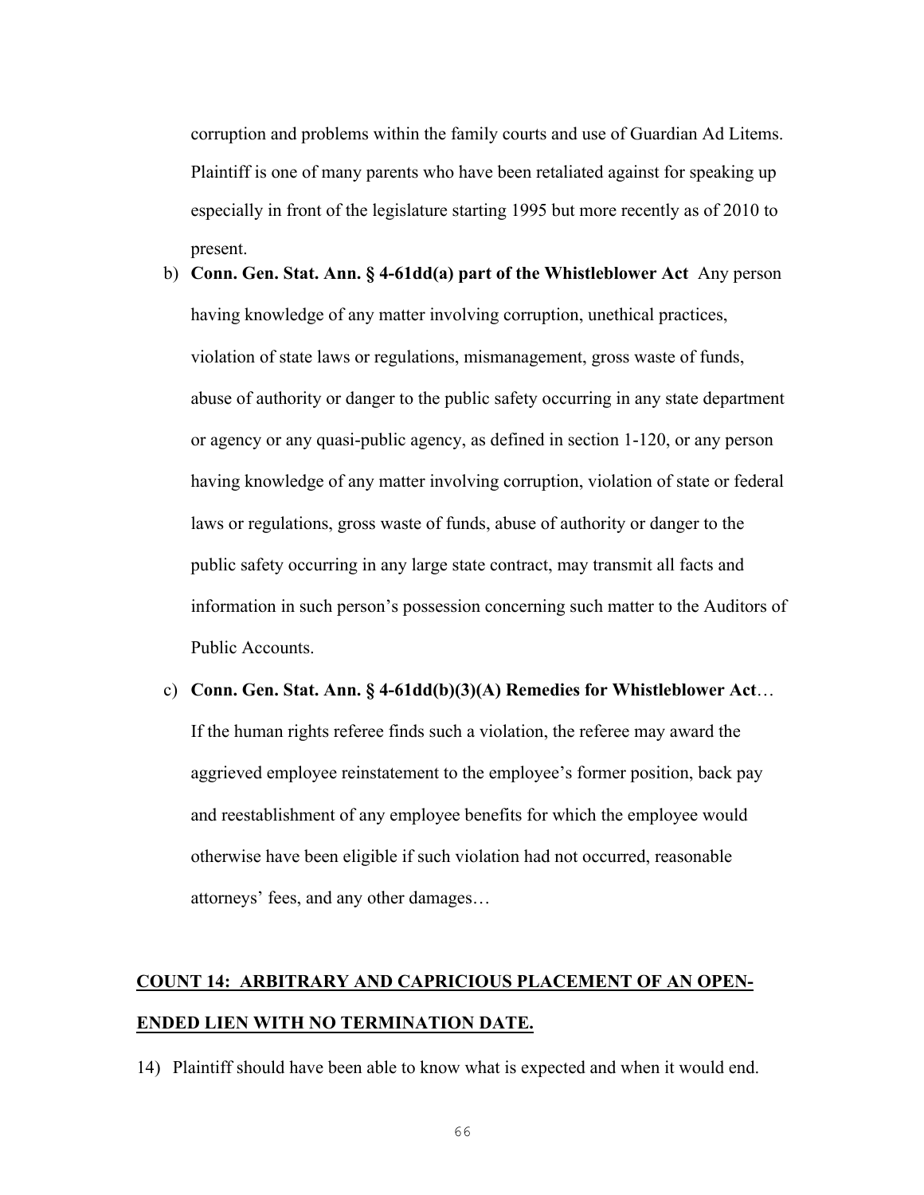corruption and problems within the family courts and use of Guardian Ad Litems. Plaintiff is one of many parents who have been retaliated against for speaking up especially in front of the legislature starting 1995 but more recently as of 2010 to present.

b) **Conn. Gen. Stat. Ann. § 4-61dd(a) part of the Whistleblower Act** Any person having knowledge of any matter involving corruption, unethical practices, violation of state laws or regulations, mismanagement, gross waste of funds, abuse of authority or danger to the public safety occurring in any state department or agency or any quasi-public agency, as defined in section 1-120, or any person having knowledge of any matter involving corruption, violation of state or federal laws or regulations, gross waste of funds, abuse of authority or danger to the public safety occurring in any large state contract, may transmit all facts and information in such person's possession concerning such matter to the Auditors of Public Accounts.

c) **Conn. Gen. Stat. Ann. § 4-61dd(b)(3)(A) Remedies for Whistleblower Act**… If the human rights referee finds such a violation, the referee may award the aggrieved employee reinstatement to the employee's former position, back pay and reestablishment of any employee benefits for which the employee would otherwise have been eligible if such violation had not occurred, reasonable attorneys' fees, and any other damages…

## **<u>COUNT 14: ARBITRARY AND CAPRICIOUS PLACEMENT OF AN OPEN-ENDED LIEN WITH NO TERMINATION DATE.</u>**

14) Plaintiff should have been able to know what is expected and when it would end.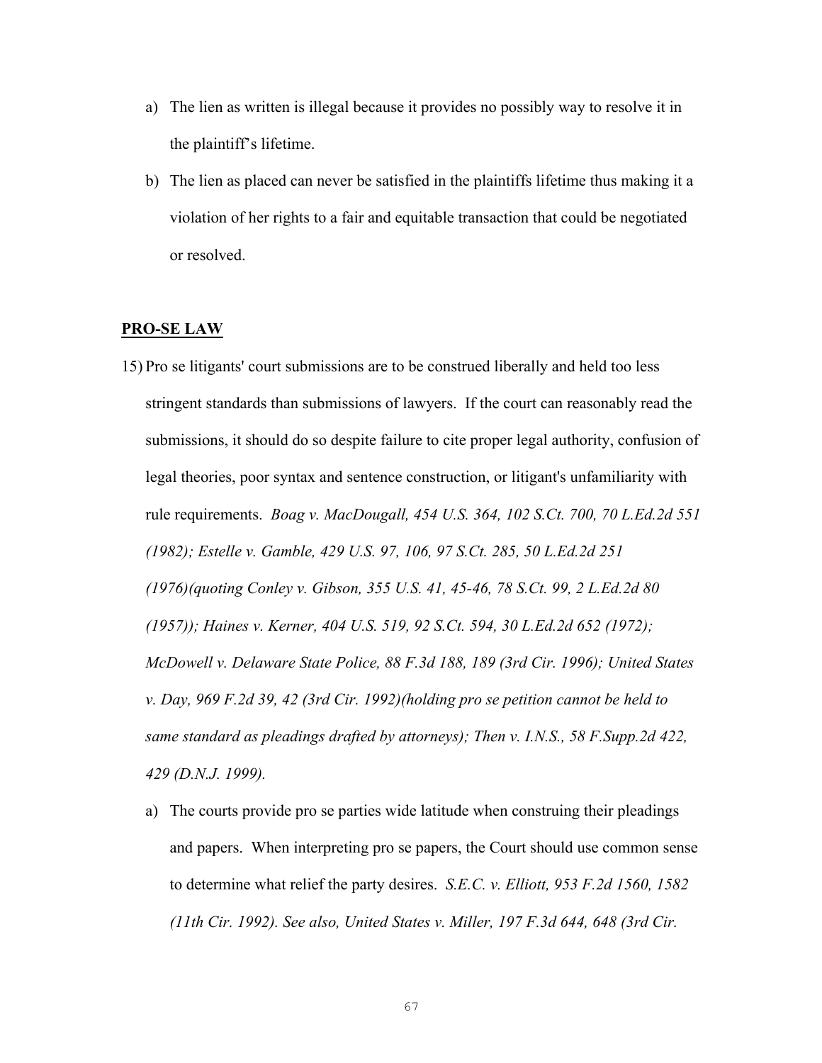a) The lien as written is illegal because it provides no possibly way to resolve it in the plaintiff's lifetime.

b) The lien as placed can never be satisfied in the plaintiffs lifetime thus making it a violation of her rights to a fair and equitable transaction that could be negotiated or resolved.

## PRO-SE LAW

15) Pro se litigants' court submissions are to be construed liberally and held too less stringent standards than submissions of lawyers. If the court can reasonably read the submissions, it should do so despite failure to cite proper legal authority, confusion of legal theories, poor syntax and sentence construction, or litigant's unfamiliarity with rule requirements. *Boag v. MacDougall, 454 U.S. 364, 102 S.Ct. 700, 70 L.Ed.2d 551 (1982); Estelle v. Gamble, 429 U.S. 97, 106, 97 S.Ct. 285, 50 L.Ed.2d 251 (1976)(quoting Conley v. Gibson, 355 U.S. 41, 45-46, 78 S.Ct. 99, 2 L.Ed.2d 80 (1957)); Haines v. Kerner, 404 U.S. 519, 92 S.Ct. 594, 30 L.Ed.2d 652 (1972); McDowell v. Delaware State Police, 88 F.3d 188, 189 (3rd Cir. 1996); United States v. Day, 969 F.2d 39, 42 (3rd Cir. 1992)(holding pro se petition cannot be held to same standard as pleadings drafted by attorneys); Then v. I.N.S., 58 F.Supp.2d 422, 429 (D.N.J. 1999).*

a) The courts provide pro se parties wide latitude when construing their pleadings and papers. When interpreting pro se papers, the Court should use common sense to determine what relief the party desires. *S.E.C. v. Elliott, 953 F.2d 1560, 1582 (11th Cir. 1992). See also, United States v. Miller, 197 F.3d 644, 648 (3rd Cir.*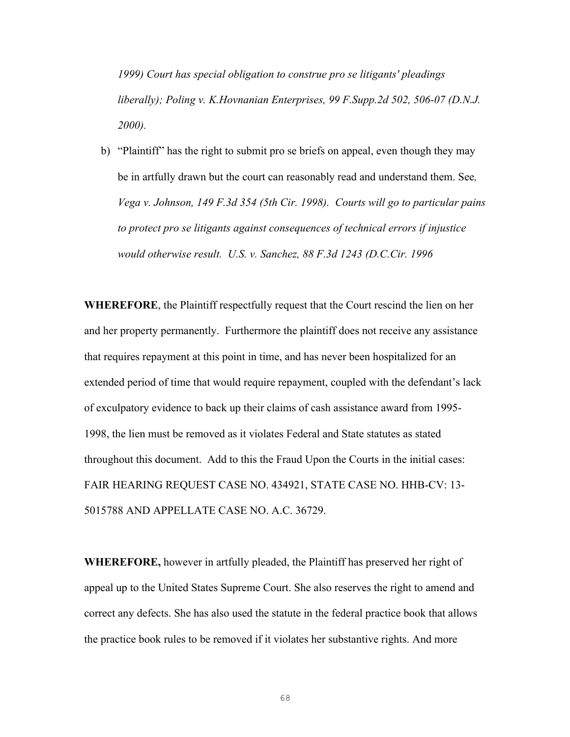*1999) Court has special obligation to construe pro se litigants' pleadings liberally); Poling v. K.Hovnanian Enterprises, 99 F.Supp.2d 502, 506-07 (D.N.J. 2000).*

b) "Plaintiff" has the right to submit pro se briefs on appeal, even though they may be in artfully drawn but the court can reasonably read and understand them. See*, Vega v. Johnson, 149 F.3d 354 (5th Cir. 1998). Courts will go to particular pains to protect pro se litigants against consequences of technical errors if injustice would otherwise result. U.S. v. Sanchez, 88 F.3d 1243 (D.C.Cir. 1996*

**WHEREFORE**, the Plaintiff respectfully request that the Court rescind the lien on her and her property permanently. Furthermore the plaintiff does not receive any assistance that requires repayment at this point in time, and has never been hospitalized for an extended period of time that would require repayment, coupled with the defendant's lack of exculpatory evidence to back up their claims of cash assistance award from 1995-1998, the lien must be removed as it violates Federal and State statutes as stated throughout this document. Add to this the Fraud Upon the Courts in the initial cases: FAIR HEARING REQUEST CASE NO. 434921, STATE CASE NO. HHB-CV: 13-5015788 AND APPELLATE CASE NO. A.C. 36729.

**WHEREFORE,** however in artfully pleaded, the Plaintiff has preserved her right of appeal up to the United States Supreme Court. She also reserves the right to amend and correct any defects. She has also used the statute in the federal practice book that allows the practice book rules to be removed if it violates her substantive rights. And more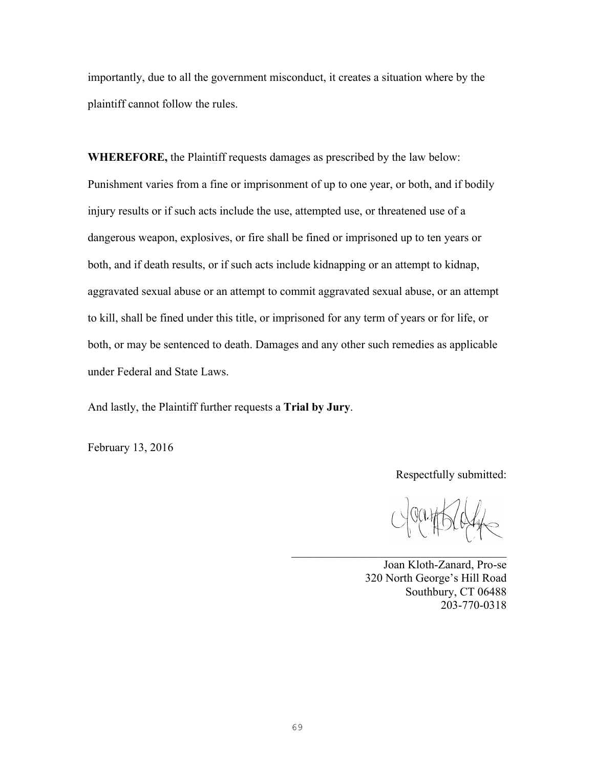importantly, due to all the government misconduct, it creates a situation where by the plaintiff cannot follow the rules.

**WHEREFORE,** the Plaintiff requests damages as prescribed by the law below: Punishment varies from a fine or imprisonment of up to one year, or both, and if bodily injury results or if such acts include the use, attempted use, or threatened use of a dangerous weapon, explosives, or fire shall be fined or imprisoned up to ten years or both, and if death results, or if such acts include kidnapping or an attempt to kidnap, aggravated sexual abuse or an attempt to commit aggravated sexual abuse, or an attempt to kill, shall be fined under this title, or imprisoned for any term of years or for life, or both, or may be sentenced to death. Damages and any other such remedies as applicable under Federal and State Laws.

And lastly, the Plaintiff further requests a **Trial by Jury**.

February 13, 2016

Respectfully submitted:

\_\_\_\_\_\_\_\_\_\_\_\_\_\_\_\_\_\_\_\_\_\_\_\_\_\_\_\_\_\_\_\_\_\_\_\_

Joan Kloth-Zanard, Pro-se
320 North George's Hill Road
Southbury, CT 06488
203-770-0318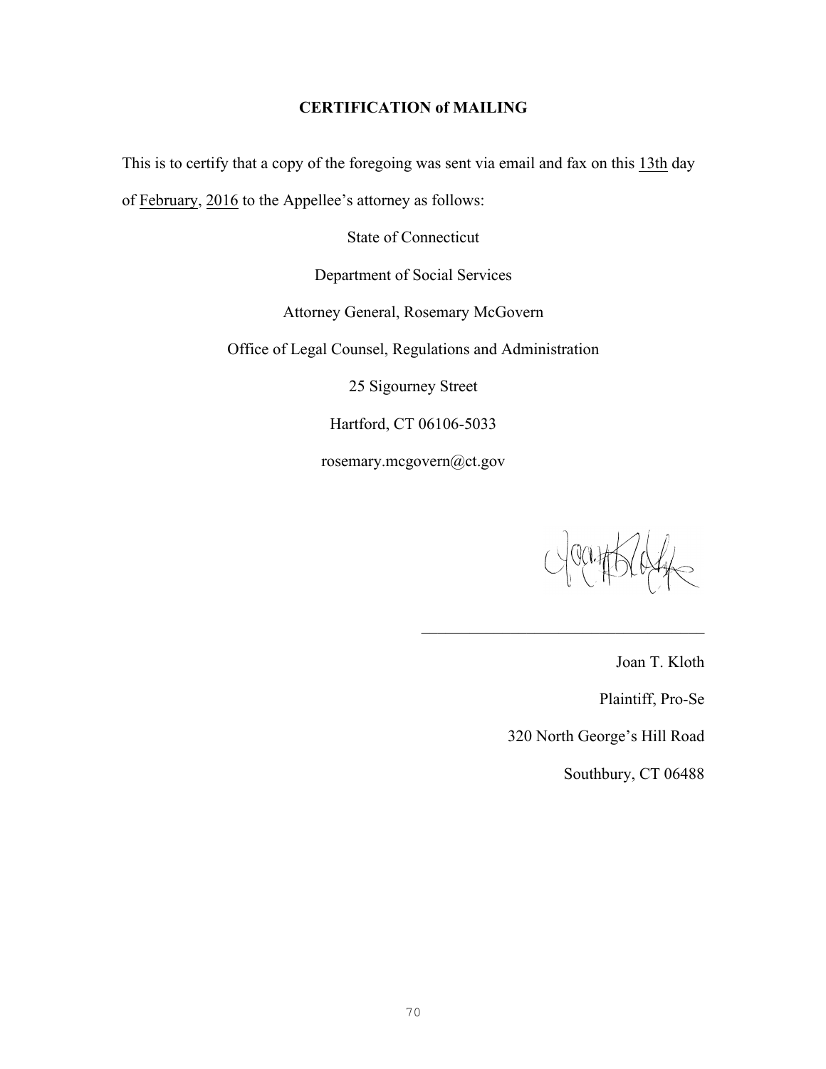**CERTIFICATION of MAILING**

This is to certify that a copy of the foregoing was sent via email and fax on this 13th day of February, 2016 to the Appellee's attorney as follows:

State of Connecticut

Department of Social Services

Attorney General, Rosemary McGovern

Office of Legal Counsel, Regulations and Administration

25 Sigourney Street

Hartford, CT 06106-5033

rosemary.mcgovern@ct.gov

\_\_\_\_\_\_\_\_\_\_\_\_\_\_\_\_\_\_\_\_\_\_\_\_\_\_\_\_\_\_\_\_\_\_\_

Joan T. Kloth

Plaintiff, Pro-Se

320 North George's Hill Road

Southbury, CT 06488